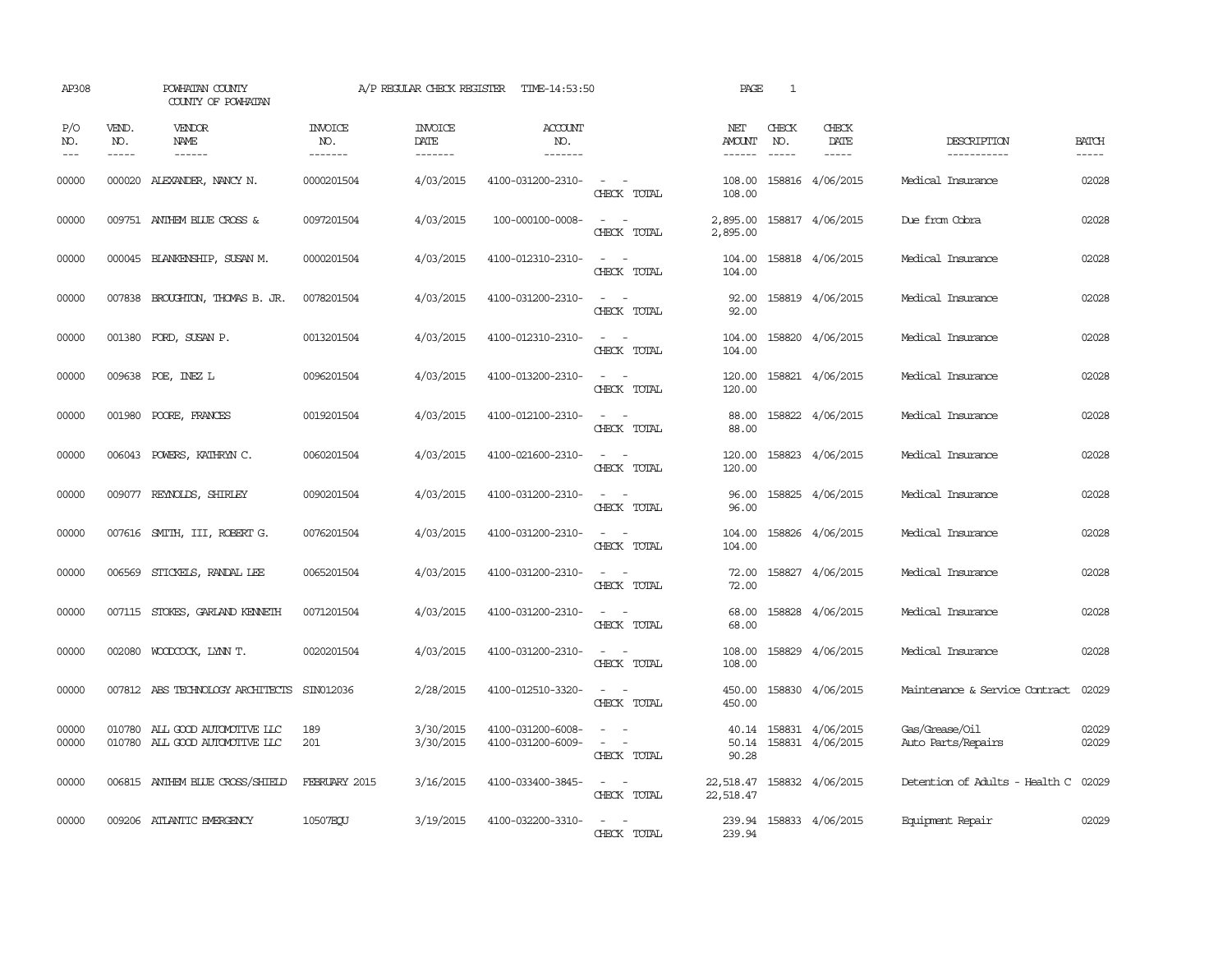AP308 POWHATAN COUNTY COUNTY OF POWHATAN A/P REGULAR CHECK REGISTER TIME-14:53:50

| P/O NO. | VEND. NO. | VENDOR NAME | INVOICE NO. | INVOICE DATE | ACCOUNT NO. | | NET AMOUNT | CHECK NO. | CHECK DATE | DESCRIPTION | BATCH |
|---|---|---|---|---|---|---|---|---|---|---|---|
| 00000 | 000020 | ALEXANDER, NANCY N. | 0000201504 | 4/03/2015 | 4100-031200-2310- | - - | 108.00 | 158816 | 4/06/2015 | Medical Insurance | 02028 |
| | | | | | | CHECK TOTAL | 108.00 | | | | |
| 00000 | 009751 | ANTHEM BLUE CROSS & | 0097201504 | 4/03/2015 | 100-000100-0008- | - - | 2,895.00 | 158817 | 4/06/2015 | Due from Cobra | 02028 |
| | | | | | | CHECK TOTAL | 2,895.00 | | | | |
| 00000 | 000045 | BLANKENSHIP, SUSAN M. | 0000201504 | 4/03/2015 | 4100-012310-2310- | - - | 104.00 | 158818 | 4/06/2015 | Medical Insurance | 02028 |
| | | | | | | CHECK TOTAL | 104.00 | | | | |
| 00000 | 007838 | BROUGHTON, THOMAS B. JR. | 0078201504 | 4/03/2015 | 4100-031200-2310- | - - | 92.00 | 158819 | 4/06/2015 | Medical Insurance | 02028 |
| | | | | | | CHECK TOTAL | 92.00 | | | | |
| 00000 | 001380 | FORD, SUSAN P. | 0013201504 | 4/03/2015 | 4100-012310-2310- | - - | 104.00 | 158820 | 4/06/2015 | Medical Insurance | 02028 |
| | | | | | | CHECK TOTAL | 104.00 | | | | |
| 00000 | 009638 | POE, INEZ L | 0096201504 | 4/03/2015 | 4100-013200-2310- | - - | 120.00 | 158821 | 4/06/2015 | Medical Insurance | 02028 |
| | | | | | | CHECK TOTAL | 120.00 | | | | |
| 00000 | 001980 | POORE, FRANCES | 0019201504 | 4/03/2015 | 4100-012100-2310- | - - | 88.00 | 158822 | 4/06/2015 | Medical Insurance | 02028 |
| | | | | | | CHECK TOTAL | 88.00 | | | | |
| 00000 | 006043 | POWERS, KATHRYN C. | 0060201504 | 4/03/2015 | 4100-021600-2310- | - - | 120.00 | 158823 | 4/06/2015 | Medical Insurance | 02028 |
| | | | | | | CHECK TOTAL | 120.00 | | | | |
| 00000 | 009077 | REYNOLDS, SHIRLEY | 0090201504 | 4/03/2015 | 4100-031200-2310- | - - | 96.00 | 158825 | 4/06/2015 | Medical Insurance | 02028 |
| | | | | | | CHECK TOTAL | 96.00 | | | | |
| 00000 | 007616 | SMITH, III, ROBERT G. | 0076201504 | 4/03/2015 | 4100-031200-2310- | - - | 104.00 | 158826 | 4/06/2015 | Medical Insurance | 02028 |
| | | | | | | CHECK TOTAL | 104.00 | | | | |
| 00000 | 006569 | STICKELS, RANDAL LEE | 0065201504 | 4/03/2015 | 4100-031200-2310- | - - | 72.00 | 158827 | 4/06/2015 | Medical Insurance | 02028 |
| | | | | | | CHECK TOTAL | 72.00 | | | | |
| 00000 | 007115 | STOKES, GARLAND KENNETH | 0071201504 | 4/03/2015 | 4100-031200-2310- | - - | 68.00 | 158828 | 4/06/2015 | Medical Insurance | 02028 |
| | | | | | | CHECK TOTAL | 68.00 | | | | |
| 00000 | 002080 | WOODCOCK, LYNN T. | 0020201504 | 4/03/2015 | 4100-031200-2310- | - - | 108.00 | 158829 | 4/06/2015 | Medical Insurance | 02028 |
| | | | | | | CHECK TOTAL | 108.00 | | | | |
| 00000 | 007812 | ABS TECHNOLOGY ARCHITECTS | SIN012036 | 2/28/2015 | 4100-012510-3320- | - - | 450.00 | 158830 | 4/06/2015 | Maintenance & Service Contract | 02029 |
| | | | | | | CHECK TOTAL | 450.00 | | | | |
| 00000 | 010780 | ALL GOOD AUTOMOTIVE LLC | 189 | 3/30/2015 | 4100-031200-6008- | - - | 40.14 | 158831 | 4/06/2015 | Gas/Grease/Oil | 02029 |
| 00000 | 010780 | ALL GOOD AUTOMOTIVE LLC | 201 | 3/30/2015 | 4100-031200-6009- | - - | 50.14 | 158831 | 4/06/2015 | Auto Parts/Repairs | 02029 |
| | | | | | | CHECK TOTAL | 90.28 | | | | |
| 00000 | 006815 | ANTHEM BLUE CROSS/SHIELD | FEBRUARY 2015 | 3/16/2015 | 4100-033400-3845- | - - | 22,518.47 | 158832 | 4/06/2015 | Detention of Adults - Health C | 02029 |
| | | | | | | CHECK TOTAL | 22,518.47 | | | | |
| 00000 | 009206 | ATLANTIC EMERGENCY | 10507EQU | 3/19/2015 | 4100-032200-3310- | - - | 239.94 | 158833 | 4/06/2015 | Equipment Repair | 02029 |
| | | | | | | CHECK TOTAL | 239.94 | | | | |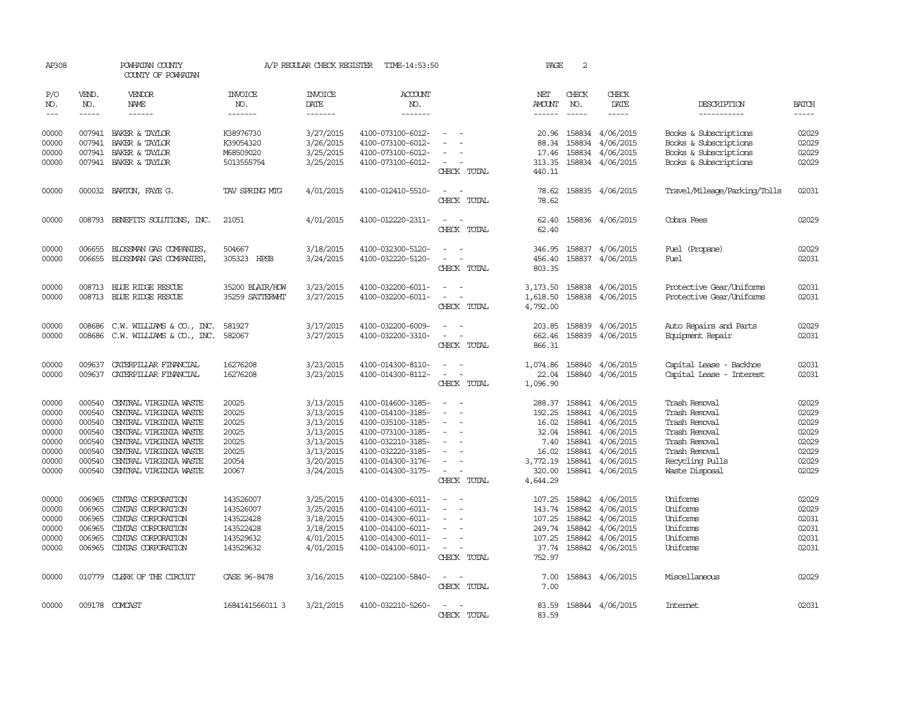AP308 POWHATAN COUNTY A/P REGULAR CHECK REGISTER TIME-14:53:50
COUNTY OF POWHATAN

| P/O NO. | VEND. NO. | VENDOR NAME | INVOICE NO. | INVOICE DATE | ACCOUNT NO. | | NET AMOUNT | CHECK NO. | CHECK DATE | DESCRIPTION | BATCH |
|---|---|---|---|---|---|---|---|---|---|---|---|
| 00000 | 007941 | BAKER & TAYLOR | K38976730 | 3/27/2015 | 4100-073100-6012- | - - | 20.96 | 158834 | 4/06/2015 | Books & Subscriptions | 02029 |
| 00000 | 007941 | BAKER & TAYLOR | K39054320 | 3/26/2015 | 4100-073100-6012- | - - | 88.34 | 158834 | 4/06/2015 | Books & Subscriptions | 02029 |
| 00000 | 007941 | BAKER & TAYLOR | M68509020 | 3/25/2015 | 4100-073100-6012- | - - | 17.46 | 158834 | 4/06/2015 | Books & Subscriptions | 02029 |
| 00000 | 007941 | BAKER & TAYLOR | 5013555754 | 3/25/2015 | 4100-073100-6012- | - - | 313.35 | 158834 | 4/06/2015 | Books & Subscriptions | 02029 |
| | | | | | | CHECK TOTAL | 440.11 | | | | |
| 00000 | 000032 | BARTON, FAYE G. | TAV SPRING MTG | 4/01/2015 | 4100-012410-5510- | - - | 78.62 | 158835 | 4/06/2015 | Travel/Mileage/Parking/Tolls | 02031 |
| | | | | | | CHECK TOTAL | 78.62 | | | | |
| 00000 | 008793 | BENEFITS SOLUTIONS, INC. | 21051 | 4/01/2015 | 4100-012220-2311- | - - | 62.40 | 158836 | 4/06/2015 | Cobra Fees | 02029 |
| | | | | | | CHECK TOTAL | 62.40 | | | | |
| 00000 | 006655 | BLOSSMAN GAS COMPANIES, | 504667 | 3/18/2015 | 4100-032300-5120- | - - | 346.95 | 158837 | 4/06/2015 | Fuel (Propane) | 02029 |
| 00000 | 006655 | BLOSSMAN GAS COMPANIES, | 305323 HPSB | 3/24/2015 | 4100-032220-5120- | - - | 456.40 | 158837 | 4/06/2015 | Fuel | 02031 |
| | | | | | | CHECK TOTAL | 803.35 | | | | |
| 00000 | 008713 | BLUE RIDGE RESCUE | 35200 BLAIR/HOW | 3/23/2015 | 4100-032200-6011- | - - | 3,173.50 | 158838 | 4/06/2015 | Protective Gear/Uniforms | 02031 |
| 00000 | 008713 | BLUE RIDGE RESCUE | 35259 SATTERWHT | 3/27/2015 | 4100-032200-6011- | - - | 1,618.50 | 158838 | 4/06/2015 | Protective Gear/Uniforms | 02031 |
| | | | | | | CHECK TOTAL | 4,792.00 | | | | |
| 00000 | 008686 | C.W. WILLIAMS & CO., INC. | 581927 | 3/17/2015 | 4100-032200-6009- | - - | 203.85 | 158839 | 4/06/2015 | Auto Repairs and Parts | 02029 |
| 00000 | 008686 | C.W. WILLIAMS & CO., INC. | 582067 | 3/27/2015 | 4100-032200-3310- | - - | 662.46 | 158839 | 4/06/2015 | Equipment Repair | 02031 |
| | | | | | | CHECK TOTAL | 866.31 | | | | |
| 00000 | 009637 | CATERPILLAR FINANCIAL | 16276208 | 3/23/2015 | 4100-014300-8110- | - - | 1,074.86 | 158840 | 4/06/2015 | Capital Lease - Backhoe | 02031 |
| 00000 | 009637 | CATERPILLAR FINANCIAL | 16276208 | 3/23/2015 | 4100-014300-8112- | - - | 22.04 | 158840 | 4/06/2015 | Capital Lease - Interest | 02031 |
| | | | | | | CHECK TOTAL | 1,096.90 | | | | |
| 00000 | 000540 | CENTRAL VIRGINIA WASTE | 20025 | 3/13/2015 | 4100-014600-3185- | - - | 288.37 | 158841 | 4/06/2015 | Trash Removal | 02029 |
| 00000 | 000540 | CENTRAL VIRGINIA WASTE | 20025 | 3/13/2015 | 4100-014100-3185- | - - | 192.25 | 158841 | 4/06/2015 | Trash Removal | 02029 |
| 00000 | 000540 | CENTRAL VIRGINIA WASTE | 20025 | 3/13/2015 | 4100-035100-3185- | - - | 16.02 | 158841 | 4/06/2015 | Trash Removal | 02029 |
| 00000 | 000540 | CENTRAL VIRGINIA WASTE | 20025 | 3/13/2015 | 4100-073100-3185- | - - | 32.04 | 158841 | 4/06/2015 | Trash Removal | 02029 |
| 00000 | 000540 | CENTRAL VIRGINIA WASTE | 20025 | 3/13/2015 | 4100-032210-3185- | - - | 7.40 | 158841 | 4/06/2015 | Trash Removal | 02029 |
| 00000 | 000540 | CENTRAL VIRGINIA WASTE | 20025 | 3/13/2015 | 4100-032220-3185- | - - | 16.02 | 158841 | 4/06/2015 | Trash Removal | 02029 |
| 00000 | 000540 | CENTRAL VIRGINIA WASTE | 20054 | 3/20/2015 | 4100-014300-3176- | - - | 3,772.19 | 158841 | 4/06/2015 | Recycling Pulls | 02029 |
| 00000 | 000540 | CENTRAL VIRGINIA WASTE | 20067 | 3/24/2015 | 4100-014300-3175- | - - | 320.00 | 158841 | 4/06/2015 | Waste Disposal | 02029 |
| | | | | | | CHECK TOTAL | 4,644.29 | | | | |
| 00000 | 006965 | CINTAS CORPORATION | 143526007 | 3/25/2015 | 4100-014300-6011- | - - | 107.25 | 158842 | 4/06/2015 | Uniforms | 02029 |
| 00000 | 006965 | CINTAS CORPORATION | 143526007 | 3/25/2015 | 4100-014100-6011- | - - | 143.74 | 158842 | 4/06/2015 | Uniforms | 02029 |
| 00000 | 006965 | CINTAS CORPORATION | 143522428 | 3/18/2015 | 4100-014300-6011- | - - | 107.25 | 158842 | 4/06/2015 | Uniforms | 02031 |
| 00000 | 006965 | CINTAS CORPORATION | 143522428 | 3/18/2015 | 4100-014100-6011- | - - | 249.74 | 158842 | 4/06/2015 | Uniforms | 02031 |
| 00000 | 006965 | CINTAS CORPORATION | 143529632 | 4/01/2015 | 4100-014300-6011- | - - | 107.25 | 158842 | 4/06/2015 | Uniforms | 02031 |
| 00000 | 006965 | CINTAS CORPORATION | 143529632 | 4/01/2015 | 4100-014100-6011- | - - | 37.74 | 158842 | 4/06/2015 | Uniforms | 02031 |
| | | | | | | CHECK TOTAL | 752.97 | | | | |
| 00000 | 010779 | CLERK OF THE CIRCUIT | CASE 96-8478 | 3/16/2015 | 4100-022100-5840- | - - | 7.00 | 158843 | 4/06/2015 | Miscellaneous | 02029 |
| | | | | | | CHECK TOTAL | 7.00 | | | | |
| 00000 | 009178 | COMCAST | 1684141566011 3 | 3/21/2015 | 4100-032210-5260- | - - | 83.59 | 158844 | 4/06/2015 | Internet | 02031 |
| | | | | | | CHECK TOTAL | 83.59 | | | | |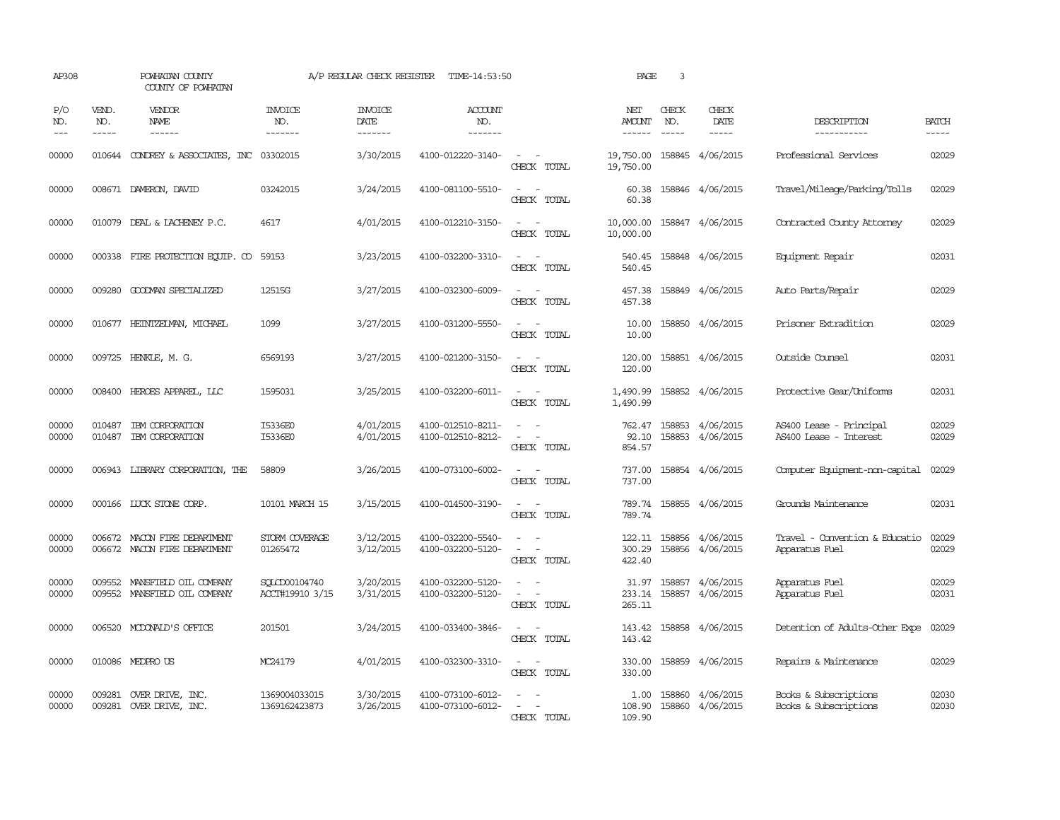AP308 POWHATAN COUNTY A/P REGULAR CHECK REGISTER TIME-14:53:50 PAGE 3

COUNTY OF POWHATAN

| P/O NO. | VEND. NO. | VENDOR NAME | INVOICE NO. | INVOICE DATE | ACCOUNT NO. | | NET AMOUNT | CHECK NO. | CHECK DATE | DESCRIPTION | BATCH |
|---|---|---|---|---|---|---|---|---|---|---|---|
| 00000 | 010644 | CONDREY & ASSOCIATES, INC | 03302015 | 3/30/2015 | 4100-012220-3140- | - - | 19,750.00 | 158845 | 4/06/2015 | Professional Services | 02029 |
| | | | | | | CHECK TOTAL | 19,750.00 | | | | |
| 00000 | 008671 | DAMERON, DAVID | 03242015 | 3/24/2015 | 4100-081100-5510- | - - | 60.38 | 158846 | 4/06/2015 | Travel/Mileage/Parking/Tolls | 02029 |
| | | | | | | CHECK TOTAL | 60.38 | | | | |
| 00000 | 010079 | DEAL & LACHENEY P.C. | 4617 | 4/01/2015 | 4100-012210-3150- | - - | 10,000.00 | 158847 | 4/06/2015 | Contracted County Attorney | 02029 |
| | | | | | | CHECK TOTAL | 10,000.00 | | | | |
| 00000 | 000338 | FIRE PROTECTION EQUIP. CO | 59153 | 3/23/2015 | 4100-032200-3310- | - - | 540.45 | 158848 | 4/06/2015 | Equipment Repair | 02031 |
| | | | | | | CHECK TOTAL | 540.45 | | | | |
| 00000 | 009280 | GOODMAN SPECIALIZED | 12515G | 3/27/2015 | 4100-032300-6009- | - - | 457.38 | 158849 | 4/06/2015 | Auto Parts/Repair | 02029 |
| | | | | | | CHECK TOTAL | 457.38 | | | | |
| 00000 | 010677 | HEINTZELMAN, MICHAEL | 1099 | 3/27/2015 | 4100-031200-5550- | - - | 10.00 | 158850 | 4/06/2015 | Prisoner Extradition | 02029 |
| | | | | | | CHECK TOTAL | 10.00 | | | | |
| 00000 | 009725 | HENKLE, M. G. | 6569193 | 3/27/2015 | 4100-021200-3150- | - - | 120.00 | 158851 | 4/06/2015 | Outside Counsel | 02031 |
| | | | | | | CHECK TOTAL | 120.00 | | | | |
| 00000 | 008400 | HEROES APPAREL, LLC | 1595031 | 3/25/2015 | 4100-032200-6011- | - - | 1,490.99 | 158852 | 4/06/2015 | Protective Gear/Uniforms | 02031 |
| | | | | | | CHECK TOTAL | 1,490.99 | | | | |
| 00000 | 010487 | IBM CORPORATION | I5336E0 | 4/01/2015 | 4100-012510-8211- | - - | 762.47 | 158853 | 4/06/2015 | AS400 Lease - Principal | 02029 |
| 00000 | 010487 | IBM CORPORATION | I5336E0 | 4/01/2015 | 4100-012510-8212- | - - | 92.10 | 158853 | 4/06/2015 | AS400 Lease - Interest | 02029 |
| | | | | | | CHECK TOTAL | 854.57 | | | | |
| 00000 | 006943 | LIBRARY CORPORATION, THE | 58809 | 3/26/2015 | 4100-073100-6002- | - - | 737.00 | 158854 | 4/06/2015 | Computer Equipment-non-capital | 02029 |
| | | | | | | CHECK TOTAL | 737.00 | | | | |
| 00000 | 000166 | LUCK STONE CORP. | 10101 MARCH 15 | 3/15/2015 | 4100-014500-3190- | - - | 789.74 | 158855 | 4/06/2015 | Grounds Maintenance | 02031 |
| | | | | | | CHECK TOTAL | 789.74 | | | | |
| 00000 | 006672 | MACON FIRE DEPARTMENT | STORM COVERAGE | 3/12/2015 | 4100-032200-5540- | - - | 122.11 | 158856 | 4/06/2015 | Travel - Convention & Educatio | 02029 |
| 00000 | 006672 | MACON FIRE DEPARTMENT | 01265472 | 3/12/2015 | 4100-032200-5120- | - - | 300.29 | 158856 | 4/06/2015 | Apparatus Fuel | 02029 |
| | | | | | | CHECK TOTAL | 422.40 | | | | |
| 00000 | 009552 | MANSFIELD OIL COMPANY | SQLCD00104740 | 3/20/2015 | 4100-032200-5120- | - - | 31.97 | 158857 | 4/06/2015 | Apparatus Fuel | 02029 |
| 00000 | 009552 | MANSFIELD OIL COMPANY | ACCT#19910 3/15 | 3/31/2015 | 4100-032200-5120- | - - | 233.14 | 158857 | 4/06/2015 | Apparatus Fuel | 02031 |
| | | | | | | CHECK TOTAL | 265.11 | | | | |
| 00000 | 006520 | MCDONALD'S OFFICE | 201501 | 3/24/2015 | 4100-033400-3846- | - - | 143.42 | 158858 | 4/06/2015 | Detention of Adults-Other Expe | 02029 |
| | | | | | | CHECK TOTAL | 143.42 | | | | |
| 00000 | 010086 | MEDPRO US | MC24179 | 4/01/2015 | 4100-032300-3310- | - - | 330.00 | 158859 | 4/06/2015 | Repairs & Maintenance | 02029 |
| | | | | | | CHECK TOTAL | 330.00 | | | | |
| 00000 | 009281 | OVER DRIVE, INC. | 1369004033015 | 3/30/2015 | 4100-073100-6012- | - - | 1.00 | 158860 | 4/06/2015 | Books & Subscriptions | 02030 |
| 00000 | 009281 | OVER DRIVE, INC. | 1369162423873 | 3/26/2015 | 4100-073100-6012- | - - | 108.90 | 158860 | 4/06/2015 | Books & Subscriptions | 02030 |
| | | | | | | CHECK TOTAL | 109.90 | | | | |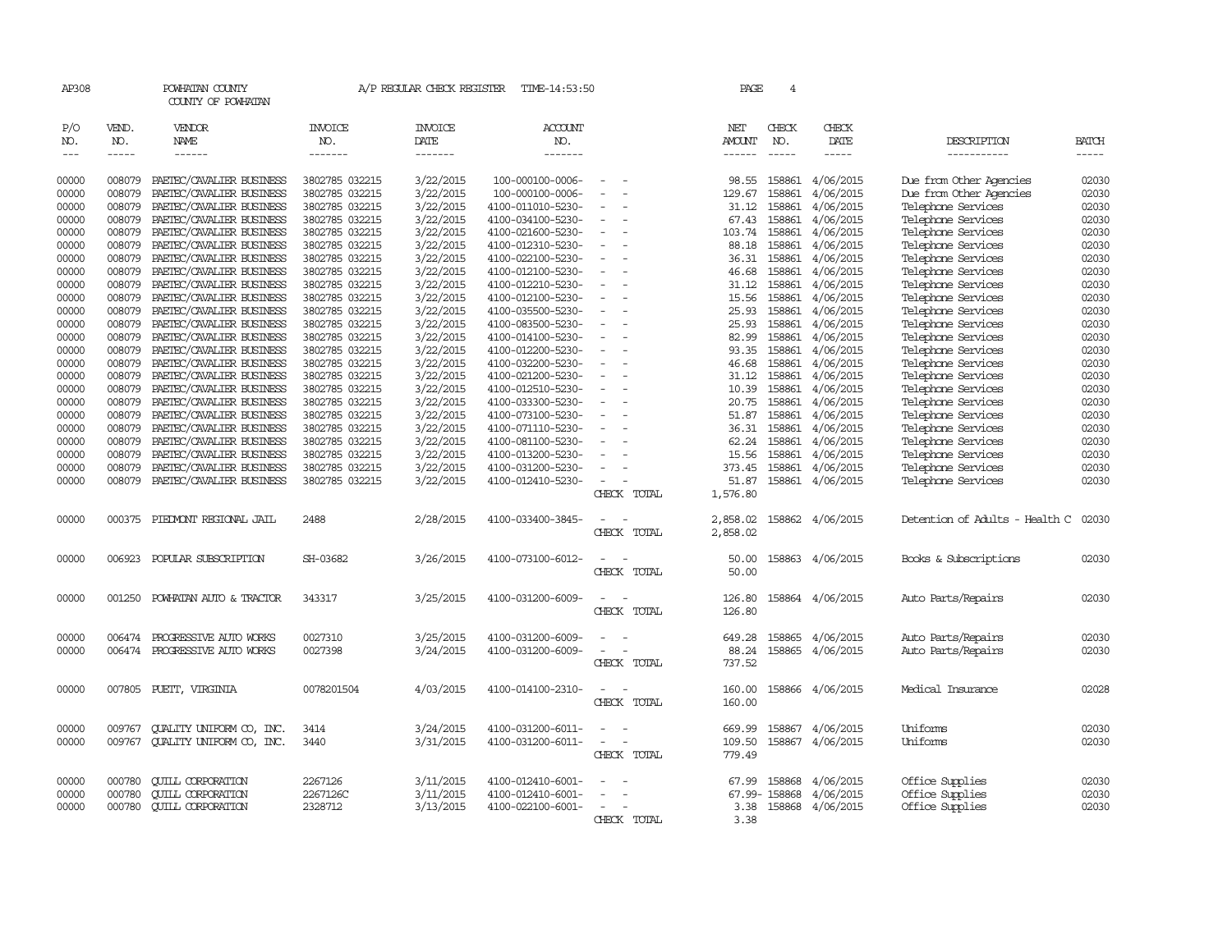AP308 POWHATAN COUNTY A/P REGULAR CHECK REGISTER TIME-14:53:50 PAGE 4

COUNTY OF POWHATAN

| P/O NO. | VEND. NO. | VENDOR NAME | INVOICE NO. | INVOICE DATE | ACCOUNT NO. | | NET AMOUNT | CHECK NO. | CHECK DATE | DESCRIPTION | BATCH |
|---|---|---|---|---|---|---|---|---|---|---|---|
| 00000 | 008079 | PAETEC/CAVALIER BUSINESS | 3802785 032215 | 3/22/2015 | 100-000100-0006- | - - | 98.55 | 158861 | 4/06/2015 | Due from Other Agencies | 02030 |
| 00000 | 008079 | PAETEC/CAVALIER BUSINESS | 3802785 032215 | 3/22/2015 | 100-000100-0006- | - - | 129.67 | 158861 | 4/06/2015 | Due from Other Agencies | 02030 |
| 00000 | 008079 | PAETEC/CAVALIER BUSINESS | 3802785 032215 | 3/22/2015 | 4100-011010-5230- | - - | 31.12 | 158861 | 4/06/2015 | Telephone Services | 02030 |
| 00000 | 008079 | PAETEC/CAVALIER BUSINESS | 3802785 032215 | 3/22/2015 | 4100-034100-5230- | - - | 67.43 | 158861 | 4/06/2015 | Telephone Services | 02030 |
| 00000 | 008079 | PAETEC/CAVALIER BUSINESS | 3802785 032215 | 3/22/2015 | 4100-021600-5230- | - - | 103.74 | 158861 | 4/06/2015 | Telephone Services | 02030 |
| 00000 | 008079 | PAETEC/CAVALIER BUSINESS | 3802785 032215 | 3/22/2015 | 4100-012310-5230- | - - | 88.18 | 158861 | 4/06/2015 | Telephone Services | 02030 |
| 00000 | 008079 | PAETEC/CAVALIER BUSINESS | 3802785 032215 | 3/22/2015 | 4100-022100-5230- | - - | 36.31 | 158861 | 4/06/2015 | Telephone Services | 02030 |
| 00000 | 008079 | PAETEC/CAVALIER BUSINESS | 3802785 032215 | 3/22/2015 | 4100-012100-5230- | - - | 46.68 | 158861 | 4/06/2015 | Telephone Services | 02030 |
| 00000 | 008079 | PAETEC/CAVALIER BUSINESS | 3802785 032215 | 3/22/2015 | 4100-012210-5230- | - - | 31.12 | 158861 | 4/06/2015 | Telephone Services | 02030 |
| 00000 | 008079 | PAETEC/CAVALIER BUSINESS | 3802785 032215 | 3/22/2015 | 4100-012100-5230- | - - | 15.56 | 158861 | 4/06/2015 | Telephone Services | 02030 |
| 00000 | 008079 | PAETEC/CAVALIER BUSINESS | 3802785 032215 | 3/22/2015 | 4100-035500-5230- | - - | 25.93 | 158861 | 4/06/2015 | Telephone Services | 02030 |
| 00000 | 008079 | PAETEC/CAVALIER BUSINESS | 3802785 032215 | 3/22/2015 | 4100-083500-5230- | - - | 25.93 | 158861 | 4/06/2015 | Telephone Services | 02030 |
| 00000 | 008079 | PAETEC/CAVALIER BUSINESS | 3802785 032215 | 3/22/2015 | 4100-014100-5230- | - - | 82.99 | 158861 | 4/06/2015 | Telephone Services | 02030 |
| 00000 | 008079 | PAETEC/CAVALIER BUSINESS | 3802785 032215 | 3/22/2015 | 4100-012200-5230- | - - | 93.35 | 158861 | 4/06/2015 | Telephone Services | 02030 |
| 00000 | 008079 | PAETEC/CAVALIER BUSINESS | 3802785 032215 | 3/22/2015 | 4100-032200-5230- | - - | 46.68 | 158861 | 4/06/2015 | Telephone Services | 02030 |
| 00000 | 008079 | PAETEC/CAVALIER BUSINESS | 3802785 032215 | 3/22/2015 | 4100-021200-5230- | - - | 31.12 | 158861 | 4/06/2015 | Telephone Services | 02030 |
| 00000 | 008079 | PAETEC/CAVALIER BUSINESS | 3802785 032215 | 3/22/2015 | 4100-012510-5230- | - - | 10.39 | 158861 | 4/06/2015 | Telephone Services | 02030 |
| 00000 | 008079 | PAETEC/CAVALIER BUSINESS | 3802785 032215 | 3/22/2015 | 4100-033300-5230- | - - | 20.75 | 158861 | 4/06/2015 | Telephone Services | 02030 |
| 00000 | 008079 | PAETEC/CAVALIER BUSINESS | 3802785 032215 | 3/22/2015 | 4100-073100-5230- | - - | 51.87 | 158861 | 4/06/2015 | Telephone Services | 02030 |
| 00000 | 008079 | PAETEC/CAVALIER BUSINESS | 3802785 032215 | 3/22/2015 | 4100-071110-5230- | - - | 36.31 | 158861 | 4/06/2015 | Telephone Services | 02030 |
| 00000 | 008079 | PAETEC/CAVALIER BUSINESS | 3802785 032215 | 3/22/2015 | 4100-081100-5230- | - - | 62.24 | 158861 | 4/06/2015 | Telephone Services | 02030 |
| 00000 | 008079 | PAETEC/CAVALIER BUSINESS | 3802785 032215 | 3/22/2015 | 4100-013200-5230- | - - | 15.56 | 158861 | 4/06/2015 | Telephone Services | 02030 |
| 00000 | 008079 | PAETEC/CAVALIER BUSINESS | 3802785 032215 | 3/22/2015 | 4100-031200-5230- | - - | 373.45 | 158861 | 4/06/2015 | Telephone Services | 02030 |
| 00000 | 008079 | PAETEC/CAVALIER BUSINESS | 3802785 032215 | 3/22/2015 | 4100-012410-5230- | - - | 51.87 | 158861 | 4/06/2015 | Telephone Services | 02030 |
| | | | | | | CHECK TOTAL | 1,576.80 | | | | |
| 00000 | 000375 | PIEDMONT REGIONAL JAIL | 2488 | 2/28/2015 | 4100-033400-3845- | - - | 2,858.02 | 158862 | 4/06/2015 | Detention of Adults - Health C | 02030 |
| | | | | | | CHECK TOTAL | 2,858.02 | | | | |
| 00000 | 006923 | POPULAR SUBSCRIPTION | SH-03682 | 3/26/2015 | 4100-073100-6012- | - - | 50.00 | 158863 | 4/06/2015 | Books & Subscriptions | 02030 |
| | | | | | | CHECK TOTAL | 50.00 | | | | |
| 00000 | 001250 | POWHATAN AUTO & TRACTOR | 343317 | 3/25/2015 | 4100-031200-6009- | - - | 126.80 | 158864 | 4/06/2015 | Auto Parts/Repairs | 02030 |
| | | | | | | CHECK TOTAL | 126.80 | | | | |
| 00000 | 006474 | PROGRESSIVE AUTO WORKS | 0027310 | 3/25/2015 | 4100-031200-6009- | - - | 649.28 | 158865 | 4/06/2015 | Auto Parts/Repairs | 02030 |
| 00000 | 006474 | PROGRESSIVE AUTO WORKS | 0027398 | 3/24/2015 | 4100-031200-6009- | - - | 88.24 | 158865 | 4/06/2015 | Auto Parts/Repairs | 02030 |
| | | | | | | CHECK TOTAL | 737.52 | | | | |
| 00000 | 007805 | PUETT, VIRGINIA | 0078201504 | 4/03/2015 | 4100-014100-2310- | - - | 160.00 | 158866 | 4/06/2015 | Medical Insurance | 02028 |
| | | | | | | CHECK TOTAL | 160.00 | | | | |
| 00000 | 009767 | QUALITY UNIFORM CO, INC. | 3414 | 3/24/2015 | 4100-031200-6011- | - - | 669.99 | 158867 | 4/06/2015 | Uniforms | 02030 |
| 00000 | 009767 | QUALITY UNIFORM CO, INC. | 3440 | 3/31/2015 | 4100-031200-6011- | - - | 109.50 | 158867 | 4/06/2015 | Uniforms | 02030 |
| | | | | | | CHECK TOTAL | 779.49 | | | | |
| 00000 | 000780 | QUILL CORPORATION | 2267126 | 3/11/2015 | 4100-012410-6001- | - - | 67.99 | 158868 | 4/06/2015 | Office Supplies | 02030 |
| 00000 | 000780 | QUILL CORPORATION | 2267126C | 3/11/2015 | 4100-012410-6001- | - - | 67.99- | 158868 | 4/06/2015 | Office Supplies | 02030 |
| 00000 | 000780 | QUILL CORPORATION | 2328712 | 3/13/2015 | 4100-022100-6001- | - - | 3.38 | 158868 | 4/06/2015 | Office Supplies | 02030 |
| | | | | | | CHECK TOTAL | 3.38 | | | | |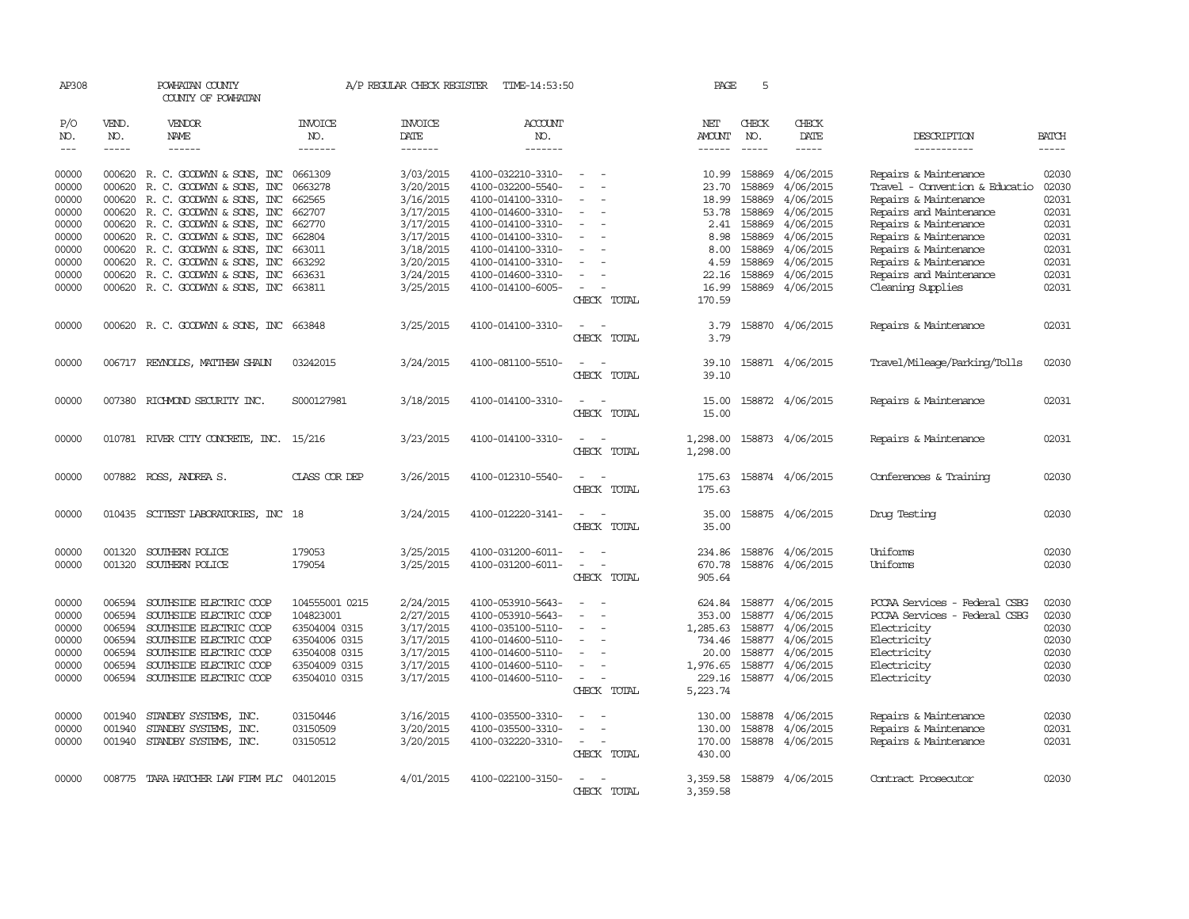AP308 POWHATAN COUNTY A/P REGULAR CHECK REGISTER TIME-14:53:50
COUNTY OF POWHATAN

| P/O NO. | VEND. NO. | VENDOR NAME | INVOICE NO. | INVOICE DATE | ACCOUNT NO. | | NET AMOUNT | CHECK NO. | CHECK DATE | DESCRIPTION | BATCH |
|---|---|---|---|---|---|---|---|---|---|---|---|
| 00000 | 000620 | R. C. GOODWYN & SONS, INC | 0661309 | 3/03/2015 | 4100-032210-3310- | - - | 10.99 | 158869 | 4/06/2015 | Repairs & Maintenance | 02030 |
| 00000 | 000620 | R. C. GOODWYN & SONS, INC | 0663278 | 3/20/2015 | 4100-032200-5540- | - - | 23.70 | 158869 | 4/06/2015 | Travel - Convention & Educatio | 02030 |
| 00000 | 000620 | R. C. GOODWYN & SONS, INC | 662565 | 3/16/2015 | 4100-014100-3310- | - - | 18.99 | 158869 | 4/06/2015 | Repairs & Maintenance | 02031 |
| 00000 | 000620 | R. C. GOODWYN & SONS, INC | 662707 | 3/17/2015 | 4100-014600-3310- | - - | 53.78 | 158869 | 4/06/2015 | Repairs and Maintenance | 02031 |
| 00000 | 000620 | R. C. GOODWYN & SONS, INC | 662770 | 3/17/2015 | 4100-014100-3310- | - - | 2.41 | 158869 | 4/06/2015 | Repairs & Maintenance | 02031 |
| 00000 | 000620 | R. C. GOODWYN & SONS, INC | 662804 | 3/17/2015 | 4100-014100-3310- | - - | 8.98 | 158869 | 4/06/2015 | Repairs & Maintenance | 02031 |
| 00000 | 000620 | R. C. GOODWYN & SONS, INC | 663011 | 3/18/2015 | 4100-014100-3310- | - - | 8.00 | 158869 | 4/06/2015 | Repairs & Maintenance | 02031 |
| 00000 | 000620 | R. C. GOODWYN & SONS, INC | 663292 | 3/20/2015 | 4100-014100-3310- | - - | 4.59 | 158869 | 4/06/2015 | Repairs & Maintenance | 02031 |
| 00000 | 000620 | R. C. GOODWYN & SONS, INC | 663631 | 3/24/2015 | 4100-014600-3310- | - - | 22.16 | 158869 | 4/06/2015 | Repairs and Maintenance | 02031 |
| 00000 | 000620 | R. C. GOODWYN & SONS, INC | 663811 | 3/25/2015 | 4100-014100-6005- | - - | 16.99 | 158869 | 4/06/2015 | Cleaning Supplies | 02031 |
| | | | | | | CHECK TOTAL | 170.59 | | | | |
| 00000 | 000620 | R. C. GOODWYN & SONS, INC | 663848 | 3/25/2015 | 4100-014100-3310- | - - | 3.79 | 158870 | 4/06/2015 | Repairs & Maintenance | 02031 |
| | | | | | | CHECK TOTAL | 3.79 | | | | |
| 00000 | 006717 | REYNOLDS, MATTHEW SHAUN | 03242015 | 3/24/2015 | 4100-081100-5510- | - - | 39.10 | 158871 | 4/06/2015 | Travel/Mileage/Parking/Tolls | 02030 |
| | | | | | | CHECK TOTAL | 39.10 | | | | |
| 00000 | 007380 | RICHMOND SECURITY INC. | S000127981 | 3/18/2015 | 4100-014100-3310- | - - | 15.00 | 158872 | 4/06/2015 | Repairs & Maintenance | 02031 |
| | | | | | | CHECK TOTAL | 15.00 | | | | |
| 00000 | 010781 | RIVER CITY CONCRETE, INC. | 15/216 | 3/23/2015 | 4100-014100-3310- | - - | 1,298.00 | 158873 | 4/06/2015 | Repairs & Maintenance | 02031 |
| | | | | | | CHECK TOTAL | 1,298.00 | | | | |
| 00000 | 007882 | ROSS, ANDREA S. | CLASS COR DEP | 3/26/2015 | 4100-012310-5540- | - - | 175.63 | 158874 | 4/06/2015 | Conferences & Training | 02030 |
| | | | | | | CHECK TOTAL | 175.63 | | | | |
| 00000 | 010435 | SCITEST LABORATORIES, INC | 18 | 3/24/2015 | 4100-012220-3141- | - - | 35.00 | 158875 | 4/06/2015 | Drug Testing | 02030 |
| | | | | | | CHECK TOTAL | 35.00 | | | | |
| 00000 | 001320 | SOUTHERN POLICE | 179053 | 3/25/2015 | 4100-031200-6011- | - - | 234.86 | 158876 | 4/06/2015 | Uniforms | 02030 |
| 00000 | 001320 | SOUTHERN POLICE | 179054 | 3/25/2015 | 4100-031200-6011- | - - | 670.78 | 158876 | 4/06/2015 | Uniforms | 02030 |
| | | | | | | CHECK TOTAL | 905.64 | | | | |
| 00000 | 006594 | SOUTHSIDE ELECTRIC COOP | 104555001 0215 | 2/24/2015 | 4100-053910-5643- | - - | 624.84 | 158877 | 4/06/2015 | PCCAA Services - Federal CSBG | 02030 |
| 00000 | 006594 | SOUTHSIDE ELECTRIC COOP | 104823001 | 2/27/2015 | 4100-053910-5643- | - - | 353.00 | 158877 | 4/06/2015 | PCCAA Services - Federal CSBG | 02030 |
| 00000 | 006594 | SOUTHSIDE ELECTRIC COOP | 63504004 0315 | 3/17/2015 | 4100-035100-5110- | - - | 1,285.63 | 158877 | 4/06/2015 | Electricity | 02030 |
| 00000 | 006594 | SOUTHSIDE ELECTRIC COOP | 63504006 0315 | 3/17/2015 | 4100-014600-5110- | - - | 734.46 | 158877 | 4/06/2015 | Electricity | 02030 |
| 00000 | 006594 | SOUTHSIDE ELECTRIC COOP | 63504008 0315 | 3/17/2015 | 4100-014600-5110- | - - | 20.00 | 158877 | 4/06/2015 | Electricity | 02030 |
| 00000 | 006594 | SOUTHSIDE ELECTRIC COOP | 63504009 0315 | 3/17/2015 | 4100-014600-5110- | - - | 1,976.65 | 158877 | 4/06/2015 | Electricity | 02030 |
| 00000 | 006594 | SOUTHSIDE ELECTRIC COOP | 63504010 0315 | 3/17/2015 | 4100-014600-5110- | - - | 229.16 | 158877 | 4/06/2015 | Electricity | 02030 |
| | | | | | | CHECK TOTAL | 5,223.74 | | | | |
| 00000 | 001940 | STANDBY SYSTEMS, INC. | 03150446 | 3/16/2015 | 4100-035500-3310- | - - | 130.00 | 158878 | 4/06/2015 | Repairs & Maintenance | 02030 |
| 00000 | 001940 | STANDBY SYSTEMS, INC. | 03150509 | 3/20/2015 | 4100-035500-3310- | - - | 130.00 | 158878 | 4/06/2015 | Repairs & Maintenance | 02031 |
| 00000 | 001940 | STANDBY SYSTEMS, INC. | 03150512 | 3/20/2015 | 4100-032220-3310- | - - | 170.00 | 158878 | 4/06/2015 | Repairs & Maintenance | 02031 |
| | | | | | | CHECK TOTAL | 430.00 | | | | |
| 00000 | 008775 | TARA HATCHER LAW FIRM PLC | 04012015 | 4/01/2015 | 4100-022100-3150- | - - | 3,359.58 | 158879 | 4/06/2015 | Contract Prosecutor | 02030 |
| | | | | | | CHECK TOTAL | 3,359.58 | | | | |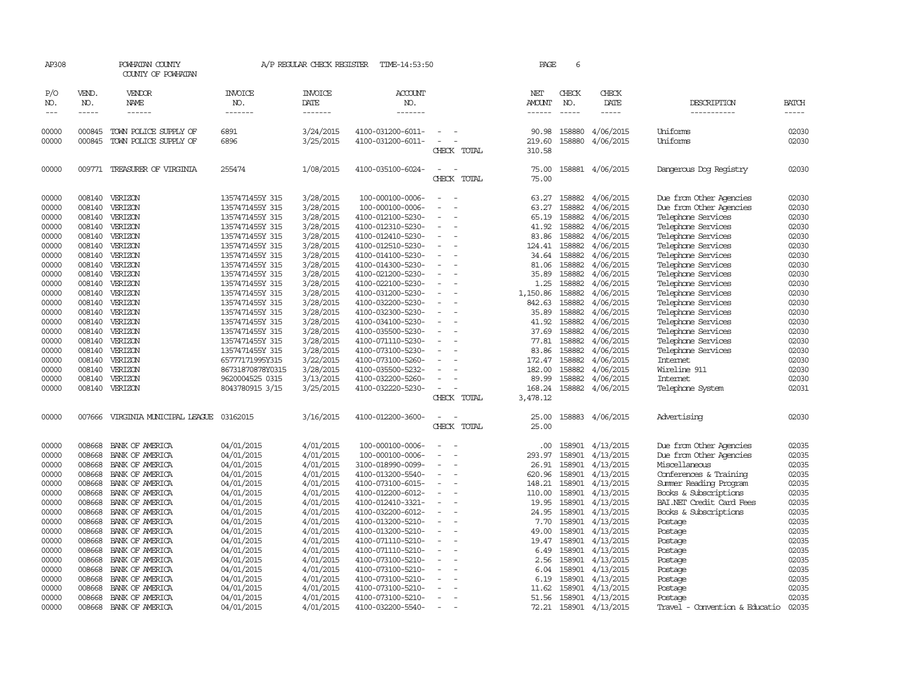AP308 POWHATAN COUNTY A/P REGULAR CHECK REGISTER TIME-14:53:50 PAGE 6
COUNTY OF POWHATAN

| P/O NO. | VEND. NO. | VENDOR NAME | INVOICE NO. | INVOICE DATE | ACCOUNT NO. | | NET AMOUNT | CHECK NO. | CHECK DATE | DESCRIPTION | BATCH |
|---|---|---|---|---|---|---|---|---|---|---|---|
| --- | ----- | ------ | ------- | ------- | ------- | | ------ | ----- | ----- | ----------- | ----- |
| 00000 | 000845 | TOWN POLICE SUPPLY OF | 6891 | 3/24/2015 | 4100-031200-6011- | - - | 90.98 | 158880 | 4/06/2015 | Uniforms | 02030 |
| 00000 | 000845 | TOWN POLICE SUPPLY OF | 6896 | 3/25/2015 | 4100-031200-6011- | - - | 219.60 | 158880 | 4/06/2015 | Uniforms | 02030 |
| | | | | | | CHECK TOTAL | 310.58 | | | | |
| 00000 | 009771 | TREASURER OF VIRGINIA | 255474 | 1/08/2015 | 4100-035100-6024- | - - | 75.00 | 158881 | 4/06/2015 | Dangerous Dog Registry | 02030 |
| | | | | | | CHECK TOTAL | 75.00 | | | | |
| 00000 | 008140 | VERIZON | 1357471455Y 315 | 3/28/2015 | 100-000100-0006- | - - | 63.27 | 158882 | 4/06/2015 | Due from Other Agencies | 02030 |
| 00000 | 008140 | VERIZON | 1357471455Y 315 | 3/28/2015 | 100-000100-0006- | - - | 63.27 | 158882 | 4/06/2015 | Due from Other Agencies | 02030 |
| 00000 | 008140 | VERIZON | 1357471455Y 315 | 3/28/2015 | 4100-012100-5230- | - - | 65.19 | 158882 | 4/06/2015 | Telephone Services | 02030 |
| 00000 | 008140 | VERIZON | 1357471455Y 315 | 3/28/2015 | 4100-012310-5230- | - - | 41.92 | 158882 | 4/06/2015 | Telephone Services | 02030 |
| 00000 | 008140 | VERIZON | 1357471455Y 315 | 3/28/2015 | 4100-012410-5230- | - - | 83.86 | 158882 | 4/06/2015 | Telephone Services | 02030 |
| 00000 | 008140 | VERIZON | 1357471455Y 315 | 3/28/2015 | 4100-012510-5230- | - - | 124.41 | 158882 | 4/06/2015 | Telephone Services | 02030 |
| 00000 | 008140 | VERIZON | 1357471455Y 315 | 3/28/2015 | 4100-014100-5230- | - - | 34.64 | 158882 | 4/06/2015 | Telephone Services | 02030 |
| 00000 | 008140 | VERIZON | 1357471455Y 315 | 3/28/2015 | 4100-014300-5230- | - - | 81.06 | 158882 | 4/06/2015 | Telephone Services | 02030 |
| 00000 | 008140 | VERIZON | 1357471455Y 315 | 3/28/2015 | 4100-021200-5230- | - - | 35.89 | 158882 | 4/06/2015 | Telephone Services | 02030 |
| 00000 | 008140 | VERIZON | 1357471455Y 315 | 3/28/2015 | 4100-022100-5230- | - - | 1.25 | 158882 | 4/06/2015 | Telephone Services | 02030 |
| 00000 | 008140 | VERIZON | 1357471455Y 315 | 3/28/2015 | 4100-031200-5230- | - - | 1,150.86 | 158882 | 4/06/2015 | Telephone Services | 02030 |
| 00000 | 008140 | VERIZON | 1357471455Y 315 | 3/28/2015 | 4100-032200-5230- | - - | 842.63 | 158882 | 4/06/2015 | Telephone Services | 02030 |
| 00000 | 008140 | VERIZON | 1357471455Y 315 | 3/28/2015 | 4100-032300-5230- | - - | 35.89 | 158882 | 4/06/2015 | Telephone Services | 02030 |
| 00000 | 008140 | VERIZON | 1357471455Y 315 | 3/28/2015 | 4100-034100-5230- | - - | 41.92 | 158882 | 4/06/2015 | Telephone Services | 02030 |
| 00000 | 008140 | VERIZON | 1357471455Y 315 | 3/28/2015 | 4100-035500-5230- | - - | 37.69 | 158882 | 4/06/2015 | Telephone Services | 02030 |
| 00000 | 008140 | VERIZON | 1357471455Y 315 | 3/28/2015 | 4100-071110-5230- | - - | 77.81 | 158882 | 4/06/2015 | Telephone Services | 02030 |
| 00000 | 008140 | VERIZON | 1357471455Y 315 | 3/28/2015 | 4100-073100-5230- | - - | 83.86 | 158882 | 4/06/2015 | Telephone Services | 02030 |
| 00000 | 008140 | VERIZON | 65777171995Y315 | 3/22/2015 | 4100-073100-5260- | - - | 172.47 | 158882 | 4/06/2015 | Internet | 02030 |
| 00000 | 008140 | VERIZON | 86731870878Y0315 | 3/28/2015 | 4100-035500-5232- | - - | 182.00 | 158882 | 4/06/2015 | Wireline 911 | 02030 |
| 00000 | 008140 | VERIZON | 9620004525 0315 | 3/13/2015 | 4100-032200-5260- | - - | 89.99 | 158882 | 4/06/2015 | Internet | 02030 |
| 00000 | 008140 | VERIZON | 8043780915 3/15 | 3/25/2015 | 4100-032220-5230- | - - | 168.24 | 158882 | 4/06/2015 | Telephone System | 02031 |
| | | | | | | CHECK TOTAL | 3,478.12 | | | | |
| 00000 | 007666 | VIRGINIA MUNICIPAL LEAGUE | 03162015 | 3/16/2015 | 4100-012200-3600- | - - | 25.00 | 158883 | 4/06/2015 | Advertising | 02030 |
| | | | | | | CHECK TOTAL | 25.00 | | | | |
| 00000 | 008668 | BANK OF AMERICA | 04/01/2015 | 4/01/2015 | 100-000100-0006- | - - | .00 | 158901 | 4/13/2015 | Due from Other Agencies | 02035 |
| 00000 | 008668 | BANK OF AMERICA | 04/01/2015 | 4/01/2015 | 100-000100-0006- | - - | 293.97 | 158901 | 4/13/2015 | Due from Other Agencies | 02035 |
| 00000 | 008668 | BANK OF AMERICA | 04/01/2015 | 4/01/2015 | 3100-018990-0099- | - - | 26.91 | 158901 | 4/13/2015 | Miscellaneous | 02035 |
| 00000 | 008668 | BANK OF AMERICA | 04/01/2015 | 4/01/2015 | 4100-013200-5540- | - - | 620.96 | 158901 | 4/13/2015 | Conferences & Training | 02035 |
| 00000 | 008668 | BANK OF AMERICA | 04/01/2015 | 4/01/2015 | 4100-073100-6015- | - - | 148.21 | 158901 | 4/13/2015 | Summer Reading Program | 02035 |
| 00000 | 008668 | BANK OF AMERICA | 04/01/2015 | 4/01/2015 | 4100-012200-6012- | - - | 110.00 | 158901 | 4/13/2015 | Books & Subscriptions | 02035 |
| 00000 | 008668 | BANK OF AMERICA | 04/01/2015 | 4/01/2015 | 4100-012410-3321- | - - | 19.95 | 158901 | 4/13/2015 | BAI.NET Credit Card Fees | 02035 |
| 00000 | 008668 | BANK OF AMERICA | 04/01/2015 | 4/01/2015 | 4100-032200-6012- | - - | 24.95 | 158901 | 4/13/2015 | Books & Subscriptions | 02035 |
| 00000 | 008668 | BANK OF AMERICA | 04/01/2015 | 4/01/2015 | 4100-013200-5210- | - - | 7.70 | 158901 | 4/13/2015 | Postage | 02035 |
| 00000 | 008668 | BANK OF AMERICA | 04/01/2015 | 4/01/2015 | 4100-013200-5210- | - - | 49.00 | 158901 | 4/13/2015 | Postage | 02035 |
| 00000 | 008668 | BANK OF AMERICA | 04/01/2015 | 4/01/2015 | 4100-071110-5210- | - - | 19.47 | 158901 | 4/13/2015 | Postage | 02035 |
| 00000 | 008668 | BANK OF AMERICA | 04/01/2015 | 4/01/2015 | 4100-071110-5210- | - - | 6.49 | 158901 | 4/13/2015 | Postage | 02035 |
| 00000 | 008668 | BANK OF AMERICA | 04/01/2015 | 4/01/2015 | 4100-073100-5210- | - - | 2.56 | 158901 | 4/13/2015 | Postage | 02035 |
| 00000 | 008668 | BANK OF AMERICA | 04/01/2015 | 4/01/2015 | 4100-073100-5210- | - - | 6.04 | 158901 | 4/13/2015 | Postage | 02035 |
| 00000 | 008668 | BANK OF AMERICA | 04/01/2015 | 4/01/2015 | 4100-073100-5210- | - - | 6.19 | 158901 | 4/13/2015 | Postage | 02035 |
| 00000 | 008668 | BANK OF AMERICA | 04/01/2015 | 4/01/2015 | 4100-073100-5210- | - - | 11.62 | 158901 | 4/13/2015 | Postage | 02035 |
| 00000 | 008668 | BANK OF AMERICA | 04/01/2015 | 4/01/2015 | 4100-073100-5210- | - - | 51.56 | 158901 | 4/13/2015 | Postage | 02035 |
| 00000 | 008668 | BANK OF AMERICA | 04/01/2015 | 4/01/2015 | 4100-032200-5540- | - - | 72.21 | 158901 | 4/13/2015 | Travel - Convention & Educatio | 02035 |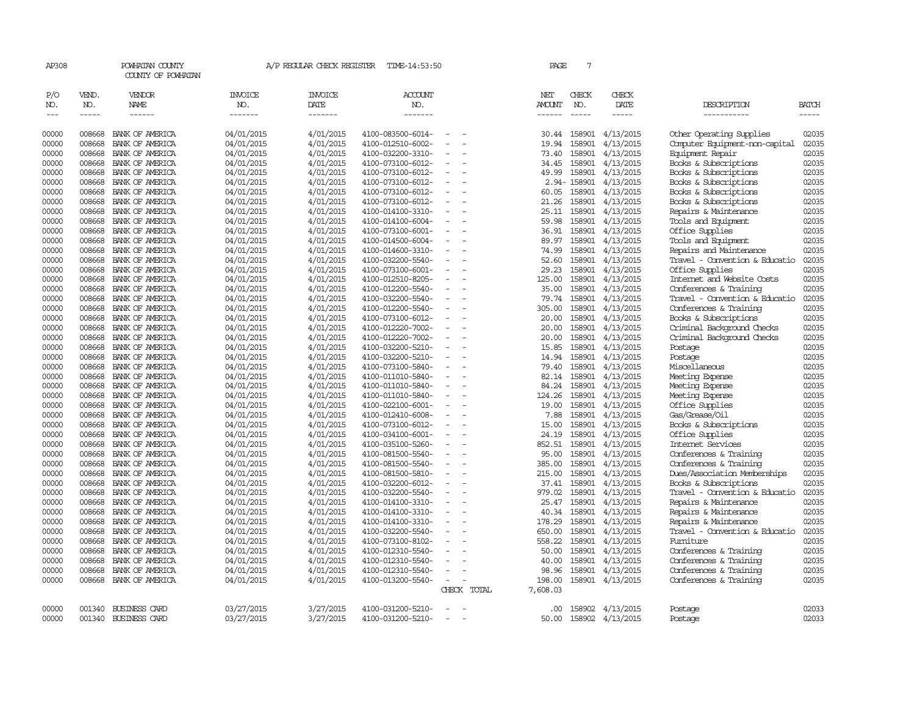AP308 POWHATAN COUNTY A/P REGULAR CHECK REGISTER TIME-14:53:50

COUNTY OF POWHATAN

| P/O NO. | VEND. NO. | VENDOR NAME | INVOICE NO. | INVOICE DATE | ACCOUNT NO. | | NET AMOUNT | CHECK NO. | CHECK DATE | DESCRIPTION | BATCH |
|---|---|---|---|---|---|---|---|---|---|---|---|
| --- | ----- | ------ | ------- | ------- | ------- | | ------ | ----- | ----- | ----------- | ----- |
| 00000 | 008668 | BANK OF AMERICA | 04/01/2015 | 4/01/2015 | 4100-083500-6014- | - - | 30.44 | 158901 | 4/13/2015 | Other Operating Supplies | 02035 |
| 00000 | 008668 | BANK OF AMERICA | 04/01/2015 | 4/01/2015 | 4100-012510-6002- | - - | 19.94 | 158901 | 4/13/2015 | Computer Equipment-non-capital | 02035 |
| 00000 | 008668 | BANK OF AMERICA | 04/01/2015 | 4/01/2015 | 4100-032200-3310- | - - | 73.40 | 158901 | 4/13/2015 | Equipment Repair | 02035 |
| 00000 | 008668 | BANK OF AMERICA | 04/01/2015 | 4/01/2015 | 4100-073100-6012- | - - | 34.45 | 158901 | 4/13/2015 | Books & Subscriptions | 02035 |
| 00000 | 008668 | BANK OF AMERICA | 04/01/2015 | 4/01/2015 | 4100-073100-6012- | - - | 49.99 | 158901 | 4/13/2015 | Books & Subscriptions | 02035 |
| 00000 | 008668 | BANK OF AMERICA | 04/01/2015 | 4/01/2015 | 4100-073100-6012- | - - | 2.94- | 158901 | 4/13/2015 | Books & Subscriptions | 02035 |
| 00000 | 008668 | BANK OF AMERICA | 04/01/2015 | 4/01/2015 | 4100-073100-6012- | - - | 60.05 | 158901 | 4/13/2015 | Books & Subscriptions | 02035 |
| 00000 | 008668 | BANK OF AMERICA | 04/01/2015 | 4/01/2015 | 4100-073100-6012- | - - | 21.26 | 158901 | 4/13/2015 | Books & Subscriptions | 02035 |
| 00000 | 008668 | BANK OF AMERICA | 04/01/2015 | 4/01/2015 | 4100-014100-3310- | - - | 25.11 | 158901 | 4/13/2015 | Repairs & Maintenance | 02035 |
| 00000 | 008668 | BANK OF AMERICA | 04/01/2015 | 4/01/2015 | 4100-014100-6004- | - - | 59.98 | 158901 | 4/13/2015 | Tools and Equipment | 02035 |
| 00000 | 008668 | BANK OF AMERICA | 04/01/2015 | 4/01/2015 | 4100-073100-6001- | - - | 36.91 | 158901 | 4/13/2015 | Office Supplies | 02035 |
| 00000 | 008668 | BANK OF AMERICA | 04/01/2015 | 4/01/2015 | 4100-014500-6004- | - - | 89.97 | 158901 | 4/13/2015 | Tools and Equipment | 02035 |
| 00000 | 008668 | BANK OF AMERICA | 04/01/2015 | 4/01/2015 | 4100-014600-3310- | - - | 74.99 | 158901 | 4/13/2015 | Repairs and Maintenance | 02035 |
| 00000 | 008668 | BANK OF AMERICA | 04/01/2015 | 4/01/2015 | 4100-032200-5540- | - - | 52.60 | 158901 | 4/13/2015 | Travel - Convention & Educatio | 02035 |
| 00000 | 008668 | BANK OF AMERICA | 04/01/2015 | 4/01/2015 | 4100-073100-6001- | - - | 29.23 | 158901 | 4/13/2015 | Office Supplies | 02035 |
| 00000 | 008668 | BANK OF AMERICA | 04/01/2015 | 4/01/2015 | 4100-012510-8205- | - - | 125.00 | 158901 | 4/13/2015 | Internet and Website Costs | 02035 |
| 00000 | 008668 | BANK OF AMERICA | 04/01/2015 | 4/01/2015 | 4100-012200-5540- | - - | 35.00 | 158901 | 4/13/2015 | Conferences & Training | 02035 |
| 00000 | 008668 | BANK OF AMERICA | 04/01/2015 | 4/01/2015 | 4100-032200-5540- | - - | 79.74 | 158901 | 4/13/2015 | Travel - Convention & Educatio | 02035 |
| 00000 | 008668 | BANK OF AMERICA | 04/01/2015 | 4/01/2015 | 4100-012200-5540- | - - | 305.00 | 158901 | 4/13/2015 | Conferences & Training | 02035 |
| 00000 | 008668 | BANK OF AMERICA | 04/01/2015 | 4/01/2015 | 4100-073100-6012- | - - | 20.00 | 158901 | 4/13/2015 | Books & Subscriptions | 02035 |
| 00000 | 008668 | BANK OF AMERICA | 04/01/2015 | 4/01/2015 | 4100-012220-7002- | - - | 20.00 | 158901 | 4/13/2015 | Criminal Background Checks | 02035 |
| 00000 | 008668 | BANK OF AMERICA | 04/01/2015 | 4/01/2015 | 4100-012220-7002- | - - | 20.00 | 158901 | 4/13/2015 | Criminal Background Checks | 02035 |
| 00000 | 008668 | BANK OF AMERICA | 04/01/2015 | 4/01/2015 | 4100-032200-5210- | - - | 15.85 | 158901 | 4/13/2015 | Postage | 02035 |
| 00000 | 008668 | BANK OF AMERICA | 04/01/2015 | 4/01/2015 | 4100-032200-5210- | - - | 14.94 | 158901 | 4/13/2015 | Postage | 02035 |
| 00000 | 008668 | BANK OF AMERICA | 04/01/2015 | 4/01/2015 | 4100-073100-5840- | - - | 79.40 | 158901 | 4/13/2015 | Miscellaneous | 02035 |
| 00000 | 008668 | BANK OF AMERICA | 04/01/2015 | 4/01/2015 | 4100-011010-5840- | - - | 82.14 | 158901 | 4/13/2015 | Meeting Expense | 02035 |
| 00000 | 008668 | BANK OF AMERICA | 04/01/2015 | 4/01/2015 | 4100-011010-5840- | - - | 84.24 | 158901 | 4/13/2015 | Meeting Expense | 02035 |
| 00000 | 008668 | BANK OF AMERICA | 04/01/2015 | 4/01/2015 | 4100-011010-5840- | - - | 124.26 | 158901 | 4/13/2015 | Meeting Expense | 02035 |
| 00000 | 008668 | BANK OF AMERICA | 04/01/2015 | 4/01/2015 | 4100-022100-6001- | - - | 19.00 | 158901 | 4/13/2015 | Office Supplies | 02035 |
| 00000 | 008668 | BANK OF AMERICA | 04/01/2015 | 4/01/2015 | 4100-012410-6008- | - - | 7.88 | 158901 | 4/13/2015 | Gas/Grease/Oil | 02035 |
| 00000 | 008668 | BANK OF AMERICA | 04/01/2015 | 4/01/2015 | 4100-073100-6012- | - - | 15.00 | 158901 | 4/13/2015 | Books & Subscriptions | 02035 |
| 00000 | 008668 | BANK OF AMERICA | 04/01/2015 | 4/01/2015 | 4100-034100-6001- | - - | 24.19 | 158901 | 4/13/2015 | Office Supplies | 02035 |
| 00000 | 008668 | BANK OF AMERICA | 04/01/2015 | 4/01/2015 | 4100-035100-5260- | - - | 852.51 | 158901 | 4/13/2015 | Internet Services | 02035 |
| 00000 | 008668 | BANK OF AMERICA | 04/01/2015 | 4/01/2015 | 4100-081500-5540- | - - | 95.00 | 158901 | 4/13/2015 | Conferences & Training | 02035 |
| 00000 | 008668 | BANK OF AMERICA | 04/01/2015 | 4/01/2015 | 4100-081500-5540- | - - | 385.00 | 158901 | 4/13/2015 | Conferences & Training | 02035 |
| 00000 | 008668 | BANK OF AMERICA | 04/01/2015 | 4/01/2015 | 4100-081500-5810- | - - | 215.00 | 158901 | 4/13/2015 | Dues/Association Memberships | 02035 |
| 00000 | 008668 | BANK OF AMERICA | 04/01/2015 | 4/01/2015 | 4100-032200-6012- | - - | 37.41 | 158901 | 4/13/2015 | Books & Subscriptions | 02035 |
| 00000 | 008668 | BANK OF AMERICA | 04/01/2015 | 4/01/2015 | 4100-032200-5540- | - - | 979.02 | 158901 | 4/13/2015 | Travel - Convention & Educatio | 02035 |
| 00000 | 008668 | BANK OF AMERICA | 04/01/2015 | 4/01/2015 | 4100-014100-3310- | - - | 25.47 | 158901 | 4/13/2015 | Repairs & Maintenance | 02035 |
| 00000 | 008668 | BANK OF AMERICA | 04/01/2015 | 4/01/2015 | 4100-014100-3310- | - - | 40.34 | 158901 | 4/13/2015 | Repairs & Maintenance | 02035 |
| 00000 | 008668 | BANK OF AMERICA | 04/01/2015 | 4/01/2015 | 4100-014100-3310- | - - | 178.29 | 158901 | 4/13/2015 | Repairs & Maintenance | 02035 |
| 00000 | 008668 | BANK OF AMERICA | 04/01/2015 | 4/01/2015 | 4100-032200-5540- | - - | 650.00 | 158901 | 4/13/2015 | Travel - Convention & Educatio | 02035 |
| 00000 | 008668 | BANK OF AMERICA | 04/01/2015 | 4/01/2015 | 4100-073100-8102- | - - | 558.22 | 158901 | 4/13/2015 | Furniture | 02035 |
| 00000 | 008668 | BANK OF AMERICA | 04/01/2015 | 4/01/2015 | 4100-012310-5540- | - - | 50.00 | 158901 | 4/13/2015 | Conferences & Training | 02035 |
| 00000 | 008668 | BANK OF AMERICA | 04/01/2015 | 4/01/2015 | 4100-012310-5540- | - - | 40.00 | 158901 | 4/13/2015 | Conferences & Training | 02035 |
| 00000 | 008668 | BANK OF AMERICA | 04/01/2015 | 4/01/2015 | 4100-012310-5540- | - - | 98.96 | 158901 | 4/13/2015 | Conferences & Training | 02035 |
| 00000 | 008668 | BANK OF AMERICA | 04/01/2015 | 4/01/2015 | 4100-013200-5540- | - - | 198.00 | 158901 | 4/13/2015 | Conferences & Training | 02035 |
| | | | | | | CHECK TOTAL | 7,608.03 | | | | |
| 00000 | 001340 | BUSINESS CARD | 03/27/2015 | 3/27/2015 | 4100-031200-5210- | - - | .00 | 158902 | 4/13/2015 | Postage | 02033 |
| 00000 | 001340 | BUSINESS CARD | 03/27/2015 | 3/27/2015 | 4100-031200-5210- | - - | 50.00 | 158902 | 4/13/2015 | Postage | 02033 |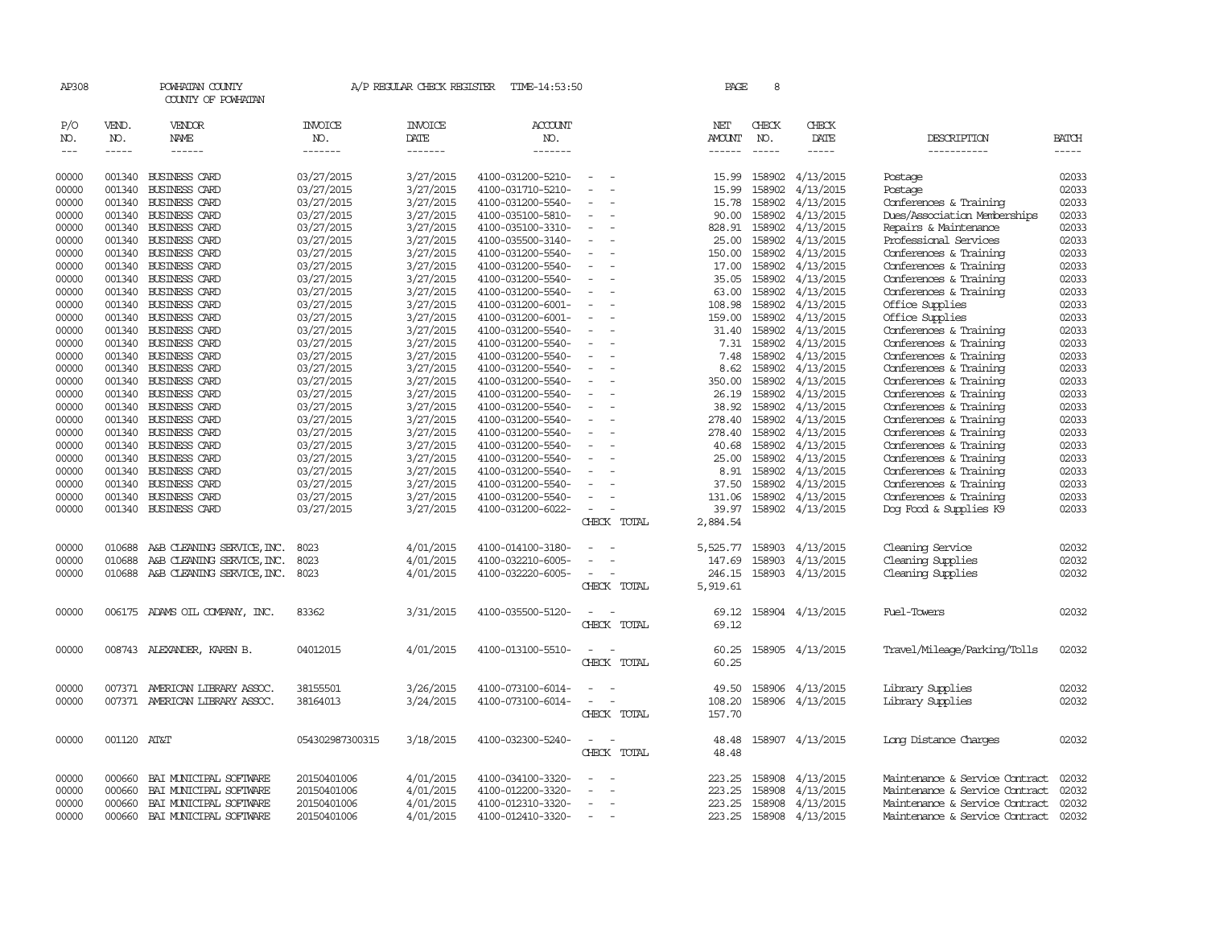AP308 POWHATAN COUNTY A/P REGULAR CHECK REGISTER TIME-14:53:50 PAGE 8

COUNTY OF POWHATAN

| P/O NO. | VEND. NO. | VENDOR NAME | INVOICE NO. | INVOICE DATE | ACCOUNT NO. | | NET AMOUNT | CHECK NO. | CHECK DATE | DESCRIPTION | BATCH |
|---|---|---|---|---|---|---|---|---|---|---|---|
| 00000 | 001340 | BUSINESS CARD | 03/27/2015 | 3/27/2015 | 4100-031200-5210- | - - | 15.99 | 158902 | 4/13/2015 | Postage | 02033 |
| 00000 | 001340 | BUSINESS CARD | 03/27/2015 | 3/27/2015 | 4100-031710-5210- | - - | 15.99 | 158902 | 4/13/2015 | Postage | 02033 |
| 00000 | 001340 | BUSINESS CARD | 03/27/2015 | 3/27/2015 | 4100-031200-5540- | - - | 15.78 | 158902 | 4/13/2015 | Conferences & Training | 02033 |
| 00000 | 001340 | BUSINESS CARD | 03/27/2015 | 3/27/2015 | 4100-035100-5810- | - - | 90.00 | 158902 | 4/13/2015 | Dues/Association Memberships | 02033 |
| 00000 | 001340 | BUSINESS CARD | 03/27/2015 | 3/27/2015 | 4100-035100-3310- | - - | 828.91 | 158902 | 4/13/2015 | Repairs & Maintenance | 02033 |
| 00000 | 001340 | BUSINESS CARD | 03/27/2015 | 3/27/2015 | 4100-035500-3140- | - - | 25.00 | 158902 | 4/13/2015 | Professional Services | 02033 |
| 00000 | 001340 | BUSINESS CARD | 03/27/2015 | 3/27/2015 | 4100-031200-5540- | - - | 150.00 | 158902 | 4/13/2015 | Conferences & Training | 02033 |
| 00000 | 001340 | BUSINESS CARD | 03/27/2015 | 3/27/2015 | 4100-031200-5540- | - - | 17.00 | 158902 | 4/13/2015 | Conferences & Training | 02033 |
| 00000 | 001340 | BUSINESS CARD | 03/27/2015 | 3/27/2015 | 4100-031200-5540- | - - | 35.05 | 158902 | 4/13/2015 | Conferences & Training | 02033 |
| 00000 | 001340 | BUSINESS CARD | 03/27/2015 | 3/27/2015 | 4100-031200-5540- | - - | 63.00 | 158902 | 4/13/2015 | Conferences & Training | 02033 |
| 00000 | 001340 | BUSINESS CARD | 03/27/2015 | 3/27/2015 | 4100-031200-6001- | - - | 108.98 | 158902 | 4/13/2015 | Office Supplies | 02033 |
| 00000 | 001340 | BUSINESS CARD | 03/27/2015 | 3/27/2015 | 4100-031200-6001- | - - | 159.00 | 158902 | 4/13/2015 | Office Supplies | 02033 |
| 00000 | 001340 | BUSINESS CARD | 03/27/2015 | 3/27/2015 | 4100-031200-5540- | - - | 31.40 | 158902 | 4/13/2015 | Conferences & Training | 02033 |
| 00000 | 001340 | BUSINESS CARD | 03/27/2015 | 3/27/2015 | 4100-031200-5540- | - - | 7.31 | 158902 | 4/13/2015 | Conferences & Training | 02033 |
| 00000 | 001340 | BUSINESS CARD | 03/27/2015 | 3/27/2015 | 4100-031200-5540- | - - | 7.48 | 158902 | 4/13/2015 | Conferences & Training | 02033 |
| 00000 | 001340 | BUSINESS CARD | 03/27/2015 | 3/27/2015 | 4100-031200-5540- | - - | 8.62 | 158902 | 4/13/2015 | Conferences & Training | 02033 |
| 00000 | 001340 | BUSINESS CARD | 03/27/2015 | 3/27/2015 | 4100-031200-5540- | - - | 350.00 | 158902 | 4/13/2015 | Conferences & Training | 02033 |
| 00000 | 001340 | BUSINESS CARD | 03/27/2015 | 3/27/2015 | 4100-031200-5540- | - - | 26.19 | 158902 | 4/13/2015 | Conferences & Training | 02033 |
| 00000 | 001340 | BUSINESS CARD | 03/27/2015 | 3/27/2015 | 4100-031200-5540- | - - | 38.92 | 158902 | 4/13/2015 | Conferences & Training | 02033 |
| 00000 | 001340 | BUSINESS CARD | 03/27/2015 | 3/27/2015 | 4100-031200-5540- | - - | 278.40 | 158902 | 4/13/2015 | Conferences & Training | 02033 |
| 00000 | 001340 | BUSINESS CARD | 03/27/2015 | 3/27/2015 | 4100-031200-5540- | - - | 278.40 | 158902 | 4/13/2015 | Conferences & Training | 02033 |
| 00000 | 001340 | BUSINESS CARD | 03/27/2015 | 3/27/2015 | 4100-031200-5540- | - - | 40.68 | 158902 | 4/13/2015 | Conferences & Training | 02033 |
| 00000 | 001340 | BUSINESS CARD | 03/27/2015 | 3/27/2015 | 4100-031200-5540- | - - | 25.00 | 158902 | 4/13/2015 | Conferences & Training | 02033 |
| 00000 | 001340 | BUSINESS CARD | 03/27/2015 | 3/27/2015 | 4100-031200-5540- | - - | 8.91 | 158902 | 4/13/2015 | Conferences & Training | 02033 |
| 00000 | 001340 | BUSINESS CARD | 03/27/2015 | 3/27/2015 | 4100-031200-5540- | - - | 37.50 | 158902 | 4/13/2015 | Conferences & Training | 02033 |
| 00000 | 001340 | BUSINESS CARD | 03/27/2015 | 3/27/2015 | 4100-031200-5540- | - - | 131.06 | 158902 | 4/13/2015 | Conferences & Training | 02033 |
| 00000 | 001340 | BUSINESS CARD | 03/27/2015 | 3/27/2015 | 4100-031200-6022- | - - | 39.97 | 158902 | 4/13/2015 | Dog Food & Supplies K9 | 02033 |
| | | | | | | CHECK TOTAL | 2,884.54 | | | | |
| 00000 | 010688 | A&B CLEANING SERVICE, INC. | 8023 | 4/01/2015 | 4100-014100-3180- | - - | 5,525.77 | 158903 | 4/13/2015 | Cleaning Service | 02032 |
| 00000 | 010688 | A&B CLEANING SERVICE, INC. | 8023 | 4/01/2015 | 4100-032210-6005- | - - | 147.69 | 158903 | 4/13/2015 | Cleaning Supplies | 02032 |
| 00000 | 010688 | A&B CLEANING SERVICE, INC. | 8023 | 4/01/2015 | 4100-032220-6005- | - - | 246.15 | 158903 | 4/13/2015 | Cleaning Supplies | 02032 |
| | | | | | | CHECK TOTAL | 5,919.61 | | | | |
| 00000 | 006175 | ADAMS OIL COMPANY, INC. | 83362 | 3/31/2015 | 4100-035500-5120- | - - | 69.12 | 158904 | 4/13/2015 | Fuel-Towers | 02032 |
| | | | | | | CHECK TOTAL | 69.12 | | | | |
| 00000 | 008743 | ALEXANDER, KAREN B. | 04012015 | 4/01/2015 | 4100-013100-5510- | - - | 60.25 | 158905 | 4/13/2015 | Travel/Mileage/Parking/Tolls | 02032 |
| | | | | | | CHECK TOTAL | 60.25 | | | | |
| 00000 | 007371 | AMERICAN LIBRARY ASSOC. | 38155501 | 3/26/2015 | 4100-073100-6014- | - - | 49.50 | 158906 | 4/13/2015 | Library Supplies | 02032 |
| 00000 | 007371 | AMERICAN LIBRARY ASSOC. | 38164013 | 3/24/2015 | 4100-073100-6014- | - - | 108.20 | 158906 | 4/13/2015 | Library Supplies | 02032 |
| | | | | | | CHECK TOTAL | 157.70 | | | | |
| 00000 | 001120 | AT&T | 054302987300315 | 3/18/2015 | 4100-032300-5240- | - - | 48.48 | 158907 | 4/13/2015 | Long Distance Charges | 02032 |
| | | | | | | CHECK TOTAL | 48.48 | | | | |
| 00000 | 000660 | BAI MUNICIPAL SOFTWARE | 20150401006 | 4/01/2015 | 4100-034100-3320- | - - | 223.25 | 158908 | 4/13/2015 | Maintenance & Service Contract | 02032 |
| 00000 | 000660 | BAI MUNICIPAL SOFTWARE | 20150401006 | 4/01/2015 | 4100-012200-3320- | - - | 223.25 | 158908 | 4/13/2015 | Maintenance & Service Contract | 02032 |
| 00000 | 000660 | BAI MUNICIPAL SOFTWARE | 20150401006 | 4/01/2015 | 4100-012310-3320- | - - | 223.25 | 158908 | 4/13/2015 | Maintenance & Service Contract | 02032 |
| 00000 | 000660 | BAI MUNICIPAL SOFTWARE | 20150401006 | 4/01/2015 | 4100-012410-3320- | - - | 223.25 | 158908 | 4/13/2015 | Maintenance & Service Contract | 02032 |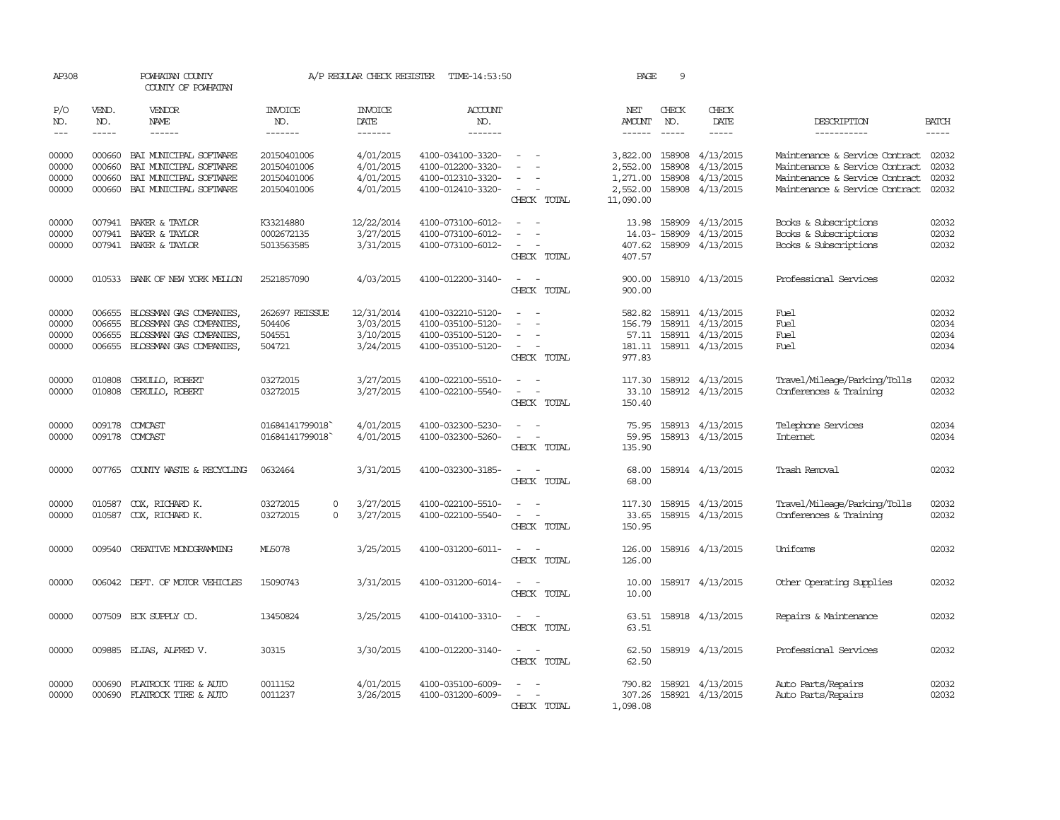AP308 POWHATAN COUNTY COUNTY OF POWHATAN A/P REGULAR CHECK REGISTER TIME-14:53:50

| P/O NO. | VEND. NO. | VENDOR NAME | INVOICE NO. | INVOICE DATE | ACCOUNT NO. | | NET AMOUNT | CHECK NO. | CHECK DATE | DESCRIPTION | BATCH |
|---|---|---|---|---|---|---|---|---|---|---|---|
| 00000 | 000660 | BAI MUNICIPAL SOFTWARE | 20150401006 | 4/01/2015 | 4100-034100-3320- | - - | 3,822.00 | 158908 | 4/13/2015 | Maintenance & Service Contract | 02032 |
| 00000 | 000660 | BAI MUNICIPAL SOFTWARE | 20150401006 | 4/01/2015 | 4100-012200-3320- | - - | 2,552.00 | 158908 | 4/13/2015 | Maintenance & Service Contract | 02032 |
| 00000 | 000660 | BAI MUNICIPAL SOFTWARE | 20150401006 | 4/01/2015 | 4100-012310-3320- | - - | 1,271.00 | 158908 | 4/13/2015 | Maintenance & Service Contract | 02032 |
| 00000 | 000660 | BAI MUNICIPAL SOFTWARE | 20150401006 | 4/01/2015 | 4100-012410-3320- | - - | 2,552.00 | 158908 | 4/13/2015 | Maintenance & Service Contract | 02032 |
| | | | | | | CHECK TOTAL | 11,090.00 | | | | |
| 00000 | 007941 | BAKER & TAYLOR | K33214880 | 12/22/2014 | 4100-073100-6012- | - - | 13.98 | 158909 | 4/13/2015 | Books & Subscriptions | 02032 |
| 00000 | 007941 | BAKER & TAYLOR | 0002672135 | 3/27/2015 | 4100-073100-6012- | - - | 14.03- | 158909 | 4/13/2015 | Books & Subscriptions | 02032 |
| 00000 | 007941 | BAKER & TAYLOR | 5013563585 | 3/31/2015 | 4100-073100-6012- | - - | 407.62 | 158909 | 4/13/2015 | Books & Subscriptions | 02032 |
| | | | | | | CHECK TOTAL | 407.57 | | | | |
| 00000 | 010533 | BANK OF NEW YORK MELLON | 2521857090 | 4/03/2015 | 4100-012200-3140- | - - | 900.00 | 158910 | 4/13/2015 | Professional Services | 02032 |
| | | | | | | CHECK TOTAL | 900.00 | | | | |
| 00000 | 006655 | BLOSSMAN GAS COMPANIES, | 262697 REISSUE | 12/31/2014 | 4100-032210-5120- | - - | 582.82 | 158911 | 4/13/2015 | Fuel | 02032 |
| 00000 | 006655 | BLOSSMAN GAS COMPANIES, | 504406 | 3/03/2015 | 4100-035100-5120- | - - | 156.79 | 158911 | 4/13/2015 | Fuel | 02034 |
| 00000 | 006655 | BLOSSMAN GAS COMPANIES, | 504551 | 3/10/2015 | 4100-035100-5120- | - - | 57.11 | 158911 | 4/13/2015 | Fuel | 02034 |
| 00000 | 006655 | BLOSSMAN GAS COMPANIES, | 504721 | 3/24/2015 | 4100-035100-5120- | - - | 181.11 | 158911 | 4/13/2015 | Fuel | 02034 |
| | | | | | | CHECK TOTAL | 977.83 | | | | |
| 00000 | 010808 | CERULLO, ROBERT | 03272015 | 3/27/2015 | 4100-022100-5510- | - - | 117.30 | 158912 | 4/13/2015 | Travel/Mileage/Parking/Tolls | 02032 |
| 00000 | 010808 | CERULLO, ROBERT | 03272015 | 3/27/2015 | 4100-022100-5540- | - - | 33.10 | 158912 | 4/13/2015 | Conferences & Training | 02032 |
| | | | | | | CHECK TOTAL | 150.40 | | | | |
| 00000 | 009178 | COMCAST | 01684141799018` | 4/01/2015 | 4100-032300-5230- | - - | 75.95 | 158913 | 4/13/2015 | Telephone Services | 02034 |
| 00000 | 009178 | COMCAST | 01684141799018` | 4/01/2015 | 4100-032300-5260- | - - | 59.95 | 158913 | 4/13/2015 | Internet | 02034 |
| | | | | | | CHECK TOTAL | 135.90 | | | | |
| 00000 | 007765 | COUNTY WASTE & RECYCLING | 0632464 | 3/31/2015 | 4100-032300-3185- | - - | 68.00 | 158914 | 4/13/2015 | Trash Removal | 02032 |
| | | | | | | CHECK TOTAL | 68.00 | | | | |
| 00000 | 010587 | COX, RICHARD K. | 03272015 0 | 3/27/2015 | 4100-022100-5510- | - - | 117.30 | 158915 | 4/13/2015 | Travel/Mileage/Parking/Tolls | 02032 |
| 00000 | 010587 | COX, RICHARD K. | 03272015 0 | 3/27/2015 | 4100-022100-5540- | - - | 33.65 | 158915 | 4/13/2015 | Conferences & Training | 02032 |
| | | | | | | CHECK TOTAL | 150.95 | | | | |
| 00000 | 009540 | CREATIVE MONOGRAMMING | ML5078 | 3/25/2015 | 4100-031200-6011- | - - | 126.00 | 158916 | 4/13/2015 | Uniforms | 02032 |
| | | | | | | CHECK TOTAL | 126.00 | | | | |
| 00000 | 006042 | DEPT. OF MOTOR VEHICLES | 15090743 | 3/31/2015 | 4100-031200-6014- | - - | 10.00 | 158917 | 4/13/2015 | Other Operating Supplies | 02032 |
| | | | | | | CHECK TOTAL | 10.00 | | | | |
| 00000 | 007509 | ECK SUPPLY CO. | 13450824 | 3/25/2015 | 4100-014100-3310- | - - | 63.51 | 158918 | 4/13/2015 | Repairs & Maintenance | 02032 |
| | | | | | | CHECK TOTAL | 63.51 | | | | |
| 00000 | 009885 | ELIAS, ALFRED V. | 30315 | 3/30/2015 | 4100-012200-3140- | - - | 62.50 | 158919 | 4/13/2015 | Professional Services | 02032 |
| | | | | | | CHECK TOTAL | 62.50 | | | | |
| 00000 | 000690 | FLATROCK TIRE & AUTO | 0011152 | 4/01/2015 | 4100-035100-6009- | - - | 790.82 | 158921 | 4/13/2015 | Auto Parts/Repairs | 02032 |
| 00000 | 000690 | FLATROCK TIRE & AUTO | 0011237 | 3/26/2015 | 4100-031200-6009- | - - | 307.26 | 158921 | 4/13/2015 | Auto Parts/Repairs | 02032 |
| | | | | | | CHECK TOTAL | 1,098.08 | | | | |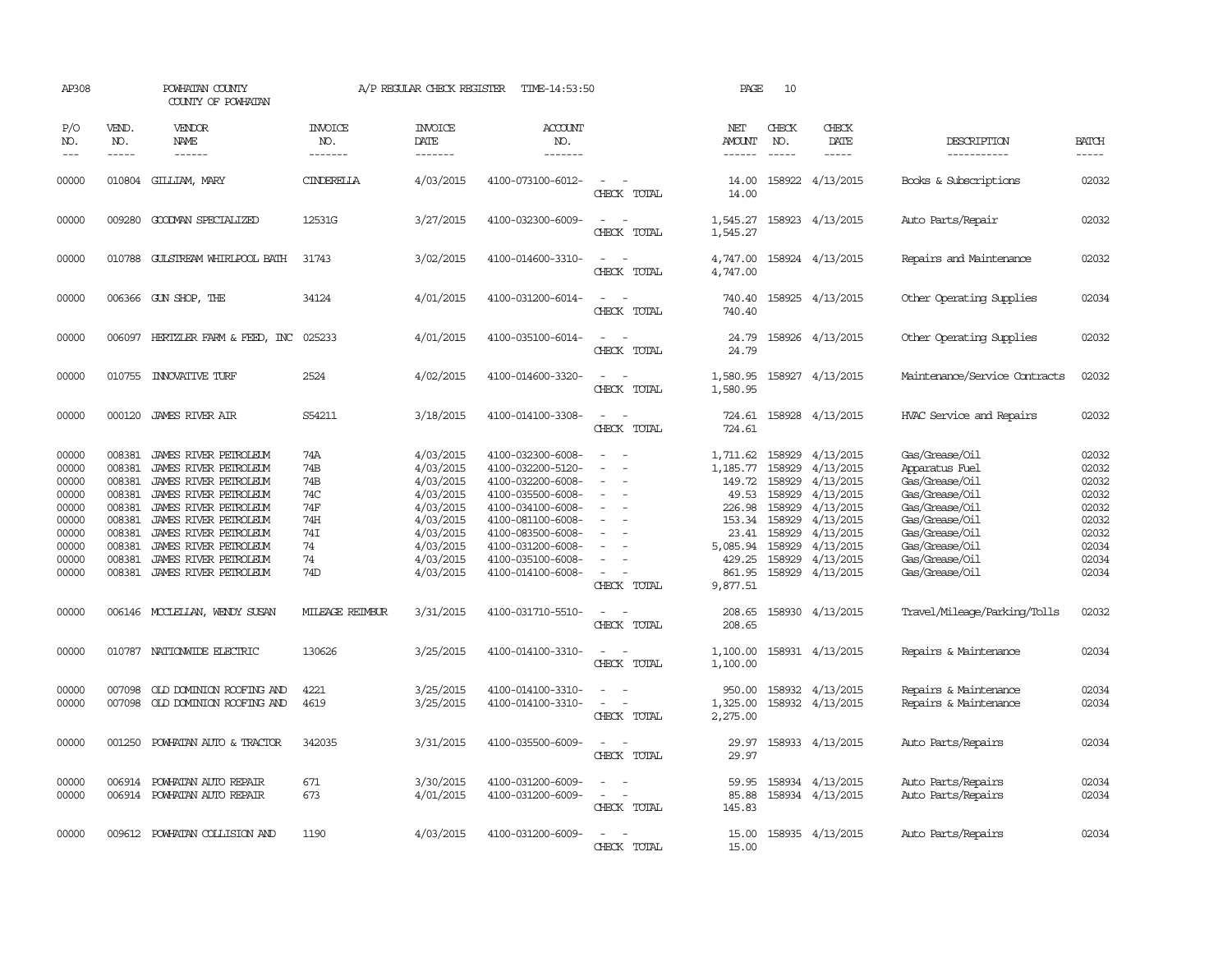AP308 POWHATAN COUNTY A/P REGULAR CHECK REGISTER TIME-14:53:50 PAGE 10
COUNTY OF POWHATAN

| P/O NO. | VEND. NO. | VENDOR NAME | INVOICE NO. | INVOICE DATE | ACCOUNT NO. | | NET AMOUNT | CHECK NO. | CHECK DATE | DESCRIPTION | BATCH |
|---|---|---|---|---|---|---|---|---|---|---|---|
| 00000 | 010804 | GILLIAM, MARY | CINDERELLA | 4/03/2015 | 4100-073100-6012- | - - | 14.00 | 158922 | 4/13/2015 | Books & Subscriptions | 02032 |
| | | | | | | CHECK TOTAL | 14.00 | | | | |
| 00000 | 009280 | GOODMAN SPECIALIZED | 12531G | 3/27/2015 | 4100-032300-6009- | - - | 1,545.27 | 158923 | 4/13/2015 | Auto Parts/Repair | 02032 |
| | | | | | | CHECK TOTAL | 1,545.27 | | | | |
| 00000 | 010788 | GULSTREAM WHIRLPOOL BATH | 31743 | 3/02/2015 | 4100-014600-3310- | - - | 4,747.00 | 158924 | 4/13/2015 | Repairs and Maintenance | 02032 |
| | | | | | | CHECK TOTAL | 4,747.00 | | | | |
| 00000 | 006366 | GUN SHOP, THE | 34124 | 4/01/2015 | 4100-031200-6014- | - - | 740.40 | 158925 | 4/13/2015 | Other Operating Supplies | 02034 |
| | | | | | | CHECK TOTAL | 740.40 | | | | |
| 00000 | 006097 | HERTZLER FARM & FEED, INC | 025233 | 4/01/2015 | 4100-035100-6014- | - - | 24.79 | 158926 | 4/13/2015 | Other Operating Supplies | 02032 |
| | | | | | | CHECK TOTAL | 24.79 | | | | |
| 00000 | 010755 | INNOVATIVE TURF | 2524 | 4/02/2015 | 4100-014600-3320- | - - | 1,580.95 | 158927 | 4/13/2015 | Maintenance/Service Contracts | 02032 |
| | | | | | | CHECK TOTAL | 1,580.95 | | | | |
| 00000 | 000120 | JAMES RIVER AIR | S54211 | 3/18/2015 | 4100-014100-3308- | - - | 724.61 | 158928 | 4/13/2015 | HVAC Service and Repairs | 02032 |
| | | | | | | CHECK TOTAL | 724.61 | | | | |
| 00000 | 008381 | JAMES RIVER PETROLEUM | 74A | 4/03/2015 | 4100-032300-6008- | - - | 1,711.62 | 158929 | 4/13/2015 | Gas/Grease/Oil | 02032 |
| 00000 | 008381 | JAMES RIVER PETROLEUM | 74B | 4/03/2015 | 4100-032200-5120- | - - | 1,185.77 | 158929 | 4/13/2015 | Apparatus Fuel | 02032 |
| 00000 | 008381 | JAMES RIVER PETROLEUM | 74B | 4/03/2015 | 4100-032200-6008- | - - | 149.72 | 158929 | 4/13/2015 | Gas/Grease/Oil | 02032 |
| 00000 | 008381 | JAMES RIVER PETROLEUM | 74C | 4/03/2015 | 4100-035500-6008- | - - | 49.53 | 158929 | 4/13/2015 | Gas/Grease/Oil | 02032 |
| 00000 | 008381 | JAMES RIVER PETROLEUM | 74F | 4/03/2015 | 4100-034100-6008- | - - | 226.98 | 158929 | 4/13/2015 | Gas/Grease/Oil | 02032 |
| 00000 | 008381 | JAMES RIVER PETROLEUM | 74H | 4/03/2015 | 4100-081100-6008- | - - | 153.34 | 158929 | 4/13/2015 | Gas/Grease/Oil | 02032 |
| 00000 | 008381 | JAMES RIVER PETROLEUM | 74I | 4/03/2015 | 4100-083500-6008- | - - | 23.41 | 158929 | 4/13/2015 | Gas/Grease/Oil | 02032 |
| 00000 | 008381 | JAMES RIVER PETROLEUM | 74 | 4/03/2015 | 4100-031200-6008- | - - | 5,085.94 | 158929 | 4/13/2015 | Gas/Grease/Oil | 02034 |
| 00000 | 008381 | JAMES RIVER PETROLEUM | 74 | 4/03/2015 | 4100-035100-6008- | - - | 429.25 | 158929 | 4/13/2015 | Gas/Grease/Oil | 02034 |
| 00000 | 008381 | JAMES RIVER PETROLEUM | 74D | 4/03/2015 | 4100-014100-6008- | - - | 861.95 | 158929 | 4/13/2015 | Gas/Grease/Oil | 02034 |
| | | | | | | CHECK TOTAL | 9,877.51 | | | | |
| 00000 | 006146 | MCCLELLAN, WENDY SUSAN | MILEAGE REIMBUR | 3/31/2015 | 4100-031710-5510- | - - | 208.65 | 158930 | 4/13/2015 | Travel/Mileage/Parking/Tolls | 02032 |
| | | | | | | CHECK TOTAL | 208.65 | | | | |
| 00000 | 010787 | NATIONWIDE ELECTRIC | 130626 | 3/25/2015 | 4100-014100-3310- | - - | 1,100.00 | 158931 | 4/13/2015 | Repairs & Maintenance | 02034 |
| | | | | | | CHECK TOTAL | 1,100.00 | | | | |
| 00000 | 007098 | OLD DOMINION ROOFING AND | 4221 | 3/25/2015 | 4100-014100-3310- | - - | 950.00 | 158932 | 4/13/2015 | Repairs & Maintenance | 02034 |
| 00000 | 007098 | OLD DOMINION ROOFING AND | 4619 | 3/25/2015 | 4100-014100-3310- | - - | 1,325.00 | 158932 | 4/13/2015 | Repairs & Maintenance | 02034 |
| | | | | | | CHECK TOTAL | 2,275.00 | | | | |
| 00000 | 001250 | POWHATAN AUTO & TRACTOR | 342035 | 3/31/2015 | 4100-035500-6009- | - - | 29.97 | 158933 | 4/13/2015 | Auto Parts/Repairs | 02034 |
| | | | | | | CHECK TOTAL | 29.97 | | | | |
| 00000 | 006914 | POWHATAN AUTO REPAIR | 671 | 3/30/2015 | 4100-031200-6009- | - - | 59.95 | 158934 | 4/13/2015 | Auto Parts/Repairs | 02034 |
| 00000 | 006914 | POWHATAN AUTO REPAIR | 673 | 4/01/2015 | 4100-031200-6009- | - - | 85.88 | 158934 | 4/13/2015 | Auto Parts/Repairs | 02034 |
| | | | | | | CHECK TOTAL | 145.83 | | | | |
| 00000 | 009612 | POWHATAN COLLISION AND | 1190 | 4/03/2015 | 4100-031200-6009- | - - | 15.00 | 158935 | 4/13/2015 | Auto Parts/Repairs | 02034 |
| | | | | | | CHECK TOTAL | 15.00 | | | | |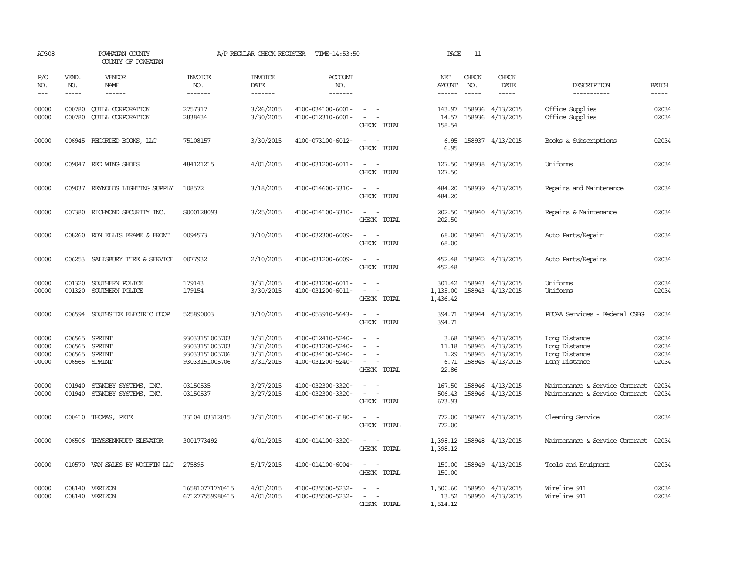AP308 POWHATAN COUNTY A/P REGULAR CHECK REGISTER TIME-14:53:50 PAGE 11
COUNTY OF POWHATAN

| P/O NO. | VEND. NO. | VENDOR NAME | INVOICE NO. | INVOICE DATE | ACCOUNT NO. | | NET AMOUNT | CHECK NO. | CHECK DATE | DESCRIPTION | BATCH |
|---|---|---|---|---|---|---|---|---|---|---|---|
| 00000 | 000780 | QUILL CORPORATION | 2757317 | 3/26/2015 | 4100-034100-6001- | - - | 143.97 | 158936 | 4/13/2015 | Office Supplies | 02034 |
| 00000 | 000780 | QUILL CORPORATION | 2838434 | 3/30/2015 | 4100-012310-6001- | - - | 14.57 | 158936 | 4/13/2015 | Office Supplies | 02034 |
| | | | | | | CHECK TOTAL | 158.54 | | | | |
| 00000 | 006945 | RECORDED BOOKS, LLC | 75108157 | 3/30/2015 | 4100-073100-6012- | - - | 6.95 | 158937 | 4/13/2015 | Books & Subscriptions | 02034 |
| | | | | | | CHECK TOTAL | 6.95 | | | | |
| 00000 | 009047 | RED WING SHOES | 484121215 | 4/01/2015 | 4100-031200-6011- | - - | 127.50 | 158938 | 4/13/2015 | Uniforms | 02034 |
| | | | | | | CHECK TOTAL | 127.50 | | | | |
| 00000 | 009037 | REYNOLDS LIGHTING SUPPLY | 108572 | 3/18/2015 | 4100-014600-3310- | - - | 484.20 | 158939 | 4/13/2015 | Repairs and Maintenance | 02034 |
| | | | | | | CHECK TOTAL | 484.20 | | | | |
| 00000 | 007380 | RICHMOND SECURITY INC. | S000128093 | 3/25/2015 | 4100-014100-3310- | - - | 202.50 | 158940 | 4/13/2015 | Repairs & Maintenance | 02034 |
| | | | | | | CHECK TOTAL | 202.50 | | | | |
| 00000 | 008260 | RON ELLIS FRAME & FRONT | 0094573 | 3/10/2015 | 4100-032300-6009- | - - | 68.00 | 158941 | 4/13/2015 | Auto Parts/Repair | 02034 |
| | | | | | | CHECK TOTAL | 68.00 | | | | |
| 00000 | 006253 | SALISBURY TIRE & SERVICE | 0077932 | 2/10/2015 | 4100-031200-6009- | - - | 452.48 | 158942 | 4/13/2015 | Auto Parts/Repairs | 02034 |
| | | | | | | CHECK TOTAL | 452.48 | | | | |
| 00000 | 001320 | SOUTHERN POLICE | 179143 | 3/31/2015 | 4100-031200-6011- | - - | 301.42 | 158943 | 4/13/2015 | Uniforms | 02034 |
| 00000 | 001320 | SOUTHERN POLICE | 179154 | 3/30/2015 | 4100-031200-6011- | - - | 1,135.00 | 158943 | 4/13/2015 | Uniforms | 02034 |
| | | | | | | CHECK TOTAL | 1,436.42 | | | | |
| 00000 | 006594 | SOUTHSIDE ELECTRIC COOP | 525890003 | 3/10/2015 | 4100-053910-5643- | - - | 394.71 | 158944 | 4/13/2015 | PCCAA Services - Federal CSBG | 02034 |
| | | | | | | CHECK TOTAL | 394.71 | | | | |
| 00000 | 006565 | SPRINT | 93033151005703 | 3/31/2015 | 4100-012410-5240- | - - | 3.68 | 158945 | 4/13/2015 | Long Distance | 02034 |
| 00000 | 006565 | SPRINT | 93033151005703 | 3/31/2015 | 4100-031200-5240- | - - | 11.18 | 158945 | 4/13/2015 | Long Distance | 02034 |
| 00000 | 006565 | SPRINT | 93033151005706 | 3/31/2015 | 4100-034100-5240- | - - | 1.29 | 158945 | 4/13/2015 | Long Distance | 02034 |
| 00000 | 006565 | SPRINT | 93033151005706 | 3/31/2015 | 4100-031200-5240- | - - | 6.71 | 158945 | 4/13/2015 | Long Distance | 02034 |
| | | | | | | CHECK TOTAL | 22.86 | | | | |
| 00000 | 001940 | STANDBY SYSTEMS, INC. | 03150535 | 3/27/2015 | 4100-032300-3320- | - - | 167.50 | 158946 | 4/13/2015 | Maintenance & Service Contract | 02034 |
| 00000 | 001940 | STANDBY SYSTEMS, INC. | 03150537 | 3/27/2015 | 4100-032300-3320- | - - | 506.43 | 158946 | 4/13/2015 | Maintenance & Service Contract | 02034 |
| | | | | | | CHECK TOTAL | 673.93 | | | | |
| 00000 | 000410 | THOMAS, PETE | 33104 03312015 | 3/31/2015 | 4100-014100-3180- | - - | 772.00 | 158947 | 4/13/2015 | Cleaning Service | 02034 |
| | | | | | | CHECK TOTAL | 772.00 | | | | |
| 00000 | 006506 | THYSSENKRUPP ELEVATOR | 3001773492 | 4/01/2015 | 4100-014100-3320- | - - | 1,398.12 | 158948 | 4/13/2015 | Maintenance & Service Contract | 02034 |
| | | | | | | CHECK TOTAL | 1,398.12 | | | | |
| 00000 | 010570 | VAN SALES BY WOODFIN LLC | 275895 | 5/17/2015 | 4100-014100-6004- | - - | 150.00 | 158949 | 4/13/2015 | Tools and Equipment | 02034 |
| | | | | | | CHECK TOTAL | 150.00 | | | | |
| 00000 | 008140 | VERIZON | 1658107717Y0415 | 4/01/2015 | 4100-035500-5232- | - - | 1,500.60 | 158950 | 4/13/2015 | Wireline 911 | 02034 |
| 00000 | 008140 | VERIZON | 671277559980415 | 4/01/2015 | 4100-035500-5232- | - - | 13.52 | 158950 | 4/13/2015 | Wireline 911 | 02034 |
| | | | | | | CHECK TOTAL | 1,514.12 | | | | |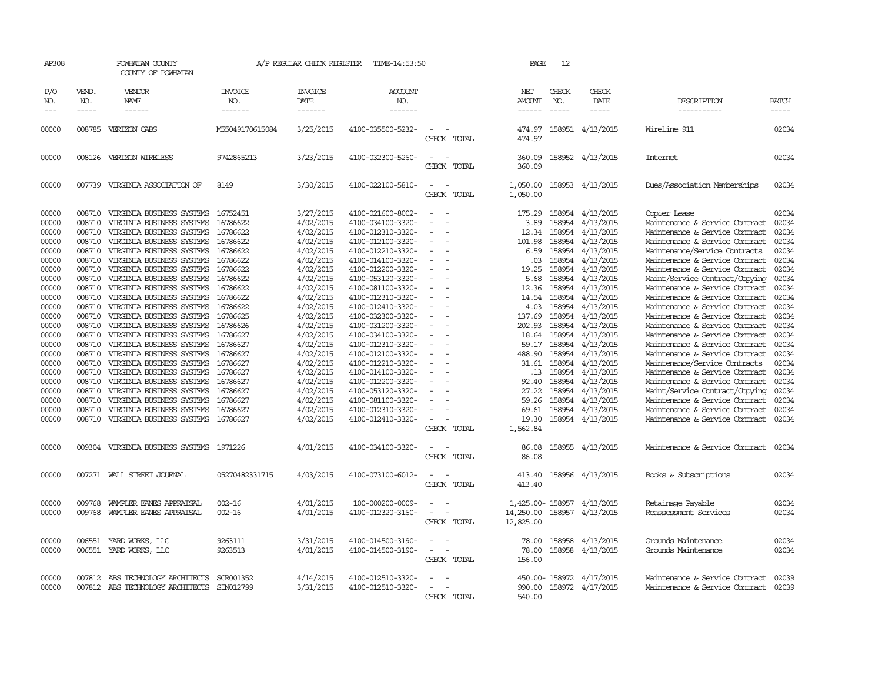AP308 POWHATAN COUNTY A/P REGULAR CHECK REGISTER TIME-14:53:50 PAGE 12
COUNTY OF POWHATAN

| P/O NO. | VEND. NO. | VENDOR NAME | INVOICE NO. | INVOICE DATE | ACCOUNT NO. | | NET AMOUNT | CHECK NO. | CHECK DATE | DESCRIPTION | BATCH |
|---|---|---|---|---|---|---|---|---|---|---|---|
| 00000 | 008785 | VERIZON CABS | M55049170615084 | 3/25/2015 | 4100-035500-5232- | - - | 474.97 | 158951 | 4/13/2015 | Wireline 911 | 02034 |
| | | | | | | CHECK TOTAL | 474.97 | | | | |
| 00000 | 008126 | VERIZON WIRELESS | 9742865213 | 3/23/2015 | 4100-032300-5260- | - - | 360.09 | 158952 | 4/13/2015 | Internet | 02034 |
| | | | | | | CHECK TOTAL | 360.09 | | | | |
| 00000 | 007739 | VIRGINIA ASSOCIATION OF | 8149 | 3/30/2015 | 4100-022100-5810- | - - | 1,050.00 | 158953 | 4/13/2015 | Dues/Association Memberships | 02034 |
| | | | | | | CHECK TOTAL | 1,050.00 | | | | |
| 00000 | 008710 | VIRGINIA BUSINESS SYSTEMS | 16752451 | 3/27/2015 | 4100-021600-8002- | - - | 175.29 | 158954 | 4/13/2015 | Copier Lease | 02034 |
| 00000 | 008710 | VIRGINIA BUSINESS SYSTEMS | 16786622 | 4/02/2015 | 4100-034100-3320- | - - | 3.89 | 158954 | 4/13/2015 | Maintenance & Service Contract | 02034 |
| 00000 | 008710 | VIRGINIA BUSINESS SYSTEMS | 16786622 | 4/02/2015 | 4100-012310-3320- | - - | 12.34 | 158954 | 4/13/2015 | Maintenance & Service Contract | 02034 |
| 00000 | 008710 | VIRGINIA BUSINESS SYSTEMS | 16786622 | 4/02/2015 | 4100-012100-3320- | - - | 101.98 | 158954 | 4/13/2015 | Maintenance & Service Contract | 02034 |
| 00000 | 008710 | VIRGINIA BUSINESS SYSTEMS | 16786622 | 4/02/2015 | 4100-012210-3320- | - - | 6.59 | 158954 | 4/13/2015 | Maintenance/Service Contracts | 02034 |
| 00000 | 008710 | VIRGINIA BUSINESS SYSTEMS | 16786622 | 4/02/2015 | 4100-014100-3320- | - - | .03 | 158954 | 4/13/2015 | Maintenance & Service Contract | 02034 |
| 00000 | 008710 | VIRGINIA BUSINESS SYSTEMS | 16786622 | 4/02/2015 | 4100-012200-3320- | - - | 19.25 | 158954 | 4/13/2015 | Maintenance & Service Contract | 02034 |
| 00000 | 008710 | VIRGINIA BUSINESS SYSTEMS | 16786622 | 4/02/2015 | 4100-053120-3320- | - - | 5.68 | 158954 | 4/13/2015 | Maint/Service Contract/Copying | 02034 |
| 00000 | 008710 | VIRGINIA BUSINESS SYSTEMS | 16786622 | 4/02/2015 | 4100-081100-3320- | - - | 12.36 | 158954 | 4/13/2015 | Maintenance & Service Contract | 02034 |
| 00000 | 008710 | VIRGINIA BUSINESS SYSTEMS | 16786622 | 4/02/2015 | 4100-012310-3320- | - - | 14.54 | 158954 | 4/13/2015 | Maintenance & Service Contract | 02034 |
| 00000 | 008710 | VIRGINIA BUSINESS SYSTEMS | 16786622 | 4/02/2015 | 4100-012410-3320- | - - | 4.03 | 158954 | 4/13/2015 | Maintenance & Service Contract | 02034 |
| 00000 | 008710 | VIRGINIA BUSINESS SYSTEMS | 16786625 | 4/02/2015 | 4100-032300-3320- | - - | 137.69 | 158954 | 4/13/2015 | Maintenance & Service Contract | 02034 |
| 00000 | 008710 | VIRGINIA BUSINESS SYSTEMS | 16786626 | 4/02/2015 | 4100-031200-3320- | - - | 202.93 | 158954 | 4/13/2015 | Maintenance & Service Contract | 02034 |
| 00000 | 008710 | VIRGINIA BUSINESS SYSTEMS | 16786627 | 4/02/2015 | 4100-034100-3320- | - - | 18.64 | 158954 | 4/13/2015 | Maintenance & Service Contract | 02034 |
| 00000 | 008710 | VIRGINIA BUSINESS SYSTEMS | 16786627 | 4/02/2015 | 4100-012310-3320- | - - | 59.17 | 158954 | 4/13/2015 | Maintenance & Service Contract | 02034 |
| 00000 | 008710 | VIRGINIA BUSINESS SYSTEMS | 16786627 | 4/02/2015 | 4100-012100-3320- | - - | 488.90 | 158954 | 4/13/2015 | Maintenance & Service Contract | 02034 |
| 00000 | 008710 | VIRGINIA BUSINESS SYSTEMS | 16786627 | 4/02/2015 | 4100-012210-3320- | - - | 31.61 | 158954 | 4/13/2015 | Maintenance/Service Contracts | 02034 |
| 00000 | 008710 | VIRGINIA BUSINESS SYSTEMS | 16786627 | 4/02/2015 | 4100-014100-3320- | - - | .13 | 158954 | 4/13/2015 | Maintenance & Service Contract | 02034 |
| 00000 | 008710 | VIRGINIA BUSINESS SYSTEMS | 16786627 | 4/02/2015 | 4100-012200-3320- | - - | 92.40 | 158954 | 4/13/2015 | Maintenance & Service Contract | 02034 |
| 00000 | 008710 | VIRGINIA BUSINESS SYSTEMS | 16786627 | 4/02/2015 | 4100-053120-3320- | - - | 27.22 | 158954 | 4/13/2015 | Maint/Service Contract/Copying | 02034 |
| 00000 | 008710 | VIRGINIA BUSINESS SYSTEMS | 16786627 | 4/02/2015 | 4100-081100-3320- | - - | 59.26 | 158954 | 4/13/2015 | Maintenance & Service Contract | 02034 |
| 00000 | 008710 | VIRGINIA BUSINESS SYSTEMS | 16786627 | 4/02/2015 | 4100-012310-3320- | - - | 69.61 | 158954 | 4/13/2015 | Maintenance & Service Contract | 02034 |
| 00000 | 008710 | VIRGINIA BUSINESS SYSTEMS | 16786627 | 4/02/2015 | 4100-012410-3320- | - - | 19.30 | 158954 | 4/13/2015 | Maintenance & Service Contract | 02034 |
| | | | | | | CHECK TOTAL | 1,562.84 | | | | |
| 00000 | 009304 | VIRGINIA BUSINESS SYSTEMS | 1971226 | 4/01/2015 | 4100-034100-3320- | - - | 86.08 | 158955 | 4/13/2015 | Maintenance & Service Contract | 02034 |
| | | | | | | CHECK TOTAL | 86.08 | | | | |
| 00000 | 007271 | WALL STREET JOURNAL | 05270482331715 | 4/03/2015 | 4100-073100-6012- | - - | 413.40 | 158956 | 4/13/2015 | Books & Subscriptions | 02034 |
| | | | | | | CHECK TOTAL | 413.40 | | | | |
| 00000 | 009768 | WAMPLER EANES APPRAISAL | 002-16 | 4/01/2015 | 100-000200-0009- | - - | 1,425.00- | 158957 | 4/13/2015 | Retainage Payable | 02034 |
| 00000 | 009768 | WAMPLER EANES APPRAISAL | 002-16 | 4/01/2015 | 4100-012320-3160- | - - | 14,250.00 | 158957 | 4/13/2015 | Reassessment Services | 02034 |
| | | | | | | CHECK TOTAL | 12,825.00 | | | | |
| 00000 | 006551 | YARD WORKS, LLC | 9263111 | 3/31/2015 | 4100-014500-3190- | - - | 78.00 | 158958 | 4/13/2015 | Grounds Maintenance | 02034 |
| 00000 | 006551 | YARD WORKS, LLC | 9263513 | 4/01/2015 | 4100-014500-3190- | - - | 78.00 | 158958 | 4/13/2015 | Grounds Maintenance | 02034 |
| | | | | | | CHECK TOTAL | 156.00 | | | | |
| 00000 | 007812 | ABS TECHNOLOGY ARCHITECTS | SCR001352 | 4/14/2015 | 4100-012510-3320- | - - | 450.00- | 158972 | 4/17/2015 | Maintenance & Service Contract | 02039 |
| 00000 | 007812 | ABS TECHNOLOGY ARCHITECTS | SIN012799 | 3/31/2015 | 4100-012510-3320- | - - | 990.00 | 158972 | 4/17/2015 | Maintenance & Service Contract | 02039 |
| | | | | | | CHECK TOTAL | 540.00 | | | | |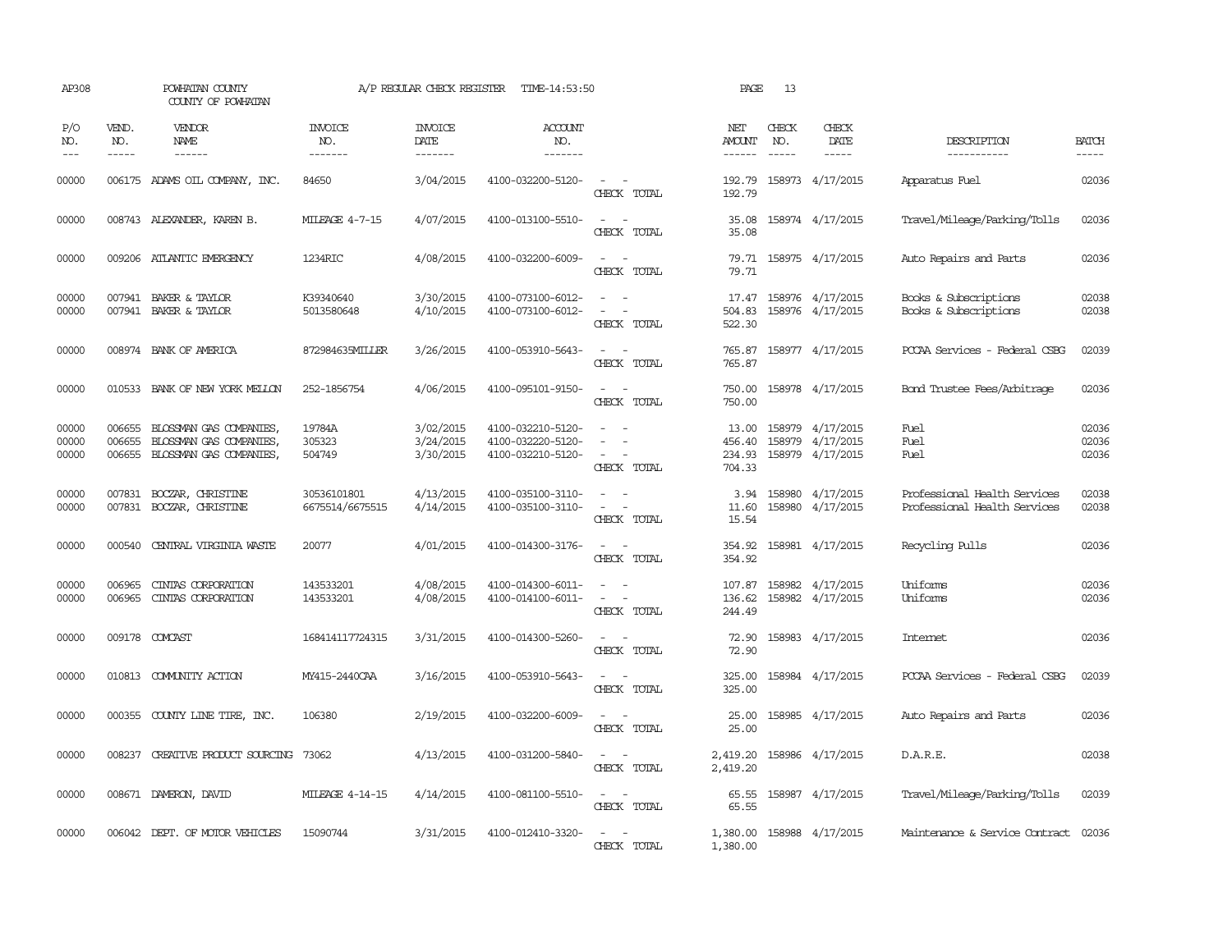AP308 POWHATAN COUNTY A/P REGULAR CHECK REGISTER TIME-14:53:50 PAGE 13
COUNTY OF POWHATAN

| P/O NO. | VEND. NO. | VENDOR NAME | INVOICE NO. | INVOICE DATE | ACCOUNT NO. | | NET AMOUNT | CHECK NO. | CHECK DATE | DESCRIPTION | BATCH |
|---|---|---|---|---|---|---|---|---|---|---|---|
| 00000 | 006175 | ADAMS OIL COMPANY, INC. | 84650 | 3/04/2015 | 4100-032200-5120- | - - | 192.79 | 158973 | 4/17/2015 | Apparatus Fuel | 02036 |
| | | | | | | CHECK TOTAL | 192.79 | | | | |
| 00000 | 008743 | ALEXANDER, KAREN B. | MILEAGE 4-7-15 | 4/07/2015 | 4100-013100-5510- | - - | 35.08 | 158974 | 4/17/2015 | Travel/Mileage/Parking/Tolls | 02036 |
| | | | | | | CHECK TOTAL | 35.08 | | | | |
| 00000 | 009206 | ATLANTIC EMERGENCY | 1234RIC | 4/08/2015 | 4100-032200-6009- | - - | 79.71 | 158975 | 4/17/2015 | Auto Repairs and Parts | 02036 |
| | | | | | | CHECK TOTAL | 79.71 | | | | |
| 00000 | 007941 | BAKER & TAYLOR | K39340640 | 3/30/2015 | 4100-073100-6012- | - - | 17.47 | 158976 | 4/17/2015 | Books & Subscriptions | 02038 |
| 00000 | 007941 | BAKER & TAYLOR | 5013580648 | 4/10/2015 | 4100-073100-6012- | - - | 504.83 | 158976 | 4/17/2015 | Books & Subscriptions | 02038 |
| | | | | | | CHECK TOTAL | 522.30 | | | | |
| 00000 | 008974 | BANK OF AMERICA | 872984635MILLER | 3/26/2015 | 4100-053910-5643- | - - | 765.87 | 158977 | 4/17/2015 | PCCAA Services - Federal CSBG | 02039 |
| | | | | | | CHECK TOTAL | 765.87 | | | | |
| 00000 | 010533 | BANK OF NEW YORK MELLON | 252-1856754 | 4/06/2015 | 4100-095101-9150- | - - | 750.00 | 158978 | 4/17/2015 | Bond Trustee Fees/Arbitrage | 02036 |
| | | | | | | CHECK TOTAL | 750.00 | | | | |
| 00000 | 006655 | BLOSSMAN GAS COMPANIES, | 19784A | 3/02/2015 | 4100-032210-5120- | - - | 13.00 | 158979 | 4/17/2015 | Fuel | 02036 |
| 00000 | 006655 | BLOSSMAN GAS COMPANIES, | 305323 | 3/24/2015 | 4100-032220-5120- | - - | 456.40 | 158979 | 4/17/2015 | Fuel | 02036 |
| 00000 | 006655 | BLOSSMAN GAS COMPANIES, | 504749 | 3/30/2015 | 4100-032210-5120- | - - | 234.93 | 158979 | 4/17/2015 | Fuel | 02036 |
| | | | | | | CHECK TOTAL | 704.33 | | | | |
| 00000 | 007831 | BOCZAR, CHRISTINE | 30536101801 | 4/13/2015 | 4100-035100-3110- | - - | 3.94 | 158980 | 4/17/2015 | Professional Health Services | 02038 |
| 00000 | 007831 | BOCZAR, CHRISTINE | 6675514/6675515 | 4/14/2015 | 4100-035100-3110- | - - | 11.60 | 158980 | 4/17/2015 | Professional Health Services | 02038 |
| | | | | | | CHECK TOTAL | 15.54 | | | | |
| 00000 | 000540 | CENTRAL VIRGINIA WASTE | 20077 | 4/01/2015 | 4100-014300-3176- | - - | 354.92 | 158981 | 4/17/2015 | Recycling Pulls | 02036 |
| | | | | | | CHECK TOTAL | 354.92 | | | | |
| 00000 | 006965 | CINTAS CORPORATION | 143533201 | 4/08/2015 | 4100-014300-6011- | - - | 107.87 | 158982 | 4/17/2015 | Uniforms | 02036 |
| 00000 | 006965 | CINTAS CORPORATION | 143533201 | 4/08/2015 | 4100-014100-6011- | - - | 136.62 | 158982 | 4/17/2015 | Uniforms | 02036 |
| | | | | | | CHECK TOTAL | 244.49 | | | | |
| 00000 | 009178 | COMCAST | 168414117724315 | 3/31/2015 | 4100-014300-5260- | - - | 72.90 | 158983 | 4/17/2015 | Internet | 02036 |
| | | | | | | CHECK TOTAL | 72.90 | | | | |
| 00000 | 010813 | COMMUNITY ACTION | MY415-2440CAA | 3/16/2015 | 4100-053910-5643- | - - | 325.00 | 158984 | 4/17/2015 | PCCAA Services - Federal CSBG | 02039 |
| | | | | | | CHECK TOTAL | 325.00 | | | | |
| 00000 | 000355 | COUNTY LINE TIRE, INC. | 106380 | 2/19/2015 | 4100-032200-6009- | - - | 25.00 | 158985 | 4/17/2015 | Auto Repairs and Parts | 02036 |
| | | | | | | CHECK TOTAL | 25.00 | | | | |
| 00000 | 008237 | CREATIVE PRODUCT SOURCING | 73062 | 4/13/2015 | 4100-031200-5840- | - - | 2,419.20 | 158986 | 4/17/2015 | D.A.R.E. | 02038 |
| | | | | | | CHECK TOTAL | 2,419.20 | | | | |
| 00000 | 008671 | DAMERON, DAVID | MILEAGE 4-14-15 | 4/14/2015 | 4100-081100-5510- | - - | 65.55 | 158987 | 4/17/2015 | Travel/Mileage/Parking/Tolls | 02039 |
| | | | | | | CHECK TOTAL | 65.55 | | | | |
| 00000 | 006042 | DEPT. OF MOTOR VEHICLES | 15090744 | 3/31/2015 | 4100-012410-3320- | - - | 1,380.00 | 158988 | 4/17/2015 | Maintenance & Service Contract | 02036 |
| | | | | | | CHECK TOTAL | 1,380.00 | | | | |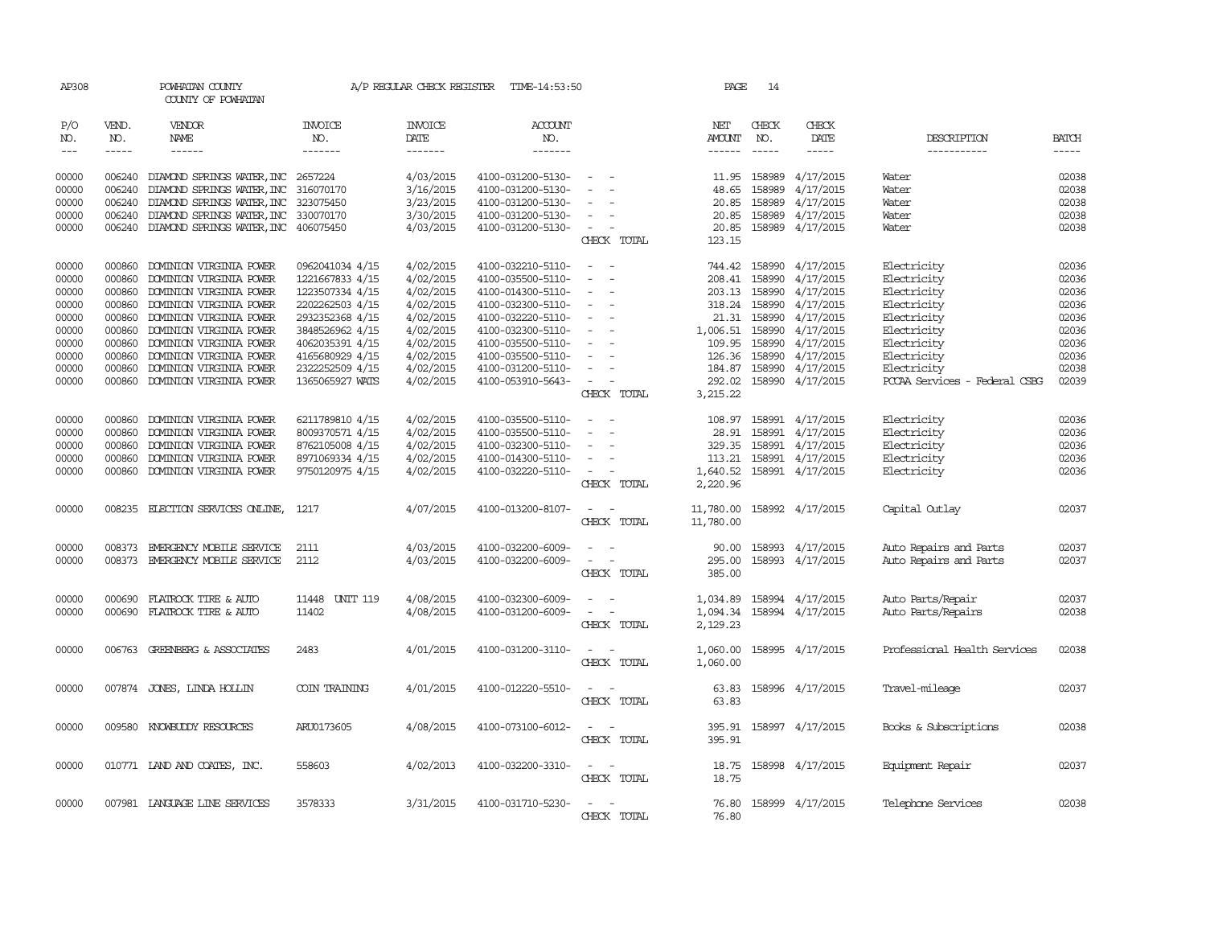AP308 POWHATAN COUNTY A/P REGULAR CHECK REGISTER TIME-14:53:50

COUNTY OF POWHATAN

| P/O NO. | VEND. NO. | VENDOR NAME | INVOICE NO. | INVOICE DATE | ACCOUNT NO. | | NET AMOUNT | CHECK NO. | CHECK DATE | DESCRIPTION | BATCH |
|---|---|---|---|---|---|---|---|---|---|---|---|
| 00000 | 006240 | DIAMOND SPRINGS WATER, INC | 2657224 | 4/03/2015 | 4100-031200-5130- | - - | 11.95 | 158989 | 4/17/2015 | Water | 02038 |
| 00000 | 006240 | DIAMOND SPRINGS WATER, INC | 316070170 | 3/16/2015 | 4100-031200-5130- | - - | 48.65 | 158989 | 4/17/2015 | Water | 02038 |
| 00000 | 006240 | DIAMOND SPRINGS WATER, INC | 323075450 | 3/23/2015 | 4100-031200-5130- | - - | 20.85 | 158989 | 4/17/2015 | Water | 02038 |
| 00000 | 006240 | DIAMOND SPRINGS WATER, INC | 330070170 | 3/30/2015 | 4100-031200-5130- | - - | 20.85 | 158989 | 4/17/2015 | Water | 02038 |
| 00000 | 006240 | DIAMOND SPRINGS WATER, INC | 406075450 | 4/03/2015 | 4100-031200-5130- | - - | 20.85 | 158989 | 4/17/2015 | Water | 02038 |
| | | | | | | CHECK TOTAL | 123.15 | | | | |
| 00000 | 000860 | DOMINION VIRGINIA POWER | 0962041034 4/15 | 4/02/2015 | 4100-032210-5110- | - - | 744.42 | 158990 | 4/17/2015 | Electricity | 02036 |
| 00000 | 000860 | DOMINION VIRGINIA POWER | 1221667833 4/15 | 4/02/2015 | 4100-035500-5110- | - - | 208.41 | 158990 | 4/17/2015 | Electricity | 02036 |
| 00000 | 000860 | DOMINION VIRGINIA POWER | 1223507334 4/15 | 4/02/2015 | 4100-014300-5110- | - - | 203.13 | 158990 | 4/17/2015 | Electricity | 02036 |
| 00000 | 000860 | DOMINION VIRGINIA POWER | 2202262503 4/15 | 4/02/2015 | 4100-032300-5110- | - - | 318.24 | 158990 | 4/17/2015 | Electricity | 02036 |
| 00000 | 000860 | DOMINION VIRGINIA POWER | 2932352368 4/15 | 4/02/2015 | 4100-032220-5110- | - - | 21.31 | 158990 | 4/17/2015 | Electricity | 02036 |
| 00000 | 000860 | DOMINION VIRGINIA POWER | 3848526962 4/15 | 4/02/2015 | 4100-032300-5110- | - - | 1,006.51 | 158990 | 4/17/2015 | Electricity | 02036 |
| 00000 | 000860 | DOMINION VIRGINIA POWER | 4062035391 4/15 | 4/02/2015 | 4100-035500-5110- | - - | 109.95 | 158990 | 4/17/2015 | Electricity | 02036 |
| 00000 | 000860 | DOMINION VIRGINIA POWER | 4165680929 4/15 | 4/02/2015 | 4100-035500-5110- | - - | 126.36 | 158990 | 4/17/2015 | Electricity | 02036 |
| 00000 | 000860 | DOMINION VIRGINIA POWER | 2322252509 4/15 | 4/02/2015 | 4100-031200-5110- | - - | 184.87 | 158990 | 4/17/2015 | Electricity | 02038 |
| 00000 | 000860 | DOMINION VIRGINIA POWER | 1365065927 WATS | 4/02/2015 | 4100-053910-5643- | - - | 292.02 | 158990 | 4/17/2015 | PCCAA Services - Federal CSBG | 02039 |
| | | | | | | CHECK TOTAL | 3,215.22 | | | | |
| 00000 | 000860 | DOMINION VIRGINIA POWER | 6211789810 4/15 | 4/02/2015 | 4100-035500-5110- | - - | 108.97 | 158991 | 4/17/2015 | Electricity | 02036 |
| 00000 | 000860 | DOMINION VIRGINIA POWER | 8009370571 4/15 | 4/02/2015 | 4100-035500-5110- | - - | 28.91 | 158991 | 4/17/2015 | Electricity | 02036 |
| 00000 | 000860 | DOMINION VIRGINIA POWER | 8762105008 4/15 | 4/02/2015 | 4100-032300-5110- | - - | 329.35 | 158991 | 4/17/2015 | Electricity | 02036 |
| 00000 | 000860 | DOMINION VIRGINIA POWER | 8971069334 4/15 | 4/02/2015 | 4100-014300-5110- | - - | 113.21 | 158991 | 4/17/2015 | Electricity | 02036 |
| 00000 | 000860 | DOMINION VIRGINIA POWER | 9750120975 4/15 | 4/02/2015 | 4100-032220-5110- | - - | 1,640.52 | 158991 | 4/17/2015 | Electricity | 02036 |
| | | | | | | CHECK TOTAL | 2,220.96 | | | | |
| 00000 | 008235 | ELECTION SERVICES ONLINE, | 1217 | 4/07/2015 | 4100-013200-8107- | - - | 11,780.00 | 158992 | 4/17/2015 | Capital Outlay | 02037 |
| | | | | | | CHECK TOTAL | 11,780.00 | | | | |
| 00000 | 008373 | EMERGENCY MOBILE SERVICE | 2111 | 4/03/2015 | 4100-032200-6009- | - - | 90.00 | 158993 | 4/17/2015 | Auto Repairs and Parts | 02037 |
| 00000 | 008373 | EMERGENCY MOBILE SERVICE | 2112 | 4/03/2015 | 4100-032200-6009- | - - | 295.00 | 158993 | 4/17/2015 | Auto Repairs and Parts | 02037 |
| | | | | | | CHECK TOTAL | 385.00 | | | | |
| 00000 | 000690 | FLATROCK TIRE & AUTO | 11448 UNIT 119 | 4/08/2015 | 4100-032300-6009- | - - | 1,034.89 | 158994 | 4/17/2015 | Auto Parts/Repair | 02037 |
| 00000 | 000690 | FLATROCK TIRE & AUTO | 11402 | 4/08/2015 | 4100-031200-6009- | - - | 1,094.34 | 158994 | 4/17/2015 | Auto Parts/Repairs | 02038 |
| | | | | | | CHECK TOTAL | 2,129.23 | | | | |
| 00000 | 006763 | GREENBERG & ASSOCIATES | 2483 | 4/01/2015 | 4100-031200-3110- | - - | 1,060.00 | 158995 | 4/17/2015 | Professional Health Services | 02038 |
| | | | | | | CHECK TOTAL | 1,060.00 | | | | |
| 00000 | 007874 | JONES, LINDA HOLLIN | COIN TRAINING | 4/01/2015 | 4100-012220-5510- | - - | 63.83 | 158996 | 4/17/2015 | Travel-mileage | 02037 |
| | | | | | | CHECK TOTAL | 63.83 | | | | |
| 00000 | 009580 | KNOWBUDDY RESOURCES | ARU0173605 | 4/08/2015 | 4100-073100-6012- | - - | 395.91 | 158997 | 4/17/2015 | Books & Subscriptions | 02038 |
| | | | | | | CHECK TOTAL | 395.91 | | | | |
| 00000 | 010771 | LAND AND COATES, INC. | 558603 | 4/02/2013 | 4100-032200-3310- | - - | 18.75 | 158998 | 4/17/2015 | Equipment Repair | 02037 |
| | | | | | | CHECK TOTAL | 18.75 | | | | |
| 00000 | 007981 | LANGUAGE LINE SERVICES | 3578333 | 3/31/2015 | 4100-031710-5230- | - - | 76.80 | 158999 | 4/17/2015 | Telephone Services | 02038 |
| | | | | | | CHECK TOTAL | 76.80 | | | | |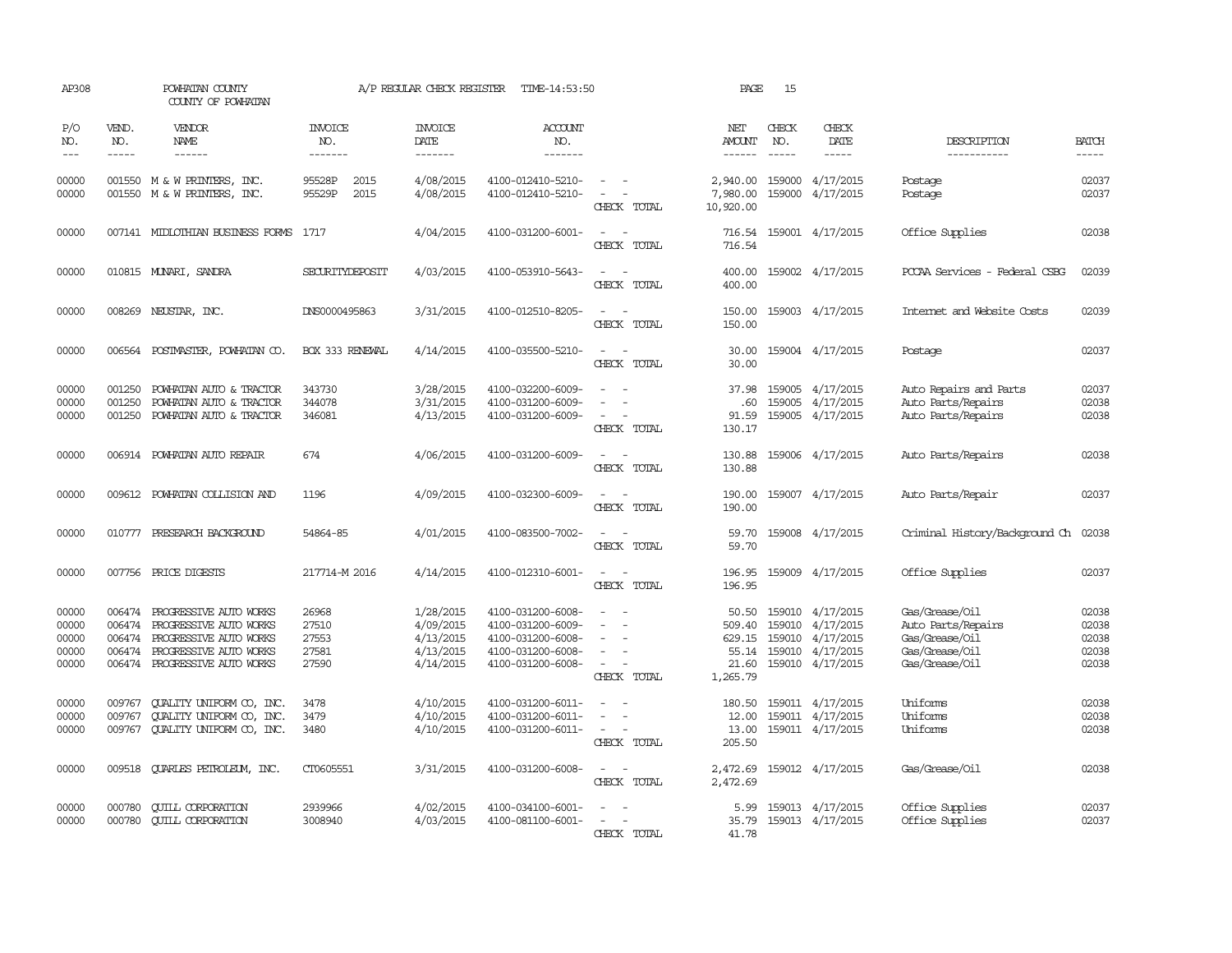AP308 POWHATAN COUNTY A/P REGULAR CHECK REGISTER TIME-14:53:50 PAGE 15
COUNTY OF POWHATAN

| P/O NO. | VEND. NO. | VENDOR NAME | INVOICE NO. | INVOICE DATE | ACCOUNT NO. | | NET AMOUNT | CHECK NO. | CHECK DATE | DESCRIPTION | BATCH |
|---|---|---|---|---|---|---|---|---|---|---|---|
| 00000 | 001550 | M & W PRINTERS, INC. | 95528P 2015 | 4/08/2015 | 4100-012410-5210- | - - | 2,940.00 | 159000 | 4/17/2015 | Postage | 02037 |
| 00000 | 001550 | M & W PRINTERS, INC. | 95529P 2015 | 4/08/2015 | 4100-012410-5210- | - - | 7,980.00 | 159000 | 4/17/2015 | Postage | 02037 |
| | | | | | | CHECK TOTAL | 10,920.00 | | | | |
| 00000 | 007141 | MIDLOTHIAN BUSINESS FORMS | 1717 | 4/04/2015 | 4100-031200-6001- | - - | 716.54 | 159001 | 4/17/2015 | Office Supplies | 02038 |
| | | | | | | CHECK TOTAL | 716.54 | | | | |
| 00000 | 010815 | MUNARI, SANDRA | SECURITYDEPOSIT | 4/03/2015 | 4100-053910-5643- | - - | 400.00 | 159002 | 4/17/2015 | PCCAA Services - Federal CSBG | 02039 |
| | | | | | | CHECK TOTAL | 400.00 | | | | |
| 00000 | 008269 | NEUSTAR, INC. | DNS0000495863 | 3/31/2015 | 4100-012510-8205- | - - | 150.00 | 159003 | 4/17/2015 | Internet and Website Costs | 02039 |
| | | | | | | CHECK TOTAL | 150.00 | | | | |
| 00000 | 006564 | POSTMASTER, POWHATAN CO. | BOX 333 RENEWAL | 4/14/2015 | 4100-035500-5210- | - - | 30.00 | 159004 | 4/17/2015 | Postage | 02037 |
| | | | | | | CHECK TOTAL | 30.00 | | | | |
| 00000 | 001250 | POWHATAN AUTO & TRACTOR | 343730 | 3/28/2015 | 4100-032200-6009- | - - | 37.98 | 159005 | 4/17/2015 | Auto Repairs and Parts | 02037 |
| 00000 | 001250 | POWHATAN AUTO & TRACTOR | 344078 | 3/31/2015 | 4100-031200-6009- | - - | .60 | 159005 | 4/17/2015 | Auto Parts/Repairs | 02038 |
| 00000 | 001250 | POWHATAN AUTO & TRACTOR | 346081 | 4/13/2015 | 4100-031200-6009- | - - | 91.59 | 159005 | 4/17/2015 | Auto Parts/Repairs | 02038 |
| | | | | | | CHECK TOTAL | 130.17 | | | | |
| 00000 | 006914 | POWHATAN AUTO REPAIR | 674 | 4/06/2015 | 4100-031200-6009- | - - | 130.88 | 159006 | 4/17/2015 | Auto Parts/Repairs | 02038 |
| | | | | | | CHECK TOTAL | 130.88 | | | | |
| 00000 | 009612 | POWHATAN COLLISION AND | 1196 | 4/09/2015 | 4100-032300-6009- | - - | 190.00 | 159007 | 4/17/2015 | Auto Parts/Repair | 02037 |
| | | | | | | CHECK TOTAL | 190.00 | | | | |
| 00000 | 010777 | PRESEARCH BACKGROUND | 54864-85 | 4/01/2015 | 4100-083500-7002- | - - | 59.70 | 159008 | 4/17/2015 | Criminal History/Background Ch | 02038 |
| | | | | | | CHECK TOTAL | 59.70 | | | | |
| 00000 | 007756 | PRICE DIGESTS | 217714-M 2016 | 4/14/2015 | 4100-012310-6001- | - - | 196.95 | 159009 | 4/17/2015 | Office Supplies | 02037 |
| | | | | | | CHECK TOTAL | 196.95 | | | | |
| 00000 | 006474 | PROGRESSIVE AUTO WORKS | 26968 | 1/28/2015 | 4100-031200-6008- | - - | 50.50 | 159010 | 4/17/2015 | Gas/Grease/Oil | 02038 |
| 00000 | 006474 | PROGRESSIVE AUTO WORKS | 27510 | 4/09/2015 | 4100-031200-6009- | - - | 509.40 | 159010 | 4/17/2015 | Auto Parts/Repairs | 02038 |
| 00000 | 006474 | PROGRESSIVE AUTO WORKS | 27553 | 4/13/2015 | 4100-031200-6008- | - - | 629.15 | 159010 | 4/17/2015 | Gas/Grease/Oil | 02038 |
| 00000 | 006474 | PROGRESSIVE AUTO WORKS | 27581 | 4/13/2015 | 4100-031200-6008- | - - | 55.14 | 159010 | 4/17/2015 | Gas/Grease/Oil | 02038 |
| 00000 | 006474 | PROGRESSIVE AUTO WORKS | 27590 | 4/14/2015 | 4100-031200-6008- | - - | 21.60 | 159010 | 4/17/2015 | Gas/Grease/Oil | 02038 |
| | | | | | | CHECK TOTAL | 1,265.79 | | | | |
| 00000 | 009767 | QUALITY UNIFORM CO, INC. | 3478 | 4/10/2015 | 4100-031200-6011- | - - | 180.50 | 159011 | 4/17/2015 | Uniforms | 02038 |
| 00000 | 009767 | QUALITY UNIFORM CO, INC. | 3479 | 4/10/2015 | 4100-031200-6011- | - - | 12.00 | 159011 | 4/17/2015 | Uniforms | 02038 |
| 00000 | 009767 | QUALITY UNIFORM CO, INC. | 3480 | 4/10/2015 | 4100-031200-6011- | - - | 13.00 | 159011 | 4/17/2015 | Uniforms | 02038 |
| | | | | | | CHECK TOTAL | 205.50 | | | | |
| 00000 | 009518 | QUARLES PETROLEUM, INC. | CT0605551 | 3/31/2015 | 4100-031200-6008- | - - | 2,472.69 | 159012 | 4/17/2015 | Gas/Grease/Oil | 02038 |
| | | | | | | CHECK TOTAL | 2,472.69 | | | | |
| 00000 | 000780 | QUILL CORPORATION | 2939966 | 4/02/2015 | 4100-034100-6001- | - - | 5.99 | 159013 | 4/17/2015 | Office Supplies | 02037 |
| 00000 | 000780 | QUILL CORPORATION | 3008940 | 4/03/2015 | 4100-081100-6001- | - - | 35.79 | 159013 | 4/17/2015 | Office Supplies | 02037 |
| | | | | | | CHECK TOTAL | 41.78 | | | | |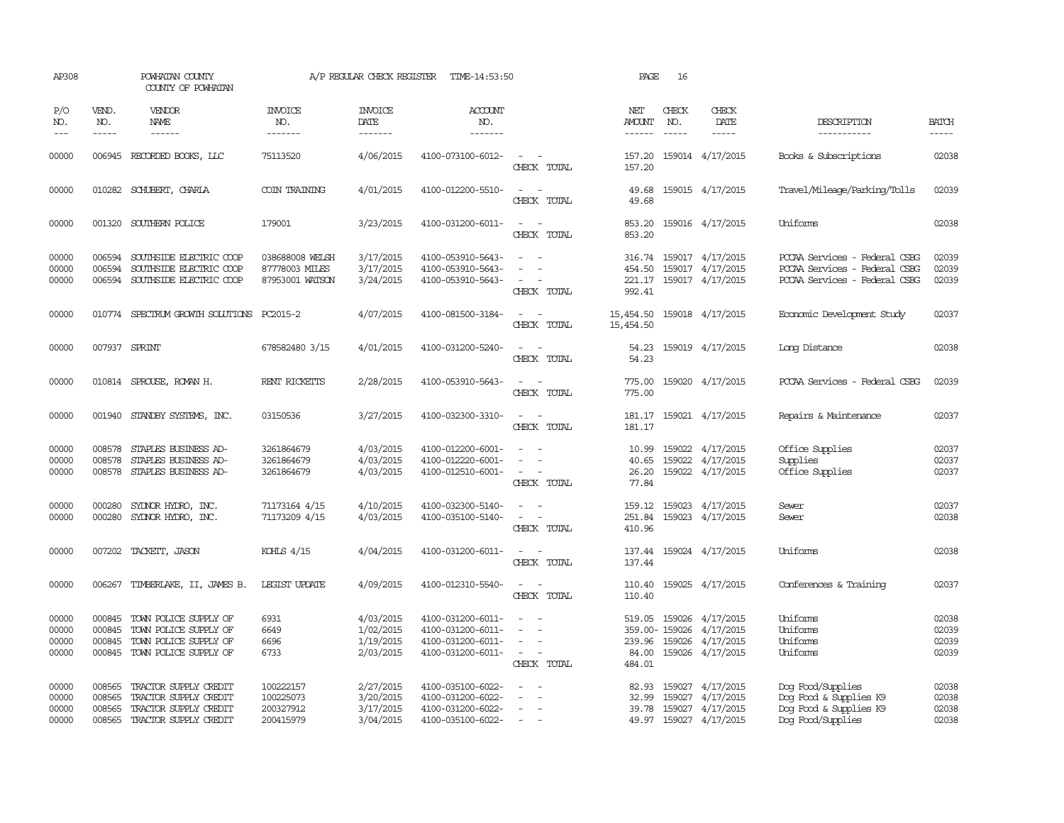AP308 POWHATAN COUNTY COUNTY OF POWHATAN A/P REGULAR CHECK REGISTER TIME-14:53:50 PAGE 16

| P/O NO. | VEND. NO. | VENDOR NAME | INVOICE NO. | INVOICE DATE | ACCOUNT NO. | | NET AMOUNT | CHECK NO. | CHECK DATE | DESCRIPTION | BATCH |
|---|---|---|---|---|---|---|---|---|---|---|---|
| --- | ----- | ------ | ------- | ------- | ------- | | ------ | ----- | ----- | ----------- | ----- |
| 00000 | 006945 | RECORDED BOOKS, LLC | 75113520 | 4/06/2015 | 4100-073100-6012- | - - | 157.20 | 159014 | 4/17/2015 | Books & Subscriptions | 02038 |
| | | | | | | CHECK TOTAL | 157.20 | | | | |
| 00000 | 010282 | SCHUBERT, CHARLA | COIN TRAINING | 4/01/2015 | 4100-012200-5510- | - - | 49.68 | 159015 | 4/17/2015 | Travel/Mileage/Parking/Tolls | 02039 |
| | | | | | | CHECK TOTAL | 49.68 | | | | |
| 00000 | 001320 | SOUTHERN POLICE | 179001 | 3/23/2015 | 4100-031200-6011- | - - | 853.20 | 159016 | 4/17/2015 | Uniforms | 02038 |
| | | | | | | CHECK TOTAL | 853.20 | | | | |
| 00000 | 006594 | SOUTHSIDE ELECTRIC COOP | 038688008 WELSH | 3/17/2015 | 4100-053910-5643- | - - | 316.74 | 159017 | 4/17/2015 | PCCAA Services - Federal CSBG | 02039 |
| 00000 | 006594 | SOUTHSIDE ELECTRIC COOP | 87778003 MILES | 3/17/2015 | 4100-053910-5643- | - - | 454.50 | 159017 | 4/17/2015 | PCCAA Services - Federal CSBG | 02039 |
| 00000 | 006594 | SOUTHSIDE ELECTRIC COOP | 87953001 WATSON | 3/24/2015 | 4100-053910-5643- | - - | 221.17 | 159017 | 4/17/2015 | PCCAA Services - Federal CSBG | 02039 |
| | | | | | | CHECK TOTAL | 992.41 | | | | |
| 00000 | 010774 | SPECTRUM GROWTH SOLUTIONS | PC2015-2 | 4/07/2015 | 4100-081500-3184- | - - | 15,454.50 | 159018 | 4/17/2015 | Economic Development Study | 02037 |
| | | | | | | CHECK TOTAL | 15,454.50 | | | | |
| 00000 | 007937 | SPRINT | 678582480 3/15 | 4/01/2015 | 4100-031200-5240- | - - | 54.23 | 159019 | 4/17/2015 | Long Distance | 02038 |
| | | | | | | CHECK TOTAL | 54.23 | | | | |
| 00000 | 010814 | SPROUSE, ROMAN H. | RENT RICKETTS | 2/28/2015 | 4100-053910-5643- | - - | 775.00 | 159020 | 4/17/2015 | PCCAA Services - Federal CSBG | 02039 |
| | | | | | | CHECK TOTAL | 775.00 | | | | |
| 00000 | 001940 | STANDBY SYSTEMS, INC. | 03150536 | 3/27/2015 | 4100-032300-3310- | - - | 181.17 | 159021 | 4/17/2015 | Repairs & Maintenance | 02037 |
| | | | | | | CHECK TOTAL | 181.17 | | | | |
| 00000 | 008578 | STAPLES BUSINESS AD- | 3261864679 | 4/03/2015 | 4100-012200-6001- | - - | 10.99 | 159022 | 4/17/2015 | Office Supplies | 02037 |
| 00000 | 008578 | STAPLES BUSINESS AD- | 3261864679 | 4/03/2015 | 4100-012220-6001- | - - | 40.65 | 159022 | 4/17/2015 | Supplies | 02037 |
| 00000 | 008578 | STAPLES BUSINESS AD- | 3261864679 | 4/03/2015 | 4100-012510-6001- | - - | 26.20 | 159022 | 4/17/2015 | Office Supplies | 02037 |
| | | | | | | CHECK TOTAL | 77.84 | | | | |
| 00000 | 000280 | SYDNOR HYDRO, INC. | 71173164 4/15 | 4/10/2015 | 4100-032300-5140- | - - | 159.12 | 159023 | 4/17/2015 | Sewer | 02037 |
| 00000 | 000280 | SYDNOR HYDRO, INC. | 71173209 4/15 | 4/03/2015 | 4100-035100-5140- | - - | 251.84 | 159023 | 4/17/2015 | Sewer | 02038 |
| | | | | | | CHECK TOTAL | 410.96 | | | | |
| 00000 | 007202 | TACKETT, JASON | KOHLS 4/15 | 4/04/2015 | 4100-031200-6011- | - - | 137.44 | 159024 | 4/17/2015 | Uniforms | 02038 |
| | | | | | | CHECK TOTAL | 137.44 | | | | |
| 00000 | 006267 | TIMBERLAKE, II, JAMES B. | LEGIST UPDATE | 4/09/2015 | 4100-012310-5540- | - - | 110.40 | 159025 | 4/17/2015 | Conferences & Training | 02037 |
| | | | | | | CHECK TOTAL | 110.40 | | | | |
| 00000 | 000845 | TOWN POLICE SUPPLY OF | 6931 | 4/03/2015 | 4100-031200-6011- | - - | 519.05 | 159026 | 4/17/2015 | Uniforms | 02038 |
| 00000 | 000845 | TOWN POLICE SUPPLY OF | 6649 | 1/02/2015 | 4100-031200-6011- | - - | 359.00- | 159026 | 4/17/2015 | Uniforms | 02039 |
| 00000 | 000845 | TOWN POLICE SUPPLY OF | 6696 | 1/19/2015 | 4100-031200-6011- | - - | 239.96 | 159026 | 4/17/2015 | Uniforms | 02039 |
| 00000 | 000845 | TOWN POLICE SUPPLY OF | 6733 | 2/03/2015 | 4100-031200-6011- | - - | 84.00 | 159026 | 4/17/2015 | Uniforms | 02039 |
| | | | | | | CHECK TOTAL | 484.01 | | | | |
| 00000 | 008565 | TRACTOR SUPPLY CREDIT | 100222157 | 2/27/2015 | 4100-035100-6022- | - - | 82.93 | 159027 | 4/17/2015 | Dog Food/Supplies | 02038 |
| 00000 | 008565 | TRACTOR SUPPLY CREDIT | 100225073 | 3/20/2015 | 4100-031200-6022- | - - | 32.99 | 159027 | 4/17/2015 | Dog Food & Supplies K9 | 02038 |
| 00000 | 008565 | TRACTOR SUPPLY CREDIT | 200327912 | 3/17/2015 | 4100-031200-6022- | - - | 39.78 | 159027 | 4/17/2015 | Dog Food & Supplies K9 | 02038 |
| 00000 | 008565 | TRACTOR SUPPLY CREDIT | 200415979 | 3/04/2015 | 4100-035100-6022- | - - | 49.97 | 159027 | 4/17/2015 | Dog Food/Supplies | 02038 |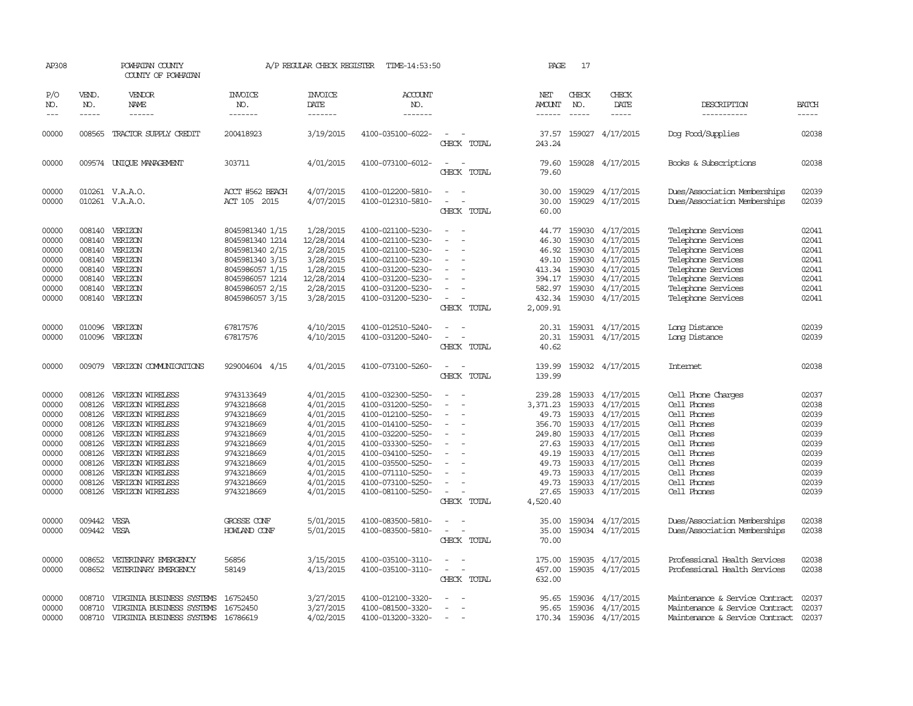AP308 POWHATAN COUNTY A/P REGULAR CHECK REGISTER TIME-14:53:50 PAGE 17
COUNTY OF POWHATAN

| P/O NO. | VEND. NO. | VENDOR NAME | INVOICE NO. | INVOICE DATE | ACCOUNT NO. | | NET AMOUNT | CHECK NO. | CHECK DATE | DESCRIPTION | BATCH |
|---|---|---|---|---|---|---|---|---|---|---|---|
| --- | ----- | ------ | ------- | ------- | ------- | | ------ | ----- | ----- | ----------- | ----- |
| 00000 | 008565 | TRACTOR SUPPLY CREDIT | 200418923 | 3/19/2015 | 4100-035100-6022- | - - | 37.57 | 159027 | 4/17/2015 | Dog Food/Supplies | 02038 |
| | | | | | | CHECK TOTAL | 243.24 | | | | |
| 00000 | 009574 | UNIQUE MANAGEMENT | 303711 | 4/01/2015 | 4100-073100-6012- | - - | 79.60 | 159028 | 4/17/2015 | Books & Subscriptions | 02038 |
| | | | | | | CHECK TOTAL | 79.60 | | | | |
| 00000 | 010261 | V.A.A.O. | ACCT #562 BEACH | 4/07/2015 | 4100-012200-5810- | - - | 30.00 | 159029 | 4/17/2015 | Dues/Association Memberships | 02039 |
| 00000 | 010261 | V.A.A.O. | ACT 105 2015 | 4/07/2015 | 4100-012310-5810- | - - | 30.00 | 159029 | 4/17/2015 | Dues/Association Memberships | 02039 |
| | | | | | | CHECK TOTAL | 60.00 | | | | |
| 00000 | 008140 | VERIZON | 8045981340 1/15 | 1/28/2015 | 4100-021100-5230- | - - | 44.77 | 159030 | 4/17/2015 | Telephone Services | 02041 |
| 00000 | 008140 | VERIZON | 8045981340 1214 | 12/28/2014 | 4100-021100-5230- | - - | 46.30 | 159030 | 4/17/2015 | Telephone Services | 02041 |
| 00000 | 008140 | VERIZON | 8045981340 2/15 | 2/28/2015 | 4100-021100-5230- | - - | 46.92 | 159030 | 4/17/2015 | Telephone Services | 02041 |
| 00000 | 008140 | VERIZON | 8045981340 3/15 | 3/28/2015 | 4100-021100-5230- | - - | 49.10 | 159030 | 4/17/2015 | Telephone Services | 02041 |
| 00000 | 008140 | VERIZON | 8045986057 1/15 | 1/28/2015 | 4100-031200-5230- | - - | 413.34 | 159030 | 4/17/2015 | Telephone Services | 02041 |
| 00000 | 008140 | VERIZON | 8045986057 1214 | 12/28/2014 | 4100-031200-5230- | - - | 394.17 | 159030 | 4/17/2015 | Telephone Services | 02041 |
| 00000 | 008140 | VERIZON | 8045986057 2/15 | 2/28/2015 | 4100-031200-5230- | - - | 582.97 | 159030 | 4/17/2015 | Telephone Services | 02041 |
| 00000 | 008140 | VERIZON | 8045986057 3/15 | 3/28/2015 | 4100-031200-5230- | - - | 432.34 | 159030 | 4/17/2015 | Telephone Services | 02041 |
| | | | | | | CHECK TOTAL | 2,009.91 | | | | |
| 00000 | 010096 | VERIZON | 67817576 | 4/10/2015 | 4100-012510-5240- | - - | 20.31 | 159031 | 4/17/2015 | Long Distance | 02039 |
| 00000 | 010096 | VERIZON | 67817576 | 4/10/2015 | 4100-031200-5240- | - - | 20.31 | 159031 | 4/17/2015 | Long Distance | 02039 |
| | | | | | | CHECK TOTAL | 40.62 | | | | |
| 00000 | 009079 | VERIZON COMMUNICATIONS | 929004604 4/15 | 4/01/2015 | 4100-073100-5260- | - - | 139.99 | 159032 | 4/17/2015 | Internet | 02038 |
| | | | | | | CHECK TOTAL | 139.99 | | | | |
| 00000 | 008126 | VERIZON WIRELESS | 9743133649 | 4/01/2015 | 4100-032300-5250- | - - | 239.28 | 159033 | 4/17/2015 | Cell Phone Charges | 02037 |
| 00000 | 008126 | VERIZON WIRELESS | 9743218668 | 4/01/2015 | 4100-031200-5250- | - - | 3,371.23 | 159033 | 4/17/2015 | Cell Phones | 02038 |
| 00000 | 008126 | VERIZON WIRELESS | 9743218669 | 4/01/2015 | 4100-012100-5250- | - - | 49.73 | 159033 | 4/17/2015 | Cell Phones | 02039 |
| 00000 | 008126 | VERIZON WIRELESS | 9743218669 | 4/01/2015 | 4100-014100-5250- | - - | 356.70 | 159033 | 4/17/2015 | Cell Phones | 02039 |
| 00000 | 008126 | VERIZON WIRELESS | 9743218669 | 4/01/2015 | 4100-032200-5250- | - - | 249.80 | 159033 | 4/17/2015 | Cell Phones | 02039 |
| 00000 | 008126 | VERIZON WIRELESS | 9743218669 | 4/01/2015 | 4100-033300-5250- | - - | 27.63 | 159033 | 4/17/2015 | Cell Phones | 02039 |
| 00000 | 008126 | VERIZON WIRELESS | 9743218669 | 4/01/2015 | 4100-034100-5250- | - - | 49.19 | 159033 | 4/17/2015 | Cell Phones | 02039 |
| 00000 | 008126 | VERIZON WIRELESS | 9743218669 | 4/01/2015 | 4100-035500-5250- | - - | 49.73 | 159033 | 4/17/2015 | Cell Phones | 02039 |
| 00000 | 008126 | VERIZON WIRELESS | 9743218669 | 4/01/2015 | 4100-071110-5250- | - - | 49.73 | 159033 | 4/17/2015 | Cell Phones | 02039 |
| 00000 | 008126 | VERIZON WIRELESS | 9743218669 | 4/01/2015 | 4100-073100-5250- | - - | 49.73 | 159033 | 4/17/2015 | Cell Phones | 02039 |
| 00000 | 008126 | VERIZON WIRELESS | 9743218669 | 4/01/2015 | 4100-081100-5250- | - - | 27.65 | 159033 | 4/17/2015 | Cell Phones | 02039 |
| | | | | | | CHECK TOTAL | 4,520.40 | | | | |
| 00000 | 009442 | VESA | GROSSE CONF | 5/01/2015 | 4100-083500-5810- | - - | 35.00 | 159034 | 4/17/2015 | Dues/Association Memberships | 02038 |
| 00000 | 009442 | VESA | HOWLAND CONF | 5/01/2015 | 4100-083500-5810- | - - | 35.00 | 159034 | 4/17/2015 | Dues/Association Memberships | 02038 |
| | | | | | | CHECK TOTAL | 70.00 | | | | |
| 00000 | 008652 | VETERINARY EMERGENCY | 56856 | 3/15/2015 | 4100-035100-3110- | - - | 175.00 | 159035 | 4/17/2015 | Professional Health Services | 02038 |
| 00000 | 008652 | VETERINARY EMERGENCY | 58149 | 4/13/2015 | 4100-035100-3110- | - - | 457.00 | 159035 | 4/17/2015 | Professional Health Services | 02038 |
| | | | | | | CHECK TOTAL | 632.00 | | | | |
| 00000 | 008710 | VIRGINIA BUSINESS SYSTEMS | 16752450 | 3/27/2015 | 4100-012100-3320- | - - | 95.65 | 159036 | 4/17/2015 | Maintenance & Service Contract | 02037 |
| 00000 | 008710 | VIRGINIA BUSINESS SYSTEMS | 16752450 | 3/27/2015 | 4100-081500-3320- | - - | 95.65 | 159036 | 4/17/2015 | Maintenance & Service Contract | 02037 |
| 00000 | 008710 | VIRGINIA BUSINESS SYSTEMS | 16786619 | 4/02/2015 | 4100-013200-3320- | - - | 170.34 | 159036 | 4/17/2015 | Maintenance & Service Contract | 02037 |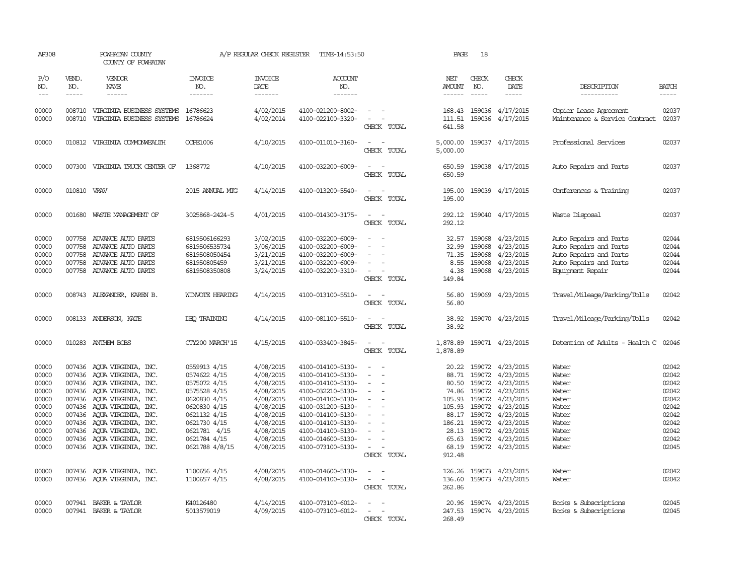AP308 POWHATAN COUNTY A/P REGULAR CHECK REGISTER TIME-14:53:50 PAGE 18
COUNTY OF POWHATAN

| P/O NO. | VEND. NO. | VENDOR NAME | INVOICE NO. | INVOICE DATE | ACCOUNT NO. | | NET AMOUNT | CHECK NO. | CHECK DATE | DESCRIPTION | BATCH |
|---|---|---|---|---|---|---|---|---|---|---|---|
| 00000 | 008710 | VIRGINIA BUSINESS SYSTEMS | 16786623 | 4/02/2015 | 4100-021200-8002- | - - | 168.43 | 159036 | 4/17/2015 | Copier Lease Agreement | 02037 |
| 00000 | 008710 | VIRGINIA BUSINESS SYSTEMS | 16786624 | 4/02/2014 | 4100-022100-3320- | - - | 111.51 | 159036 | 4/17/2015 | Maintenance & Service Contract | 02037 |
| | | | | | | CHECK TOTAL | 641.58 | | | | |
| 00000 | 010812 | VIRGINIA COMMONWEALTH | OCPE1006 | 4/10/2015 | 4100-011010-3160- | - - | 5,000.00 | 159037 | 4/17/2015 | Professional Services | 02037 |
| | | | | | | CHECK TOTAL | 5,000.00 | | | | |
| 00000 | 007300 | VIRGINIA TRUCK CENTER OF | 1368772 | 4/10/2015 | 4100-032200-6009- | - - | 650.59 | 159038 | 4/17/2015 | Auto Repairs and Parts | 02037 |
| | | | | | | CHECK TOTAL | 650.59 | | | | |
| 00000 | 010810 | VRAV | 2015 ANNUAL MTG | 4/14/2015 | 4100-013200-5540- | - - | 195.00 | 159039 | 4/17/2015 | Conferences & Training | 02037 |
| | | | | | | CHECK TOTAL | 195.00 | | | | |
| 00000 | 001680 | WASTE MANAGEMENT OF | 3025868-2424-5 | 4/01/2015 | 4100-014300-3175- | - - | 292.12 | 159040 | 4/17/2015 | Waste Disposal | 02037 |
| | | | | | | CHECK TOTAL | 292.12 | | | | |
| 00000 | 007758 | ADVANCE AUTO PARTS | 6819506166293 | 3/02/2015 | 4100-032200-6009- | - - | 32.57 | 159068 | 4/23/2015 | Auto Repairs and Parts | 02044 |
| 00000 | 007758 | ADVANCE AUTO PARTS | 6819506535734 | 3/06/2015 | 4100-032200-6009- | - - | 32.99 | 159068 | 4/23/2015 | Auto Repairs and Parts | 02044 |
| 00000 | 007758 | ADVANCE AUTO PARTS | 6819508050454 | 3/21/2015 | 4100-032200-6009- | - - | 71.35 | 159068 | 4/23/2015 | Auto Repairs and Parts | 02044 |
| 00000 | 007758 | ADVANCE AUTO PARTS | 681950805459 | 3/21/2015 | 4100-032200-6009- | - - | 8.55 | 159068 | 4/23/2015 | Auto Repairs and Parts | 02044 |
| 00000 | 007758 | ADVANCE AUTO PARTS | 6819508350808 | 3/24/2015 | 4100-032200-3310- | - - | 4.38 | 159068 | 4/23/2015 | Equipment Repair | 02044 |
| | | | | | | CHECK TOTAL | 149.84 | | | | |
| 00000 | 008743 | ALEXANDER, KAREN B. | WINVOTE HEARING | 4/14/2015 | 4100-013100-5510- | - - | 56.80 | 159069 | 4/23/2015 | Travel/Mileage/Parking/Tolls | 02042 |
| | | | | | | CHECK TOTAL | 56.80 | | | | |
| 00000 | 008133 | ANDERSON, KATE | DEQ TRAINING | 4/14/2015 | 4100-081100-5510- | - - | 38.92 | 159070 | 4/23/2015 | Travel/Mileage/Parking/Tolls | 02042 |
| | | | | | | CHECK TOTAL | 38.92 | | | | |
| 00000 | 010283 | ANTHEM BCBS | CTY200 MARCH'15 | 4/15/2015 | 4100-033400-3845- | - - | 1,878.89 | 159071 | 4/23/2015 | Detention of Adults - Health C | 02046 |
| | | | | | | CHECK TOTAL | 1,878.89 | | | | |
| 00000 | 007436 | AQUA VIRGINIA, INC. | 0559913 4/15 | 4/08/2015 | 4100-014100-5130- | - - | 20.22 | 159072 | 4/23/2015 | Water | 02042 |
| 00000 | 007436 | AQUA VIRGINIA, INC. | 0574622 4/15 | 4/08/2015 | 4100-014100-5130- | - - | 88.71 | 159072 | 4/23/2015 | Water | 02042 |
| 00000 | 007436 | AQUA VIRGINIA, INC. | 0575072 4/15 | 4/08/2015 | 4100-014100-5130- | - - | 80.50 | 159072 | 4/23/2015 | Water | 02042 |
| 00000 | 007436 | AQUA VIRGINIA, INC. | 0575528 4/15 | 4/08/2015 | 4100-032210-5130- | - - | 74.86 | 159072 | 4/23/2015 | Water | 02042 |
| 00000 | 007436 | AQUA VIRGINIA, INC. | 0620830 4/15 | 4/08/2015 | 4100-014100-5130- | - - | 105.93 | 159072 | 4/23/2015 | Water | 02042 |
| 00000 | 007436 | AQUA VIRGINIA, INC. | 0620830 4/15 | 4/08/2015 | 4100-031200-5130- | - - | 105.93 | 159072 | 4/23/2015 | Water | 02042 |
| 00000 | 007436 | AQUA VIRGINIA, INC. | 0621132 4/15 | 4/08/2015 | 4100-014100-5130- | - - | 88.17 | 159072 | 4/23/2015 | Water | 02042 |
| 00000 | 007436 | AQUA VIRGINIA, INC. | 0621730 4/15 | 4/08/2015 | 4100-014100-5130- | - - | 186.21 | 159072 | 4/23/2015 | Water | 02042 |
| 00000 | 007436 | AQUA VIRGINIA, INC. | 0621781 4/15 | 4/08/2015 | 4100-014100-5130- | - - | 28.13 | 159072 | 4/23/2015 | Water | 02042 |
| 00000 | 007436 | AQUA VIRGINIA, INC. | 0621784 4/15 | 4/08/2015 | 4100-014600-5130- | - - | 65.63 | 159072 | 4/23/2015 | Water | 02042 |
| 00000 | 007436 | AQUA VIRGINIA, INC. | 0621788 4/8/15 | 4/08/2015 | 4100-073100-5130- | - - | 68.19 | 159072 | 4/23/2015 | Water | 02045 |
| | | | | | | CHECK TOTAL | 912.48 | | | | |
| 00000 | 007436 | AQUA VIRGINIA, INC. | 1100656 4/15 | 4/08/2015 | 4100-014600-5130- | - - | 126.26 | 159073 | 4/23/2015 | Water | 02042 |
| 00000 | 007436 | AQUA VIRGINIA, INC. | 1100657 4/15 | 4/08/2015 | 4100-014100-5130- | - - | 136.60 | 159073 | 4/23/2015 | Water | 02042 |
| | | | | | | CHECK TOTAL | 262.86 | | | | |
| 00000 | 007941 | BAKER & TAYLOR | K40126480 | 4/14/2015 | 4100-073100-6012- | - - | 20.96 | 159074 | 4/23/2015 | Books & Subscriptions | 02045 |
| 00000 | 007941 | BAKER & TAYLOR | 5013579019 | 4/09/2015 | 4100-073100-6012- | - - | 247.53 | 159074 | 4/23/2015 | Books & Subscriptions | 02045 |
| | | | | | | CHECK TOTAL | 268.49 | | | | |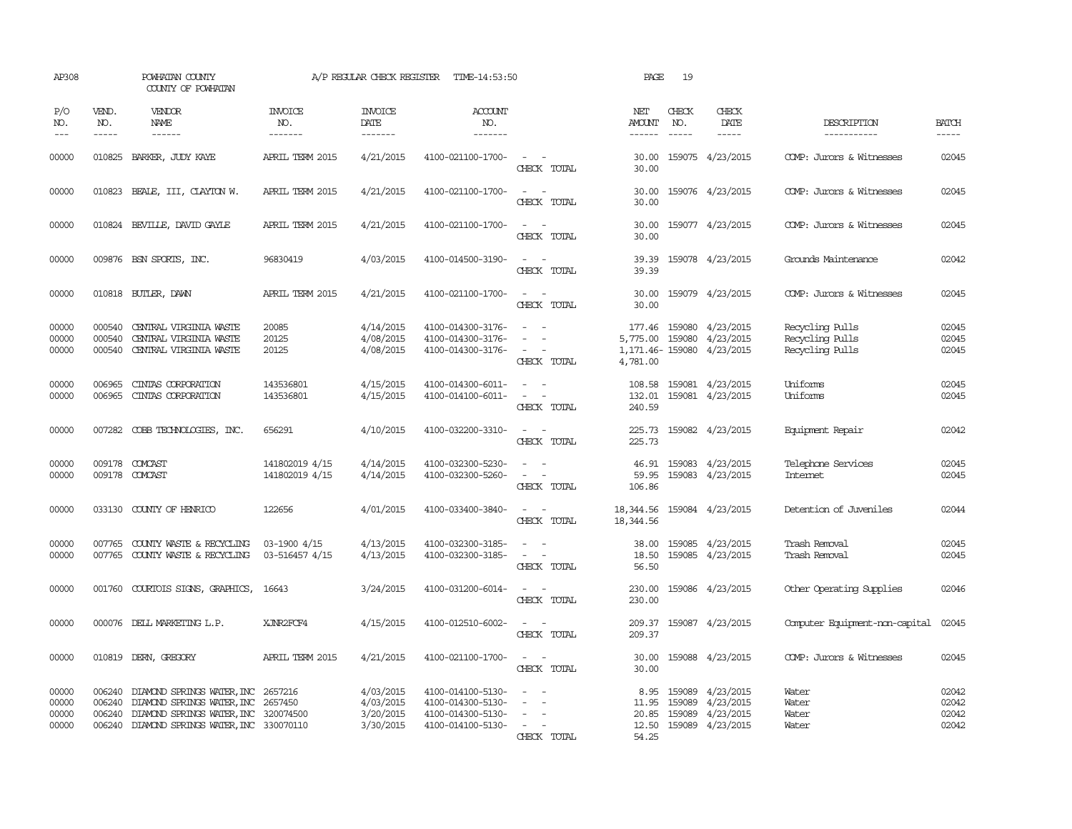AP308 POWHATAN COUNTY COUNTY OF POWHATAN A/P REGULAR CHECK REGISTER TIME-14:53:50 PAGE 19

| P/O NO. | VEND. NO. | VENDOR NAME | INVOICE NO. | INVOICE DATE | ACCOUNT NO. | | NET AMOUNT | CHECK NO. | CHECK DATE | DESCRIPTION | BATCH |
|---|---|---|---|---|---|---|---|---|---|---|---|
| 00000 | 010825 | BARKER, JUDY KAYE | APRIL TERM 2015 | 4/21/2015 | 4100-021100-1700- | - - | 30.00 | 159075 | 4/23/2015 | COMP: Jurors & Witnesses | 02045 |
| | | | | | | CHECK TOTAL | 30.00 | | | | |
| 00000 | 010823 | BEALE, III, CLAYTON W. | APRIL TERM 2015 | 4/21/2015 | 4100-021100-1700- | - - | 30.00 | 159076 | 4/23/2015 | COMP: Jurors & Witnesses | 02045 |
| | | | | | | CHECK TOTAL | 30.00 | | | | |
| 00000 | 010824 | BEVILLE, DAVID GAYLE | APRIL TERM 2015 | 4/21/2015 | 4100-021100-1700- | - - | 30.00 | 159077 | 4/23/2015 | COMP: Jurors & Witnesses | 02045 |
| | | | | | | CHECK TOTAL | 30.00 | | | | |
| 00000 | 009876 | BSN SPORTS, INC. | 96830419 | 4/03/2015 | 4100-014500-3190- | - - | 39.39 | 159078 | 4/23/2015 | Grounds Maintenance | 02042 |
| | | | | | | CHECK TOTAL | 39.39 | | | | |
| 00000 | 010818 | BUTLER, DAWN | APRIL TERM 2015 | 4/21/2015 | 4100-021100-1700- | - - | 30.00 | 159079 | 4/23/2015 | COMP: Jurors & Witnesses | 02045 |
| | | | | | | CHECK TOTAL | 30.00 | | | | |
| 00000 | 000540 | CENTRAL VIRGINIA WASTE | 20085 | 4/14/2015 | 4100-014300-3176- | - - | 177.46 | 159080 | 4/23/2015 | Recycling Pulls | 02045 |
| 00000 | 000540 | CENTRAL VIRGINIA WASTE | 20125 | 4/08/2015 | 4100-014300-3176- | - - | 5,775.00 | 159080 | 4/23/2015 | Recycling Pulls | 02045 |
| 00000 | 000540 | CENTRAL VIRGINIA WASTE | 20125 | 4/08/2015 | 4100-014300-3176- | - - | 1,171.46- | 159080 | 4/23/2015 | Recycling Pulls | 02045 |
| | | | | | | CHECK TOTAL | 4,781.00 | | | | |
| 00000 | 006965 | CINTAS CORPORATION | 143536801 | 4/15/2015 | 4100-014300-6011- | - - | 108.58 | 159081 | 4/23/2015 | Uniforms | 02045 |
| 00000 | 006965 | CINTAS CORPORATION | 143536801 | 4/15/2015 | 4100-014100-6011- | - - | 132.01 | 159081 | 4/23/2015 | Uniforms | 02045 |
| | | | | | | CHECK TOTAL | 240.59 | | | | |
| 00000 | 007282 | COBB TECHNOLOGIES, INC. | 656291 | 4/10/2015 | 4100-032200-3310- | - - | 225.73 | 159082 | 4/23/2015 | Equipment Repair | 02042 |
| | | | | | | CHECK TOTAL | 225.73 | | | | |
| 00000 | 009178 | COMCAST | 141802019 4/15 | 4/14/2015 | 4100-032300-5230- | - - | 46.91 | 159083 | 4/23/2015 | Telephone Services | 02045 |
| 00000 | 009178 | COMCAST | 141802019 4/15 | 4/14/2015 | 4100-032300-5260- | - - | 59.95 | 159083 | 4/23/2015 | Internet | 02045 |
| | | | | | | CHECK TOTAL | 106.86 | | | | |
| 00000 | 033130 | COUNTY OF HENRICO | 122656 | 4/01/2015 | 4100-033400-3840- | - - | 18,344.56 | 159084 | 4/23/2015 | Detention of Juveniles | 02044 |
| | | | | | | CHECK TOTAL | 18,344.56 | | | | |
| 00000 | 007765 | COUNTY WASTE & RECYCLING | 03-1900 4/15 | 4/13/2015 | 4100-032300-3185- | - - | 38.00 | 159085 | 4/23/2015 | Trash Removal | 02045 |
| 00000 | 007765 | COUNTY WASTE & RECYCLING | 03-516457 4/15 | 4/13/2015 | 4100-032300-3185- | - - | 18.50 | 159085 | 4/23/2015 | Trash Removal | 02045 |
| | | | | | | CHECK TOTAL | 56.50 | | | | |
| 00000 | 001760 | COURTOIS SIGNS, GRAPHICS, | 16643 | 3/24/2015 | 4100-031200-6014- | - - | 230.00 | 159086 | 4/23/2015 | Other Operating Supplies | 02046 |
| | | | | | | CHECK TOTAL | 230.00 | | | | |
| 00000 | 000076 | DELL MARKETING L.P. | XJNR2FCF4 | 4/15/2015 | 4100-012510-6002- | - - | 209.37 | 159087 | 4/23/2015 | Computer Equipment-non-capital | 02045 |
| | | | | | | CHECK TOTAL | 209.37 | | | | |
| 00000 | 010819 | DERN, GREGORY | APRIL TERM 2015 | 4/21/2015 | 4100-021100-1700- | - - | 30.00 | 159088 | 4/23/2015 | COMP: Jurors & Witnesses | 02045 |
| | | | | | | CHECK TOTAL | 30.00 | | | | |
| 00000 | 006240 | DIAMOND SPRINGS WATER, INC | 2657216 | 4/03/2015 | 4100-014100-5130- | - - | 8.95 | 159089 | 4/23/2015 | Water | 02042 |
| 00000 | 006240 | DIAMOND SPRINGS WATER, INC | 2657450 | 4/03/2015 | 4100-014300-5130- | - - | 11.95 | 159089 | 4/23/2015 | Water | 02042 |
| 00000 | 006240 | DIAMOND SPRINGS WATER, INC | 320074500 | 3/20/2015 | 4100-014300-5130- | - - | 20.85 | 159089 | 4/23/2015 | Water | 02042 |
| 00000 | 006240 | DIAMOND SPRINGS WATER, INC | 330070110 | 3/30/2015 | 4100-014100-5130- | - - | 12.50 | 159089 | 4/23/2015 | Water | 02042 |
| | | | | | | CHECK TOTAL | 54.25 | | | | |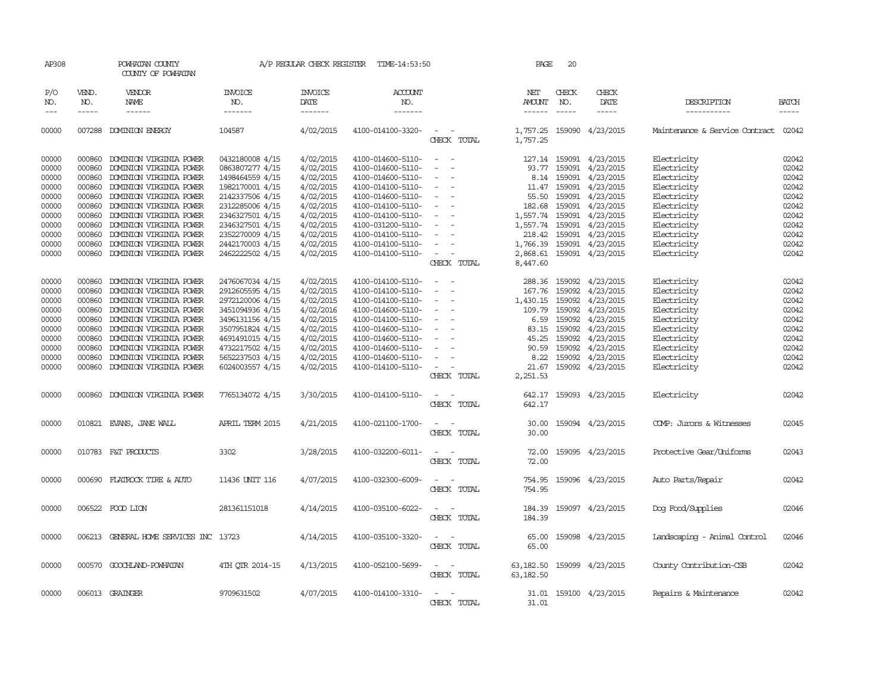AP308 POWHATAN COUNTY A/P REGULAR CHECK REGISTER TIME-14:53:50 PAGE 20

COUNTY OF POWHATAN

| P/O NO. | VEND. NO. | VENDOR NAME | INVOICE NO. | INVOICE DATE | ACCOUNT NO. | | NET AMOUNT | CHECK NO. | CHECK DATE | DESCRIPTION | BATCH |
|---|---|---|---|---|---|---|---|---|---|---|---|
| --- | ----- | ------ | ------- | ------- | ------- | | ------ | ----- | ----- | ----------- | ----- |
| 00000 | 007288 | DOMINION ENERGY | 104587 | 4/02/2015 | 4100-014100-3320- | - - | 1,757.25 | 159090 | 4/23/2015 | Maintenance & Service Contract | 02042 |
| | | | | | | CHECK TOTAL | 1,757.25 | | | | |
| 00000 | 000860 | DOMINION VIRGINIA POWER | 0432180008 4/15 | 4/02/2015 | 4100-014600-5110- | - - | 127.14 | 159091 | 4/23/2015 | Electricity | 02042 |
| 00000 | 000860 | DOMINION VIRGINIA POWER | 0863807277 4/15 | 4/02/2015 | 4100-014600-5110- | - - | 93.77 | 159091 | 4/23/2015 | Electricity | 02042 |
| 00000 | 000860 | DOMINION VIRGINIA POWER | 1498464559 4/15 | 4/02/2015 | 4100-014600-5110- | - - | 8.14 | 159091 | 4/23/2015 | Electricity | 02042 |
| 00000 | 000860 | DOMINION VIRGINIA POWER | 1982170001 4/15 | 4/02/2015 | 4100-014100-5110- | - - | 11.47 | 159091 | 4/23/2015 | Electricity | 02042 |
| 00000 | 000860 | DOMINION VIRGINIA POWER | 2142337506 4/15 | 4/02/2015 | 4100-014600-5110- | - - | 55.50 | 159091 | 4/23/2015 | Electricity | 02042 |
| 00000 | 000860 | DOMINION VIRGINIA POWER | 2312285006 4/15 | 4/02/2015 | 4100-014600-5110- | - - | 182.68 | 159091 | 4/23/2015 | Electricity | 02042 |
| 00000 | 000860 | DOMINION VIRGINIA POWER | 2346327501 4/15 | 4/02/2015 | 4100-014100-5110- | - - | 1,557.74 | 159091 | 4/23/2015 | Electricity | 02042 |
| 00000 | 000860 | DOMINION VIRGINIA POWER | 2346327501 4/15 | 4/02/2015 | 4100-031200-5110- | - - | 1,557.74 | 159091 | 4/23/2015 | Electricity | 02042 |
| 00000 | 000860 | DOMINION VIRGINIA POWER | 2352270009 4/15 | 4/02/2015 | 4100-014100-5110- | - - | 218.42 | 159091 | 4/23/2015 | Electricity | 02042 |
| 00000 | 000860 | DOMINION VIRGINIA POWER | 2442170003 4/15 | 4/02/2015 | 4100-014100-5110- | - - | 1,766.39 | 159091 | 4/23/2015 | Electricity | 02042 |
| 00000 | 000860 | DOMINION VIRGINIA POWER | 2462222502 4/15 | 4/02/2015 | 4100-014100-5110- | - - | 2,868.61 | 159091 | 4/23/2015 | Electricity | 02042 |
| | | | | | | CHECK TOTAL | 8,447.60 | | | | |
| 00000 | 000860 | DOMINION VIRGINIA POWER | 2476067034 4/15 | 4/02/2015 | 4100-014100-5110- | - - | 288.36 | 159092 | 4/23/2015 | Electricity | 02042 |
| 00000 | 000860 | DOMINION VIRGINIA POWER | 2912605595 4/15 | 4/02/2015 | 4100-014100-5110- | - - | 167.76 | 159092 | 4/23/2015 | Electricity | 02042 |
| 00000 | 000860 | DOMINION VIRGINIA POWER | 2972120006 4/15 | 4/02/2015 | 4100-014100-5110- | - - | 1,430.15 | 159092 | 4/23/2015 | Electricity | 02042 |
| 00000 | 000860 | DOMINION VIRGINIA POWER | 3451094936 4/15 | 4/02/2016 | 4100-014600-5110- | - - | 109.79 | 159092 | 4/23/2015 | Electricity | 02042 |
| 00000 | 000860 | DOMINION VIRGINIA POWER | 3496131156 4/15 | 4/02/2015 | 4100-014100-5110- | - - | 6.59 | 159092 | 4/23/2015 | Electricity | 02042 |
| 00000 | 000860 | DOMINION VIRGINIA POWER | 3507951824 4/15 | 4/02/2015 | 4100-014600-5110- | - - | 83.15 | 159092 | 4/23/2015 | Electricity | 02042 |
| 00000 | 000860 | DOMINION VIRGINIA POWER | 4691491015 4/15 | 4/02/2015 | 4100-014600-5110- | - - | 45.25 | 159092 | 4/23/2015 | Electricity | 02042 |
| 00000 | 000860 | DOMINION VIRGINIA POWER | 4732217502 4/15 | 4/02/2015 | 4100-014600-5110- | - - | 90.59 | 159092 | 4/23/2015 | Electricity | 02042 |
| 00000 | 000860 | DOMINION VIRGINIA POWER | 5652237503 4/15 | 4/02/2015 | 4100-014600-5110- | - - | 8.22 | 159092 | 4/23/2015 | Electricity | 02042 |
| 00000 | 000860 | DOMINION VIRGINIA POWER | 6024003557 4/15 | 4/02/2015 | 4100-014100-5110- | - - | 21.67 | 159092 | 4/23/2015 | Electricity | 02042 |
| | | | | | | CHECK TOTAL | 2,251.53 | | | | |
| 00000 | 000860 | DOMINION VIRGINIA POWER | 7765134072 4/15 | 3/30/2015 | 4100-014100-5110- | - - | 642.17 | 159093 | 4/23/2015 | Electricity | 02042 |
| | | | | | | CHECK TOTAL | 642.17 | | | | |
| 00000 | 010821 | EVANS, JANE WALL | APRIL TERM 2015 | 4/21/2015 | 4100-021100-1700- | - - | 30.00 | 159094 | 4/23/2015 | COMP: Jurors & Witnesses | 02045 |
| | | | | | | CHECK TOTAL | 30.00 | | | | |
| 00000 | 010783 | F&T PRODUCTS | 3302 | 3/28/2015 | 4100-032200-6011- | - - | 72.00 | 159095 | 4/23/2015 | Protective Gear/Uniforms | 02043 |
| | | | | | | CHECK TOTAL | 72.00 | | | | |
| 00000 | 000690 | FLATROCK TIRE & AUTO | 11436 UNIT 116 | 4/07/2015 | 4100-032300-6009- | - - | 754.95 | 159096 | 4/23/2015 | Auto Parts/Repair | 02042 |
| | | | | | | CHECK TOTAL | 754.95 | | | | |
| 00000 | 006522 | FOOD LION | 281361151018 | 4/14/2015 | 4100-035100-6022- | - - | 184.39 | 159097 | 4/23/2015 | Dog Food/Supplies | 02046 |
| | | | | | | CHECK TOTAL | 184.39 | | | | |
| 00000 | 006213 | GENERAL HOME SERVICES INC | 13723 | 4/14/2015 | 4100-035100-3320- | - - | 65.00 | 159098 | 4/23/2015 | Landscaping - Animal Control | 02046 |
| | | | | | | CHECK TOTAL | 65.00 | | | | |
| 00000 | 000570 | GOOCHLAND-POWHATAN | 4TH QTR 2014-15 | 4/13/2015 | 4100-052100-5699- | - - | 63,182.50 | 159099 | 4/23/2015 | County Contribution-CSB | 02042 |
| | | | | | | CHECK TOTAL | 63,182.50 | | | | |
| 00000 | 006013 | GRAINGER | 9709631502 | 4/07/2015 | 4100-014100-3310- | - - | 31.01 | 159100 | 4/23/2015 | Repairs & Maintenance | 02042 |
| | | | | | | CHECK TOTAL | 31.01 | | | | |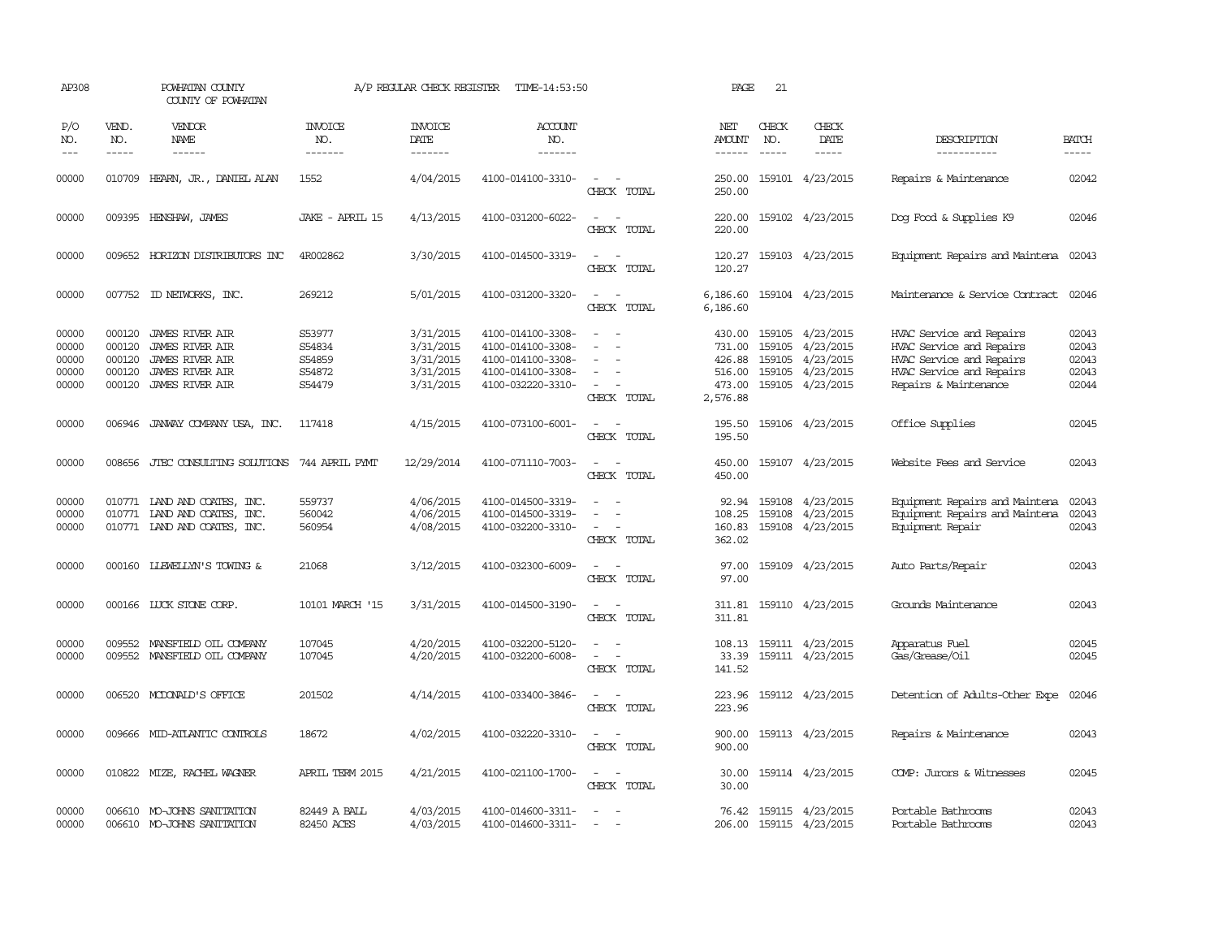AP308 POWHATAN COUNTY A/P REGULAR CHECK REGISTER TIME-14:53:50 PAGE 21

COUNTY OF POWHATAN

| P/O NO. | VEND. NO. | VENDOR NAME | INVOICE NO. | INVOICE DATE | ACCOUNT NO. | | NET AMOUNT | CHECK NO. | CHECK DATE | DESCRIPTION | BATCH |
|---|---|---|---|---|---|---|---|---|---|---|---|
| 00000 | 010709 | HEARN, JR., DANIEL ALAN | 1552 | 4/04/2015 | 4100-014100-3310- | - - | 250.00 | 159101 | 4/23/2015 | Repairs & Maintenance | 02042 |
| | | | | | | CHECK TOTAL | 250.00 | | | | |
| 00000 | 009395 | HENSHAW, JAMES | JAKE - APRIL 15 | 4/13/2015 | 4100-031200-6022- | - - | 220.00 | 159102 | 4/23/2015 | Dog Food & Supplies K9 | 02046 |
| | | | | | | CHECK TOTAL | 220.00 | | | | |
| 00000 | 009652 | HORIZON DISTRIBUTORS INC | 4R002862 | 3/30/2015 | 4100-014500-3319- | - - | 120.27 | 159103 | 4/23/2015 | Equipment Repairs and Maintena | 02043 |
| | | | | | | CHECK TOTAL | 120.27 | | | | |
| 00000 | 007752 | ID NETWORKS, INC. | 269212 | 5/01/2015 | 4100-031200-3320- | - - | 6,186.60 | 159104 | 4/23/2015 | Maintenance & Service Contract | 02046 |
| | | | | | | CHECK TOTAL | 6,186.60 | | | | |
| 00000 | 000120 | JAMES RIVER AIR | S53977 | 3/31/2015 | 4100-014100-3308- | - - | 430.00 | 159105 | 4/23/2015 | HVAC Service and Repairs | 02043 |
| 00000 | 000120 | JAMES RIVER AIR | S54834 | 3/31/2015 | 4100-014100-3308- | - - | 731.00 | 159105 | 4/23/2015 | HVAC Service and Repairs | 02043 |
| 00000 | 000120 | JAMES RIVER AIR | S54859 | 3/31/2015 | 4100-014100-3308- | - - | 426.88 | 159105 | 4/23/2015 | HVAC Service and Repairs | 02043 |
| 00000 | 000120 | JAMES RIVER AIR | S54872 | 3/31/2015 | 4100-014100-3308- | - - | 516.00 | 159105 | 4/23/2015 | HVAC Service and Repairs | 02043 |
| 00000 | 000120 | JAMES RIVER AIR | S54479 | 3/31/2015 | 4100-032220-3310- | - - | 473.00 | 159105 | 4/23/2015 | Repairs & Maintenance | 02044 |
| | | | | | | CHECK TOTAL | 2,576.88 | | | | |
| 00000 | 006946 | JANWAY COMPANY USA, INC. | 117418 | 4/15/2015 | 4100-073100-6001- | - - | 195.50 | 159106 | 4/23/2015 | Office Supplies | 02045 |
| | | | | | | CHECK TOTAL | 195.50 | | | | |
| 00000 | 008656 | JTEC CONSULTING SOLUTIONS | 744 APRIL PYMT | 12/29/2014 | 4100-071110-7003- | - - | 450.00 | 159107 | 4/23/2015 | Website Fees and Service | 02043 |
| | | | | | | CHECK TOTAL | 450.00 | | | | |
| 00000 | 010771 | LAND AND COATES, INC. | 559737 | 4/06/2015 | 4100-014500-3319- | - - | 92.94 | 159108 | 4/23/2015 | Equipment Repairs and Maintena | 02043 |
| 00000 | 010771 | LAND AND COATES, INC. | 560042 | 4/06/2015 | 4100-014500-3319- | - - | 108.25 | 159108 | 4/23/2015 | Equipment Repairs and Maintena | 02043 |
| 00000 | 010771 | LAND AND COATES, INC. | 560954 | 4/08/2015 | 4100-032200-3310- | - - | 160.83 | 159108 | 4/23/2015 | Equipment Repair | 02043 |
| | | | | | | CHECK TOTAL | 362.02 | | | | |
| 00000 | 000160 | LLEWELLYN'S TOWING & | 21068 | 3/12/2015 | 4100-032300-6009- | - - | 97.00 | 159109 | 4/23/2015 | Auto Parts/Repair | 02043 |
| | | | | | | CHECK TOTAL | 97.00 | | | | |
| 00000 | 000166 | LUCK STONE CORP. | 10101 MARCH '15 | 3/31/2015 | 4100-014500-3190- | - - | 311.81 | 159110 | 4/23/2015 | Grounds Maintenance | 02043 |
| | | | | | | CHECK TOTAL | 311.81 | | | | |
| 00000 | 009552 | MANSFIELD OIL COMPANY | 107045 | 4/20/2015 | 4100-032200-5120- | - - | 108.13 | 159111 | 4/23/2015 | Apparatus Fuel | 02045 |
| 00000 | 009552 | MANSFIELD OIL COMPANY | 107045 | 4/20/2015 | 4100-032200-6008- | - - | 33.39 | 159111 | 4/23/2015 | Gas/Grease/Oil | 02045 |
| | | | | | | CHECK TOTAL | 141.52 | | | | |
| 00000 | 006520 | MCDONALD'S OFFICE | 201502 | 4/14/2015 | 4100-033400-3846- | - - | 223.96 | 159112 | 4/23/2015 | Detention of Adults-Other Expe | 02046 |
| | | | | | | CHECK TOTAL | 223.96 | | | | |
| 00000 | 009666 | MID-ATLANTIC CONTROLS | 18672 | 4/02/2015 | 4100-032220-3310- | - - | 900.00 | 159113 | 4/23/2015 | Repairs & Maintenance | 02043 |
| | | | | | | CHECK TOTAL | 900.00 | | | | |
| 00000 | 010822 | MIZE, RACHEL WAGNER | APRIL TERM 2015 | 4/21/2015 | 4100-021100-1700- | - - | 30.00 | 159114 | 4/23/2015 | COMP: Jurors & Witnesses | 02045 |
| | | | | | | CHECK TOTAL | 30.00 | | | | |
| 00000 | 006610 | MO-JOHNS SANITATION | 82449 A BALL | 4/03/2015 | 4100-014600-3311- | - - | 76.42 | 159115 | 4/23/2015 | Portable Bathrooms | 02043 |
| 00000 | 006610 | MO-JOHNS SANITATION | 82450 ACES | 4/03/2015 | 4100-014600-3311- | - - | 206.00 | 159115 | 4/23/2015 | Portable Bathrooms | 02043 |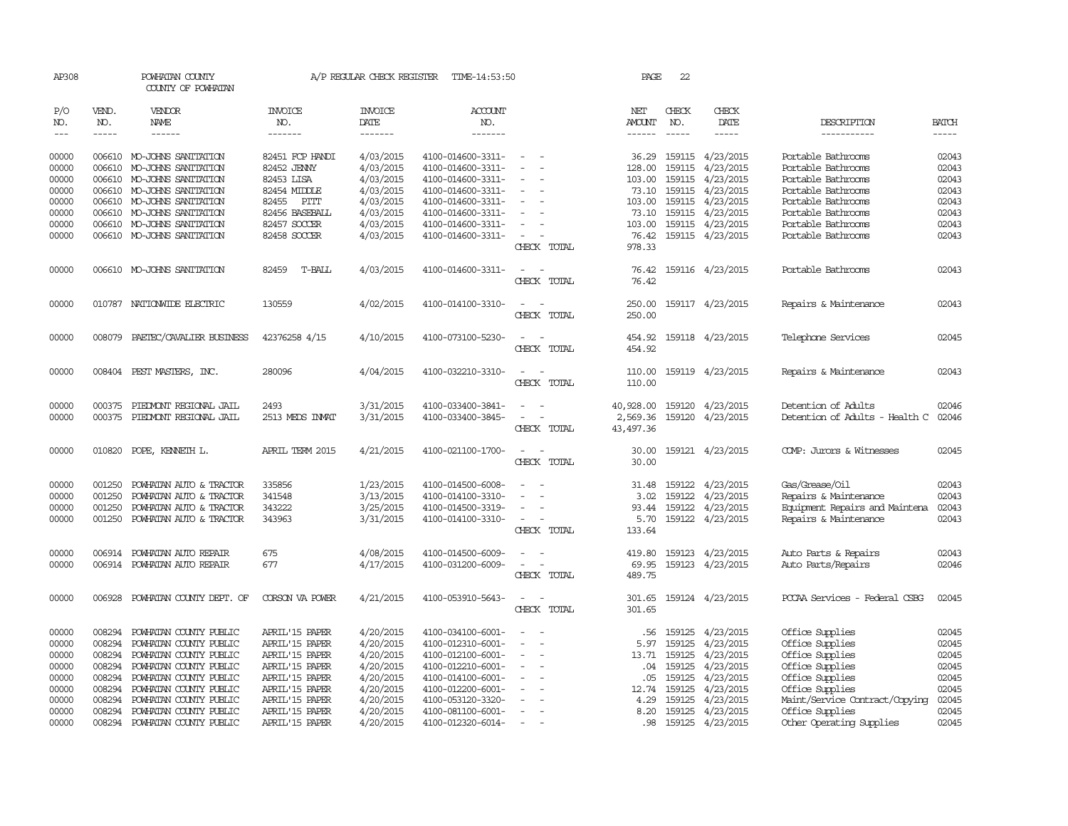AP308 POWHATAN COUNTY COUNTY OF POWHATAN A/P REGULAR CHECK REGISTER TIME-14:53:50 PAGE 22

| P/O NO. | VEND. NO. | VENDOR NAME | INVOICE NO. | INVOICE DATE | ACCOUNT NO. | | NET AMOUNT | CHECK NO. | CHECK DATE | DESCRIPTION | BATCH |
|---|---|---|---|---|---|---|---|---|---|---|---|
| --- | ----- | ------ | ------- | ------- | ------- | | ------ | ----- | ----- | ----------- | ----- |
| 00000 | 006610 | MO-JOHNS SANITATION | 82451 FCP HANDI | 4/03/2015 | 4100-014600-3311- | - - | 36.29 | 159115 | 4/23/2015 | Portable Bathrooms | 02043 |
| 00000 | 006610 | MO-JOHNS SANITATION | 82452 JENNY | 4/03/2015 | 4100-014600-3311- | - - | 128.00 | 159115 | 4/23/2015 | Portable Bathrooms | 02043 |
| 00000 | 006610 | MO-JOHNS SANITATION | 82453 LISA | 4/03/2015 | 4100-014600-3311- | - - | 103.00 | 159115 | 4/23/2015 | Portable Bathrooms | 02043 |
| 00000 | 006610 | MO-JOHNS SANITATION | 82454 MIDDLE | 4/03/2015 | 4100-014600-3311- | - - | 73.10 | 159115 | 4/23/2015 | Portable Bathrooms | 02043 |
| 00000 | 006610 | MO-JOHNS SANITATION | 82455 PITT | 4/03/2015 | 4100-014600-3311- | - - | 103.00 | 159115 | 4/23/2015 | Portable Bathrooms | 02043 |
| 00000 | 006610 | MO-JOHNS SANITATION | 82456 BASEBALL | 4/03/2015 | 4100-014600-3311- | - - | 73.10 | 159115 | 4/23/2015 | Portable Bathrooms | 02043 |
| 00000 | 006610 | MO-JOHNS SANITATION | 82457 SOCCER | 4/03/2015 | 4100-014600-3311- | - - | 103.00 | 159115 | 4/23/2015 | Portable Bathrooms | 02043 |
| 00000 | 006610 | MO-JOHNS SANITATION | 82458 SOCCER | 4/03/2015 | 4100-014600-3311- | - - | 76.42 | 159115 | 4/23/2015 | Portable Bathrooms | 02043 |
| | | | | | | CHECK TOTAL | 978.33 | | | | |
| 00000 | 006610 | MO-JOHNS SANITATION | 82459 T-BALL | 4/03/2015 | 4100-014600-3311- | - - | 76.42 | 159116 | 4/23/2015 | Portable Bathrooms | 02043 |
| | | | | | | CHECK TOTAL | 76.42 | | | | |
| 00000 | 010787 | NATIONWIDE ELECTRIC | 130559 | 4/02/2015 | 4100-014100-3310- | - - | 250.00 | 159117 | 4/23/2015 | Repairs & Maintenance | 02043 |
| | | | | | | CHECK TOTAL | 250.00 | | | | |
| 00000 | 008079 | PAETEC/CAVALIER BUSINESS | 42376258 4/15 | 4/10/2015 | 4100-073100-5230- | - - | 454.92 | 159118 | 4/23/2015 | Telephone Services | 02045 |
| | | | | | | CHECK TOTAL | 454.92 | | | | |
| 00000 | 008404 | PEST MASTERS, INC. | 280096 | 4/04/2015 | 4100-032210-3310- | - - | 110.00 | 159119 | 4/23/2015 | Repairs & Maintenance | 02043 |
| | | | | | | CHECK TOTAL | 110.00 | | | | |
| 00000 | 000375 | PIEDMONT REGIONAL JAIL | 2493 | 3/31/2015 | 4100-033400-3841- | - - | 40,928.00 | 159120 | 4/23/2015 | Detention of Adults | 02046 |
| 00000 | 000375 | PIEDMONT REGIONAL JAIL | 2513 MEDS INMAT | 3/31/2015 | 4100-033400-3845- | - - | 2,569.36 | 159120 | 4/23/2015 | Detention of Adults - Health C | 02046 |
| | | | | | | CHECK TOTAL | 43,497.36 | | | | |
| 00000 | 010820 | POPE, KENNETH L. | APRIL TERM 2015 | 4/21/2015 | 4100-021100-1700- | - - | 30.00 | 159121 | 4/23/2015 | COMP: Jurors & Witnesses | 02045 |
| | | | | | | CHECK TOTAL | 30.00 | | | | |
| 00000 | 001250 | POWHATAN AUTO & TRACTOR | 335856 | 1/23/2015 | 4100-014500-6008- | - - | 31.48 | 159122 | 4/23/2015 | Gas/Grease/Oil | 02043 |
| 00000 | 001250 | POWHATAN AUTO & TRACTOR | 341548 | 3/13/2015 | 4100-014100-3310- | - - | 3.02 | 159122 | 4/23/2015 | Repairs & Maintenance | 02043 |
| 00000 | 001250 | POWHATAN AUTO & TRACTOR | 343222 | 3/25/2015 | 4100-014500-3319- | - - | 93.44 | 159122 | 4/23/2015 | Equipment Repairs and Maintena | 02043 |
| 00000 | 001250 | POWHATAN AUTO & TRACTOR | 343963 | 3/31/2015 | 4100-014100-3310- | - - | 5.70 | 159122 | 4/23/2015 | Repairs & Maintenance | 02043 |
| | | | | | | CHECK TOTAL | 133.64 | | | | |
| 00000 | 006914 | POWHATAN AUTO REPAIR | 675 | 4/08/2015 | 4100-014500-6009- | - - | 419.80 | 159123 | 4/23/2015 | Auto Parts & Repairs | 02043 |
| 00000 | 006914 | POWHATAN AUTO REPAIR | 677 | 4/17/2015 | 4100-031200-6009- | - - | 69.95 | 159123 | 4/23/2015 | Auto Parts/Repairs | 02046 |
| | | | | | | CHECK TOTAL | 489.75 | | | | |
| 00000 | 006928 | POWHATAN COUNTY DEPT. OF | CORSON VA POWER | 4/21/2015 | 4100-053910-5643- | - - | 301.65 | 159124 | 4/23/2015 | PCCAA Services - Federal CSBG | 02045 |
| | | | | | | CHECK TOTAL | 301.65 | | | | |
| 00000 | 008294 | POWHATAN COUNTY PUBLIC | APRIL'15 PAPER | 4/20/2015 | 4100-034100-6001- | - - | .56 | 159125 | 4/23/2015 | Office Supplies | 02045 |
| 00000 | 008294 | POWHATAN COUNTY PUBLIC | APRIL'15 PAPER | 4/20/2015 | 4100-012310-6001- | - - | 5.97 | 159125 | 4/23/2015 | Office Supplies | 02045 |
| 00000 | 008294 | POWHATAN COUNTY PUBLIC | APRIL'15 PAPER | 4/20/2015 | 4100-012100-6001- | - - | 13.71 | 159125 | 4/23/2015 | Office Supplies | 02045 |
| 00000 | 008294 | POWHATAN COUNTY PUBLIC | APRIL'15 PAPER | 4/20/2015 | 4100-012210-6001- | - - | .04 | 159125 | 4/23/2015 | Office Supplies | 02045 |
| 00000 | 008294 | POWHATAN COUNTY PUBLIC | APRIL'15 PAPER | 4/20/2015 | 4100-014100-6001- | - - | .05 | 159125 | 4/23/2015 | Office Supplies | 02045 |
| 00000 | 008294 | POWHATAN COUNTY PUBLIC | APRIL'15 PAPER | 4/20/2015 | 4100-012200-6001- | - - | 12.74 | 159125 | 4/23/2015 | Office Supplies | 02045 |
| 00000 | 008294 | POWHATAN COUNTY PUBLIC | APRIL'15 PAPER | 4/20/2015 | 4100-053120-3320- | - - | 4.29 | 159125 | 4/23/2015 | Maint/Service Contract/Copying | 02045 |
| 00000 | 008294 | POWHATAN COUNTY PUBLIC | APRIL'15 PAPER | 4/20/2015 | 4100-081100-6001- | - - | 8.20 | 159125 | 4/23/2015 | Office Supplies | 02045 |
| 00000 | 008294 | POWHATAN COUNTY PUBLIC | APRIL'15 PAPER | 4/20/2015 | 4100-012320-6014- | - - | .98 | 159125 | 4/23/2015 | Other Operating Supplies | 02045 |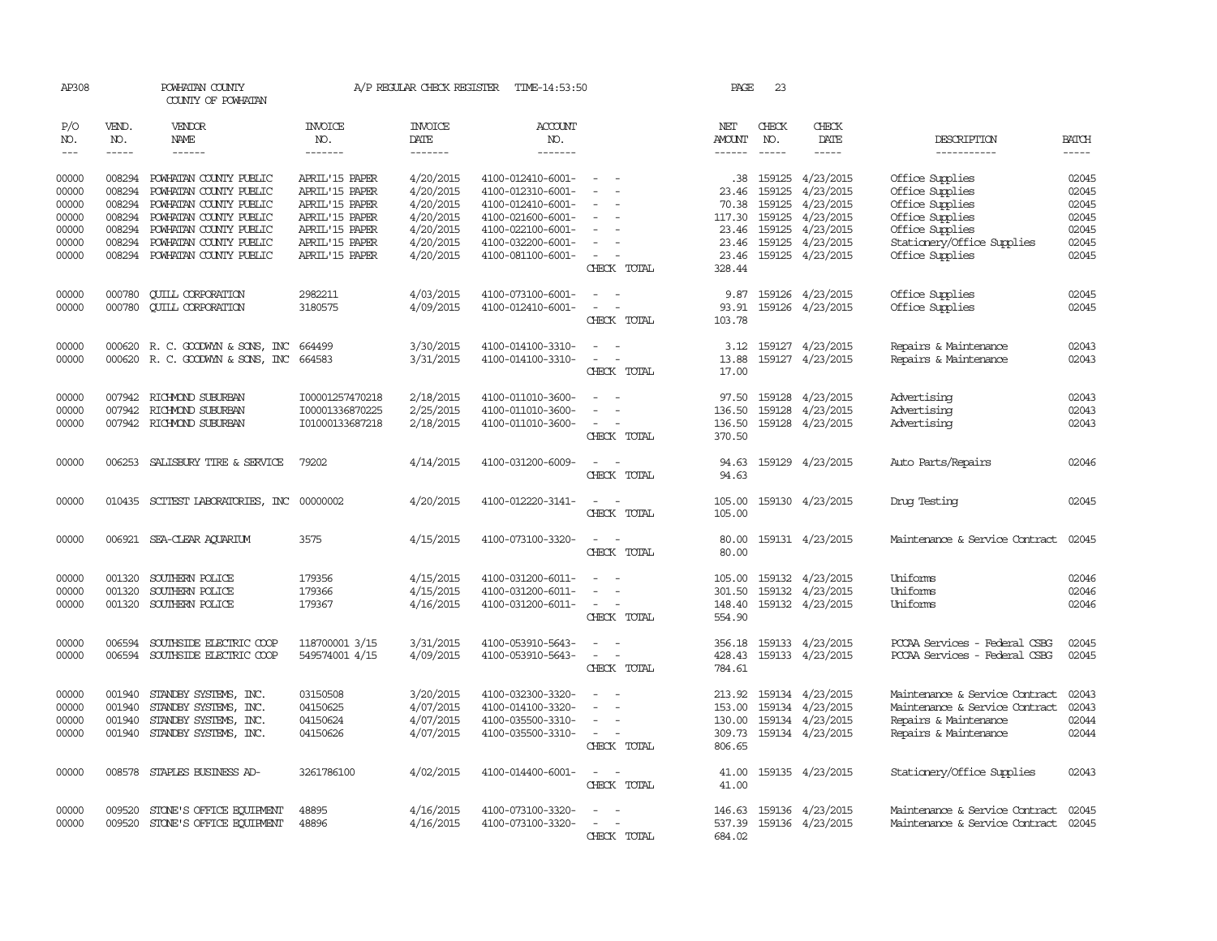AP308 POWHATAN COUNTY COUNTY OF POWHATAN A/P REGULAR CHECK REGISTER TIME-14:53:50 PAGE 23

| P/O NO. | VEND. NO. | VENDOR NAME | INVOICE NO. | INVOICE DATE | ACCOUNT NO. | | NET AMOUNT | CHECK NO. | CHECK DATE | DESCRIPTION | BATCH |
|---|---|---|---|---|---|---|---|---|---|---|---|
| 00000 | 008294 | POWHATAN COUNTY PUBLIC | APRIL'15 PAPER | 4/20/2015 | 4100-012410-6001- | - - | .38 | 159125 | 4/23/2015 | Office Supplies | 02045 |
| 00000 | 008294 | POWHATAN COUNTY PUBLIC | APRIL'15 PAPER | 4/20/2015 | 4100-012310-6001- | - - | 23.46 | 159125 | 4/23/2015 | Office Supplies | 02045 |
| 00000 | 008294 | POWHATAN COUNTY PUBLIC | APRIL'15 PAPER | 4/20/2015 | 4100-012410-6001- | - - | 70.38 | 159125 | 4/23/2015 | Office Supplies | 02045 |
| 00000 | 008294 | POWHATAN COUNTY PUBLIC | APRIL'15 PAPER | 4/20/2015 | 4100-021600-6001- | - - | 117.30 | 159125 | 4/23/2015 | Office Supplies | 02045 |
| 00000 | 008294 | POWHATAN COUNTY PUBLIC | APRIL'15 PAPER | 4/20/2015 | 4100-022100-6001- | - - | 23.46 | 159125 | 4/23/2015 | Office Supplies | 02045 |
| 00000 | 008294 | POWHATAN COUNTY PUBLIC | APRIL'15 PAPER | 4/20/2015 | 4100-032200-6001- | - - | 23.46 | 159125 | 4/23/2015 | Stationery/Office Supplies | 02045 |
| 00000 | 008294 | POWHATAN COUNTY PUBLIC | APRIL'15 PAPER | 4/20/2015 | 4100-081100-6001- | - - | 23.46 | 159125 | 4/23/2015 | Office Supplies | 02045 |
| | | | | | | CHECK TOTAL | 328.44 | | | | |
| 00000 | 000780 | QUILL CORPORATION | 2982211 | 4/03/2015 | 4100-073100-6001- | - - | 9.87 | 159126 | 4/23/2015 | Office Supplies | 02045 |
| 00000 | 000780 | QUILL CORPORATION | 3180575 | 4/09/2015 | 4100-012410-6001- | - - | 93.91 | 159126 | 4/23/2015 | Office Supplies | 02045 |
| | | | | | | CHECK TOTAL | 103.78 | | | | |
| 00000 | 000620 | R. C. GOODWYN & SONS, INC | 664499 | 3/30/2015 | 4100-014100-3310- | - - | 3.12 | 159127 | 4/23/2015 | Repairs & Maintenance | 02043 |
| 00000 | 000620 | R. C. GOODWYN & SONS, INC | 664583 | 3/31/2015 | 4100-014100-3310- | - - | 13.88 | 159127 | 4/23/2015 | Repairs & Maintenance | 02043 |
| | | | | | | CHECK TOTAL | 17.00 | | | | |
| 00000 | 007942 | RICHMOND SUBURBAN | I00001257470218 | 2/18/2015 | 4100-011010-3600- | - - | 97.50 | 159128 | 4/23/2015 | Advertising | 02043 |
| 00000 | 007942 | RICHMOND SUBURBAN | I00001336870225 | 2/25/2015 | 4100-011010-3600- | - - | 136.50 | 159128 | 4/23/2015 | Advertising | 02043 |
| 00000 | 007942 | RICHMOND SUBURBAN | I01000133687218 | 2/18/2015 | 4100-011010-3600- | - - | 136.50 | 159128 | 4/23/2015 | Advertising | 02043 |
| | | | | | | CHECK TOTAL | 370.50 | | | | |
| 00000 | 006253 | SALISBURY TIRE & SERVICE | 79202 | 4/14/2015 | 4100-031200-6009- | - - | 94.63 | 159129 | 4/23/2015 | Auto Parts/Repairs | 02046 |
| | | | | | | CHECK TOTAL | 94.63 | | | | |
| 00000 | 010435 | SCITEST LABORATORIES, INC | 00000002 | 4/20/2015 | 4100-012220-3141- | - - | 105.00 | 159130 | 4/23/2015 | Drug Testing | 02045 |
| | | | | | | CHECK TOTAL | 105.00 | | | | |
| 00000 | 006921 | SEA-CLEAR AQUARIUM | 3575 | 4/15/2015 | 4100-073100-3320- | - - | 80.00 | 159131 | 4/23/2015 | Maintenance & Service Contract | 02045 |
| | | | | | | CHECK TOTAL | 80.00 | | | | |
| 00000 | 001320 | SOUTHERN POLICE | 179356 | 4/15/2015 | 4100-031200-6011- | - - | 105.00 | 159132 | 4/23/2015 | Uniforms | 02046 |
| 00000 | 001320 | SOUTHERN POLICE | 179366 | 4/15/2015 | 4100-031200-6011- | - - | 301.50 | 159132 | 4/23/2015 | Uniforms | 02046 |
| 00000 | 001320 | SOUTHERN POLICE | 179367 | 4/16/2015 | 4100-031200-6011- | - - | 148.40 | 159132 | 4/23/2015 | Uniforms | 02046 |
| | | | | | | CHECK TOTAL | 554.90 | | | | |
| 00000 | 006594 | SOUTHSIDE ELECTRIC COOP | 118700001 3/15 | 3/31/2015 | 4100-053910-5643- | - - | 356.18 | 159133 | 4/23/2015 | PCCAA Services - Federal CSBG | 02045 |
| 00000 | 006594 | SOUTHSIDE ELECTRIC COOP | 549574001 4/15 | 4/09/2015 | 4100-053910-5643- | - - | 428.43 | 159133 | 4/23/2015 | PCCAA Services - Federal CSBG | 02045 |
| | | | | | | CHECK TOTAL | 784.61 | | | | |
| 00000 | 001940 | STANDBY SYSTEMS, INC. | 03150508 | 3/20/2015 | 4100-032300-3320- | - - | 213.92 | 159134 | 4/23/2015 | Maintenance & Service Contract | 02043 |
| 00000 | 001940 | STANDBY SYSTEMS, INC. | 04150625 | 4/07/2015 | 4100-014100-3320- | - - | 153.00 | 159134 | 4/23/2015 | Maintenance & Service Contract | 02043 |
| 00000 | 001940 | STANDBY SYSTEMS, INC. | 04150624 | 4/07/2015 | 4100-035500-3310- | - - | 130.00 | 159134 | 4/23/2015 | Repairs & Maintenance | 02044 |
| 00000 | 001940 | STANDBY SYSTEMS, INC. | 04150626 | 4/07/2015 | 4100-035500-3310- | - - | 309.73 | 159134 | 4/23/2015 | Repairs & Maintenance | 02044 |
| | | | | | | CHECK TOTAL | 806.65 | | | | |
| 00000 | 008578 | STAPLES BUSINESS AD- | 3261786100 | 4/02/2015 | 4100-014400-6001- | - - | 41.00 | 159135 | 4/23/2015 | Stationery/Office Supplies | 02043 |
| | | | | | | CHECK TOTAL | 41.00 | | | | |
| 00000 | 009520 | STONE'S OFFICE EQUIPMENT | 48895 | 4/16/2015 | 4100-073100-3320- | - - | 146.63 | 159136 | 4/23/2015 | Maintenance & Service Contract | 02045 |
| 00000 | 009520 | STONE'S OFFICE EQUIPMENT | 48896 | 4/16/2015 | 4100-073100-3320- | - - | 537.39 | 159136 | 4/23/2015 | Maintenance & Service Contract | 02045 |
| | | | | | | CHECK TOTAL | 684.02 | | | | |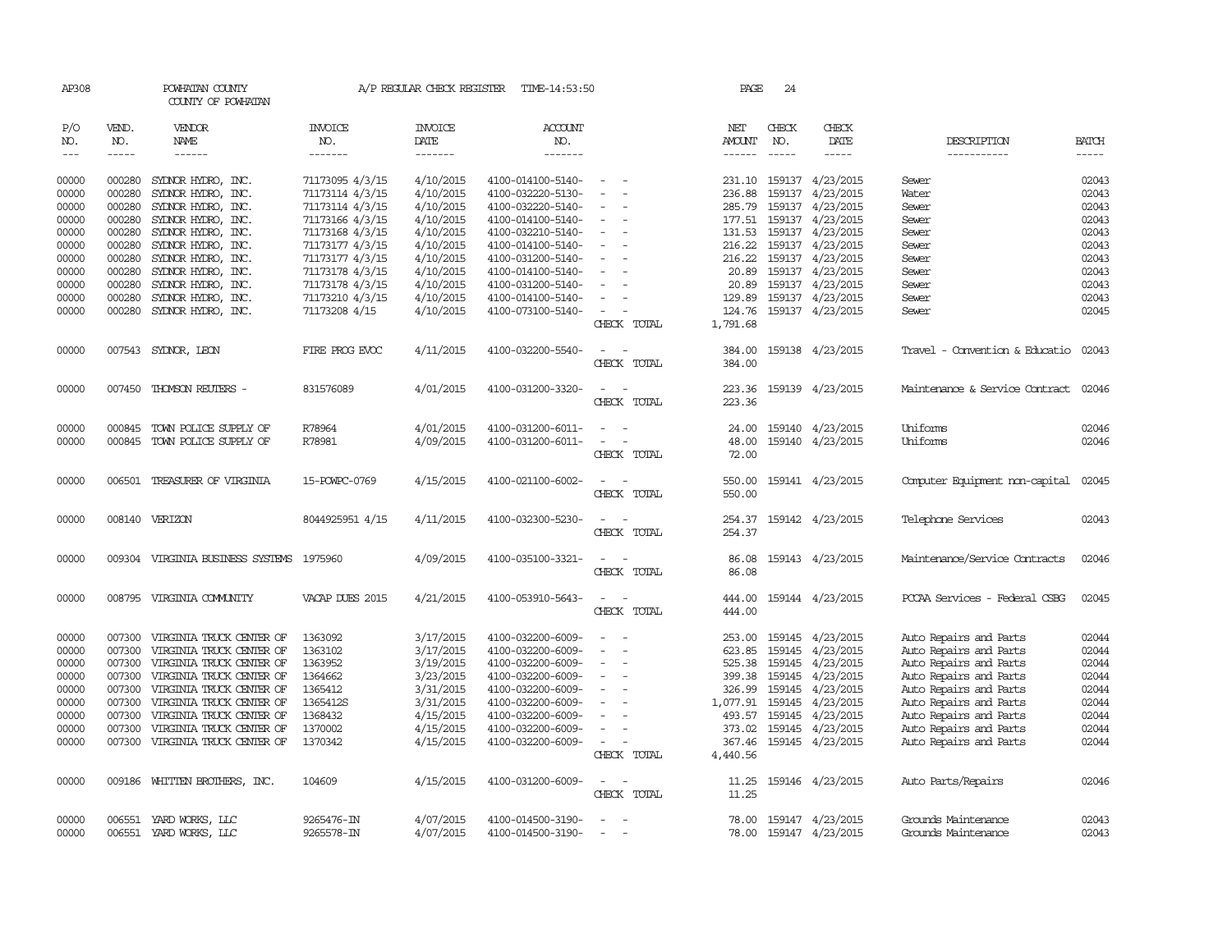AP308 POWHATAN COUNTY A/P REGULAR CHECK REGISTER TIME-14:53:50 PAGE 24

COUNTY OF POWHATAN

| P/O NO. | VEND. NO. | VENDOR NAME | INVOICE NO. | INVOICE DATE | ACCOUNT NO. | | NET AMOUNT | CHECK NO. | CHECK DATE | DESCRIPTION | BATCH |
|---|---|---|---|---|---|---|---|---|---|---|---|
| --- | ----- | ------ | ------- | ------- | ------- | | ------ | ----- | ----- | ----------- | ----- |
| 00000 | 000280 | SYDNOR HYDRO, INC. | 71173095 4/3/15 | 4/10/2015 | 4100-014100-5140- | - - | 231.10 | 159137 | 4/23/2015 | Sewer | 02043 |
| 00000 | 000280 | SYDNOR HYDRO, INC. | 71173114 4/3/15 | 4/10/2015 | 4100-032220-5130- | - - | 236.88 | 159137 | 4/23/2015 | Water | 02043 |
| 00000 | 000280 | SYDNOR HYDRO, INC. | 71173114 4/3/15 | 4/10/2015 | 4100-032220-5140- | - - | 285.79 | 159137 | 4/23/2015 | Sewer | 02043 |
| 00000 | 000280 | SYDNOR HYDRO, INC. | 71173166 4/3/15 | 4/10/2015 | 4100-014100-5140- | - - | 177.51 | 159137 | 4/23/2015 | Sewer | 02043 |
| 00000 | 000280 | SYDNOR HYDRO, INC. | 71173168 4/3/15 | 4/10/2015 | 4100-032210-5140- | - - | 131.53 | 159137 | 4/23/2015 | Sewer | 02043 |
| 00000 | 000280 | SYDNOR HYDRO, INC. | 71173177 4/3/15 | 4/10/2015 | 4100-014100-5140- | - - | 216.22 | 159137 | 4/23/2015 | Sewer | 02043 |
| 00000 | 000280 | SYDNOR HYDRO, INC. | 71173177 4/3/15 | 4/10/2015 | 4100-031200-5140- | - - | 216.22 | 159137 | 4/23/2015 | Sewer | 02043 |
| 00000 | 000280 | SYDNOR HYDRO, INC. | 71173178 4/3/15 | 4/10/2015 | 4100-014100-5140- | - - | 20.89 | 159137 | 4/23/2015 | Sewer | 02043 |
| 00000 | 000280 | SYDNOR HYDRO, INC. | 71173178 4/3/15 | 4/10/2015 | 4100-031200-5140- | - - | 20.89 | 159137 | 4/23/2015 | Sewer | 02043 |
| 00000 | 000280 | SYDNOR HYDRO, INC. | 71173210 4/3/15 | 4/10/2015 | 4100-014100-5140- | - - | 129.89 | 159137 | 4/23/2015 | Sewer | 02043 |
| 00000 | 000280 | SYDNOR HYDRO, INC. | 71173208 4/15 | 4/10/2015 | 4100-073100-5140- | - - | 124.76 | 159137 | 4/23/2015 | Sewer | 02045 |
| | | | | | | CHECK TOTAL | 1,791.68 | | | | |
| 00000 | 007543 | SYDNOR, LEON | FIRE PROG EVOC | 4/11/2015 | 4100-032200-5540- | - - | 384.00 | 159138 | 4/23/2015 | Travel - Convention & Educatio | 02043 |
| | | | | | | CHECK TOTAL | 384.00 | | | | |
| 00000 | 007450 | THOMSON REUTERS - | 831576089 | 4/01/2015 | 4100-031200-3320- | - - | 223.36 | 159139 | 4/23/2015 | Maintenance & Service Contract | 02046 |
| | | | | | | CHECK TOTAL | 223.36 | | | | |
| 00000 | 000845 | TOWN POLICE SUPPLY OF | R78964 | 4/01/2015 | 4100-031200-6011- | - - | 24.00 | 159140 | 4/23/2015 | Uniforms | 02046 |
| 00000 | 000845 | TOWN POLICE SUPPLY OF | R78981 | 4/09/2015 | 4100-031200-6011- | - - | 48.00 | 159140 | 4/23/2015 | Uniforms | 02046 |
| | | | | | | CHECK TOTAL | 72.00 | | | | |
| 00000 | 006501 | TREASURER OF VIRGINIA | 15-POWPC-0769 | 4/15/2015 | 4100-021100-6002- | - - | 550.00 | 159141 | 4/23/2015 | Computer Equipment non-capital | 02045 |
| | | | | | | CHECK TOTAL | 550.00 | | | | |
| 00000 | 008140 | VERIZON | 8044925951 4/15 | 4/11/2015 | 4100-032300-5230- | - - | 254.37 | 159142 | 4/23/2015 | Telephone Services | 02043 |
| | | | | | | CHECK TOTAL | 254.37 | | | | |
| 00000 | 009304 | VIRGINIA BUSINESS SYSTEMS | 1975960 | 4/09/2015 | 4100-035100-3321- | - - | 86.08 | 159143 | 4/23/2015 | Maintenance/Service Contracts | 02046 |
| | | | | | | CHECK TOTAL | 86.08 | | | | |
| 00000 | 008795 | VIRGINIA COMMUNITY | VACAP DUES 2015 | 4/21/2015 | 4100-053910-5643- | - - | 444.00 | 159144 | 4/23/2015 | PCCAA Services - Federal CSBG | 02045 |
| | | | | | | CHECK TOTAL | 444.00 | | | | |
| 00000 | 007300 | VIRGINIA TRUCK CENTER OF | 1363092 | 3/17/2015 | 4100-032200-6009- | - - | 253.00 | 159145 | 4/23/2015 | Auto Repairs and Parts | 02044 |
| 00000 | 007300 | VIRGINIA TRUCK CENTER OF | 1363102 | 3/17/2015 | 4100-032200-6009- | - - | 623.85 | 159145 | 4/23/2015 | Auto Repairs and Parts | 02044 |
| 00000 | 007300 | VIRGINIA TRUCK CENTER OF | 1363952 | 3/19/2015 | 4100-032200-6009- | - - | 525.38 | 159145 | 4/23/2015 | Auto Repairs and Parts | 02044 |
| 00000 | 007300 | VIRGINIA TRUCK CENTER OF | 1364662 | 3/23/2015 | 4100-032200-6009- | - - | 399.38 | 159145 | 4/23/2015 | Auto Repairs and Parts | 02044 |
| 00000 | 007300 | VIRGINIA TRUCK CENTER OF | 1365412 | 3/31/2015 | 4100-032200-6009- | - - | 326.99 | 159145 | 4/23/2015 | Auto Repairs and Parts | 02044 |
| 00000 | 007300 | VIRGINIA TRUCK CENTER OF | 1365412S | 3/31/2015 | 4100-032200-6009- | - - | 1,077.91 | 159145 | 4/23/2015 | Auto Repairs and Parts | 02044 |
| 00000 | 007300 | VIRGINIA TRUCK CENTER OF | 1368432 | 4/15/2015 | 4100-032200-6009- | - - | 493.57 | 159145 | 4/23/2015 | Auto Repairs and Parts | 02044 |
| 00000 | 007300 | VIRGINIA TRUCK CENTER OF | 1370002 | 4/15/2015 | 4100-032200-6009- | - - | 373.02 | 159145 | 4/23/2015 | Auto Repairs and Parts | 02044 |
| 00000 | 007300 | VIRGINIA TRUCK CENTER OF | 1370342 | 4/15/2015 | 4100-032200-6009- | - - | 367.46 | 159145 | 4/23/2015 | Auto Repairs and Parts | 02044 |
| | | | | | | CHECK TOTAL | 4,440.56 | | | | |
| 00000 | 009186 | WHITTEN BROTHERS, INC. | 104609 | 4/15/2015 | 4100-031200-6009- | - - | 11.25 | 159146 | 4/23/2015 | Auto Parts/Repairs | 02046 |
| | | | | | | CHECK TOTAL | 11.25 | | | | |
| 00000 | 006551 | YARD WORKS, LLC | 9265476-IN | 4/07/2015 | 4100-014500-3190- | - - | 78.00 | 159147 | 4/23/2015 | Grounds Maintenance | 02043 |
| 00000 | 006551 | YARD WORKS, LLC | 9265578-IN | 4/07/2015 | 4100-014500-3190- | - - | 78.00 | 159147 | 4/23/2015 | Grounds Maintenance | 02043 |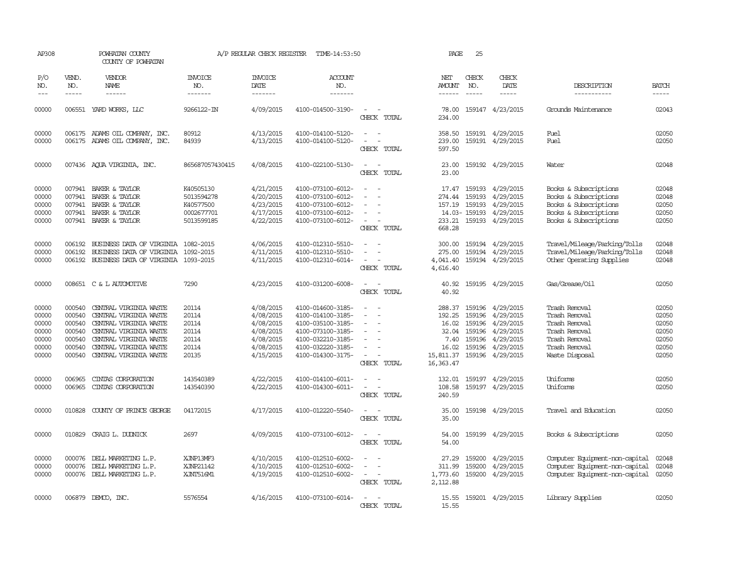AP308 POWHATAN COUNTY A/P REGULAR CHECK REGISTER TIME-14:53:50 PAGE 25
COUNTY OF POWHATAN

| P/O NO. | VEND. NO. | VENDOR NAME | INVOICE NO. | INVOICE DATE | ACCOUNT NO. | | NET AMOUNT | CHECK NO. | CHECK DATE | DESCRIPTION | BATCH |
|---|---|---|---|---|---|---|---|---|---|---|---|
| 00000 | 006551 | YARD WORKS, LLC | 9266122-IN | 4/09/2015 | 4100-014500-3190- | - - | 78.00 | 159147 | 4/23/2015 | Grounds Maintenance | 02043 |
| | | | | | | CHECK TOTAL | 234.00 | | | | |
| 00000 | 006175 | ADAMS OIL COMPANY, INC. | 80912 | 4/13/2015 | 4100-014100-5120- | - - | 358.50 | 159191 | 4/29/2015 | Fuel | 02050 |
| 00000 | 006175 | ADAMS OIL COMPANY, INC. | 84939 | 4/13/2015 | 4100-014100-5120- | - - | 239.00 | 159191 | 4/29/2015 | Fuel | 02050 |
| | | | | | | CHECK TOTAL | 597.50 | | | | |
| 00000 | 007436 | AQUA VIRGINIA, INC. | 865687057430415 | 4/08/2015 | 4100-022100-5130- | - - | 23.00 | 159192 | 4/29/2015 | Water | 02048 |
| | | | | | | CHECK TOTAL | 23.00 | | | | |
| 00000 | 007941 | BAKER & TAYLOR | K40505130 | 4/21/2015 | 4100-073100-6012- | - - | 17.47 | 159193 | 4/29/2015 | Books & Subscriptions | 02048 |
| 00000 | 007941 | BAKER & TAYLOR | 5013594278 | 4/20/2015 | 4100-073100-6012- | - - | 274.44 | 159193 | 4/29/2015 | Books & Subscriptions | 02048 |
| 00000 | 007941 | BAKER & TAYLOR | K40577500 | 4/23/2015 | 4100-073100-6012- | - - | 157.19 | 159193 | 4/29/2015 | Books & Subscriptions | 02050 |
| 00000 | 007941 | BAKER & TAYLOR | 0002677701 | 4/17/2015 | 4100-073100-6012- | - - | 14.03- | 159193 | 4/29/2015 | Books & Subscriptions | 02050 |
| 00000 | 007941 | BAKER & TAYLOR | 5013599185 | 4/22/2015 | 4100-073100-6012- | - - | 233.21 | 159193 | 4/29/2015 | Books & Subscriptions | 02050 |
| | | | | | | CHECK TOTAL | 668.28 | | | | |
| 00000 | 006192 | BUSINESS DATA OF VIRGINIA | 1082-2015 | 4/06/2015 | 4100-012310-5510- | - - | 300.00 | 159194 | 4/29/2015 | Travel/Mileage/Parking/Tolls | 02048 |
| 00000 | 006192 | BUSINESS DATA OF VIRGINIA | 1092-2015 | 4/11/2015 | 4100-012310-5510- | - - | 275.00 | 159194 | 4/29/2015 | Travel/Mileage/Parking/Tolls | 02048 |
| 00000 | 006192 | BUSINESS DATA OF VIRGINIA | 1093-2015 | 4/11/2015 | 4100-012310-6014- | - - | 4,041.40 | 159194 | 4/29/2015 | Other Operating Supplies | 02048 |
| | | | | | | CHECK TOTAL | 4,616.40 | | | | |
| 00000 | 008651 | C & L AUTOMOTIVE | 7290 | 4/23/2015 | 4100-031200-6008- | - - | 40.92 | 159195 | 4/29/2015 | Gas/Grease/Oil | 02050 |
| | | | | | | CHECK TOTAL | 40.92 | | | | |
| 00000 | 000540 | CENTRAL VIRGINIA WASTE | 20114 | 4/08/2015 | 4100-014600-3185- | - - | 288.37 | 159196 | 4/29/2015 | Trash Removal | 02050 |
| 00000 | 000540 | CENTRAL VIRGINIA WASTE | 20114 | 4/08/2015 | 4100-014100-3185- | - - | 192.25 | 159196 | 4/29/2015 | Trash Removal | 02050 |
| 00000 | 000540 | CENTRAL VIRGINIA WASTE | 20114 | 4/08/2015 | 4100-035100-3185- | - - | 16.02 | 159196 | 4/29/2015 | Trash Removal | 02050 |
| 00000 | 000540 | CENTRAL VIRGINIA WASTE | 20114 | 4/08/2015 | 4100-073100-3185- | - - | 32.04 | 159196 | 4/29/2015 | Trash Removal | 02050 |
| 00000 | 000540 | CENTRAL VIRGINIA WASTE | 20114 | 4/08/2015 | 4100-032210-3185- | - - | 7.40 | 159196 | 4/29/2015 | Trash Removal | 02050 |
| 00000 | 000540 | CENTRAL VIRGINIA WASTE | 20114 | 4/08/2015 | 4100-032220-3185- | - - | 16.02 | 159196 | 4/29/2015 | Trash Removal | 02050 |
| 00000 | 000540 | CENTRAL VIRGINIA WASTE | 20135 | 4/15/2015 | 4100-014300-3175- | - - | 15,811.37 | 159196 | 4/29/2015 | Waste Disposal | 02050 |
| | | | | | | CHECK TOTAL | 16,363.47 | | | | |
| 00000 | 006965 | CINTAS CORPORATION | 143540389 | 4/22/2015 | 4100-014100-6011- | - - | 132.01 | 159197 | 4/29/2015 | Uniforms | 02050 |
| 00000 | 006965 | CINTAS CORPORATION | 143540390 | 4/22/2015 | 4100-014300-6011- | - - | 108.58 | 159197 | 4/29/2015 | Uniforms | 02050 |
| | | | | | | CHECK TOTAL | 240.59 | | | | |
| 00000 | 010828 | COUNTY OF PRINCE GEORGE | 04172015 | 4/17/2015 | 4100-012220-5540- | - - | 35.00 | 159198 | 4/29/2015 | Travel and Education | 02050 |
| | | | | | | CHECK TOTAL | 35.00 | | | | |
| 00000 | 010829 | CRAIG L. DUDNICK | 2697 | 4/09/2015 | 4100-073100-6012- | - - | 54.00 | 159199 | 4/29/2015 | Books & Subscriptions | 02050 |
| | | | | | | CHECK TOTAL | 54.00 | | | | |
| 00000 | 000076 | DELL MARKETING L.P. | XJNP13MF3 | 4/10/2015 | 4100-012510-6002- | - - | 27.29 | 159200 | 4/29/2015 | Computer Equipment-non-capital | 02048 |
| 00000 | 000076 | DELL MARKETING L.P. | XJNP21142 | 4/10/2015 | 4100-012510-6002- | - - | 311.99 | 159200 | 4/29/2015 | Computer Equipment-non-capital | 02048 |
| 00000 | 000076 | DELL MARKETING L.P. | XJNT516M1 | 4/19/2015 | 4100-012510-6002- | - - | 1,773.60 | 159200 | 4/29/2015 | Computer Equipment-non-capital | 02050 |
| | | | | | | CHECK TOTAL | 2,112.88 | | | | |
| 00000 | 006879 | DEMCO, INC. | 5576554 | 4/16/2015 | 4100-073100-6014- | - - | 15.55 | 159201 | 4/29/2015 | Library Supplies | 02050 |
| | | | | | | CHECK TOTAL | 15.55 | | | | |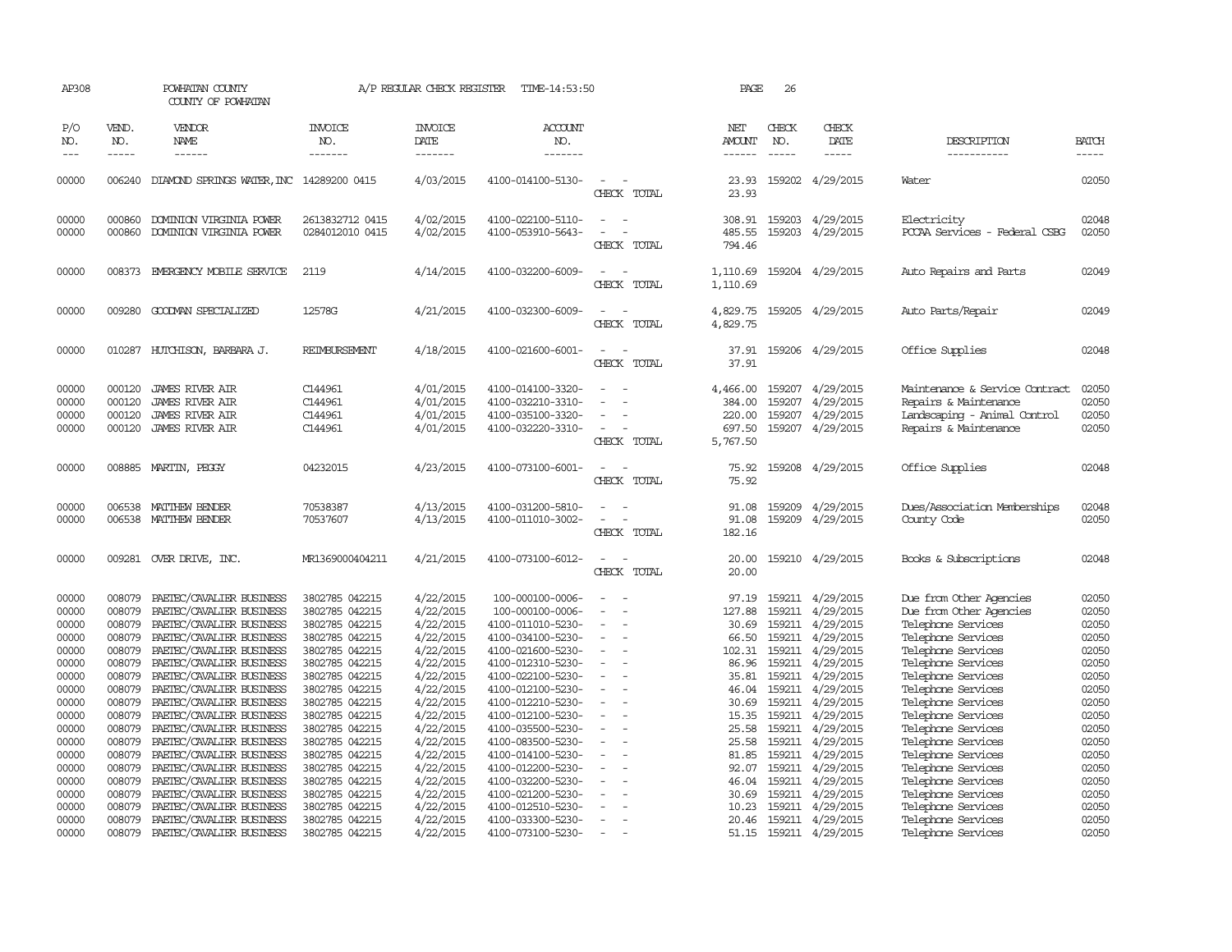AP308 POWHATAN COUNTY COUNTY OF POWHATAN — A/P REGULAR CHECK REGISTER TIME-14:53:50 PAGE 26

| P/O NO. | VEND. NO. | VENDOR NAME | INVOICE NO. | INVOICE DATE | ACCOUNT NO. | | NET AMOUNT | CHECK NO. | CHECK DATE | DESCRIPTION | BATCH |
|---|---|---|---|---|---|---|---|---|---|---|---|
| 00000 | 006240 | DIAMOND SPRINGS WATER,INC | 14289200 0415 | 4/03/2015 | 4100-014100-5130- | - - | 23.93 | 159202 | 4/29/2015 | Water | 02050 |
| | | | | | | CHECK TOTAL | 23.93 | | | | |
| 00000 | 000860 | DOMINION VIRGINIA POWER | 2613832712 0415 | 4/02/2015 | 4100-022100-5110- | - - | 308.91 | 159203 | 4/29/2015 | Electricity | 02048 |
| 00000 | 000860 | DOMINION VIRGINIA POWER | 0284012010 0415 | 4/02/2015 | 4100-053910-5643- | - - | 485.55 | 159203 | 4/29/2015 | PCCAA Services - Federal CSBG | 02050 |
| | | | | | | CHECK TOTAL | 794.46 | | | | |
| 00000 | 008373 | EMERGENCY MOBILE SERVICE | 2119 | 4/14/2015 | 4100-032200-6009- | - - | 1,110.69 | 159204 | 4/29/2015 | Auto Repairs and Parts | 02049 |
| | | | | | | CHECK TOTAL | 1,110.69 | | | | |
| 00000 | 009280 | GOODMAN SPECIALIZED | 12578G | 4/21/2015 | 4100-032300-6009- | - - | 4,829.75 | 159205 | 4/29/2015 | Auto Parts/Repair | 02049 |
| | | | | | | CHECK TOTAL | 4,829.75 | | | | |
| 00000 | 010287 | HUTCHISON, BARBARA J. | REIMBURSEMENT | 4/18/2015 | 4100-021600-6001- | - - | 37.91 | 159206 | 4/29/2015 | Office Supplies | 02048 |
| | | | | | | CHECK TOTAL | 37.91 | | | | |
| 00000 | 000120 | JAMES RIVER AIR | C144961 | 4/01/2015 | 4100-014100-3320- | - - | 4,466.00 | 159207 | 4/29/2015 | Maintenance & Service Contract | 02050 |
| 00000 | 000120 | JAMES RIVER AIR | C144961 | 4/01/2015 | 4100-032210-3310- | - - | 384.00 | 159207 | 4/29/2015 | Repairs & Maintenance | 02050 |
| 00000 | 000120 | JAMES RIVER AIR | C144961 | 4/01/2015 | 4100-035100-3320- | - - | 220.00 | 159207 | 4/29/2015 | Landscaping - Animal Control | 02050 |
| 00000 | 000120 | JAMES RIVER AIR | C144961 | 4/01/2015 | 4100-032220-3310- | - - | 697.50 | 159207 | 4/29/2015 | Repairs & Maintenance | 02050 |
| | | | | | | CHECK TOTAL | 5,767.50 | | | | |
| 00000 | 008885 | MARTIN, PEGGY | 04232015 | 4/23/2015 | 4100-073100-6001- | - - | 75.92 | 159208 | 4/29/2015 | Office Supplies | 02048 |
| | | | | | | CHECK TOTAL | 75.92 | | | | |
| 00000 | 006538 | MATTHEW BENDER | 70538387 | 4/13/2015 | 4100-031200-5810- | - - | 91.08 | 159209 | 4/29/2015 | Dues/Association Memberships | 02048 |
| 00000 | 006538 | MATTHEW BENDER | 70537607 | 4/13/2015 | 4100-011010-3002- | - - | 91.08 | 159209 | 4/29/2015 | County Code | 02050 |
| | | | | | | CHECK TOTAL | 182.16 | | | | |
| 00000 | 009281 | OVER DRIVE, INC. | MR1369000404211 | 4/21/2015 | 4100-073100-6012- | - - | 20.00 | 159210 | 4/29/2015 | Books & Subscriptions | 02048 |
| | | | | | | CHECK TOTAL | 20.00 | | | | |
| 00000 | 008079 | PAETEC/CAVALIER BUSINESS | 3802785 042215 | 4/22/2015 | 100-000100-0006- | - - | 97.19 | 159211 | 4/29/2015 | Due from Other Agencies | 02050 |
| 00000 | 008079 | PAETEC/CAVALIER BUSINESS | 3802785 042215 | 4/22/2015 | 100-000100-0006- | - - | 127.88 | 159211 | 4/29/2015 | Due from Other Agencies | 02050 |
| 00000 | 008079 | PAETEC/CAVALIER BUSINESS | 3802785 042215 | 4/22/2015 | 4100-011010-5230- | - - | 30.69 | 159211 | 4/29/2015 | Telephone Services | 02050 |
| 00000 | 008079 | PAETEC/CAVALIER BUSINESS | 3802785 042215 | 4/22/2015 | 4100-034100-5230- | - - | 66.50 | 159211 | 4/29/2015 | Telephone Services | 02050 |
| 00000 | 008079 | PAETEC/CAVALIER BUSINESS | 3802785 042215 | 4/22/2015 | 4100-021600-5230- | - - | 102.31 | 159211 | 4/29/2015 | Telephone Services | 02050 |
| 00000 | 008079 | PAETEC/CAVALIER BUSINESS | 3802785 042215 | 4/22/2015 | 4100-012310-5230- | - - | 86.96 | 159211 | 4/29/2015 | Telephone Services | 02050 |
| 00000 | 008079 | PAETEC/CAVALIER BUSINESS | 3802785 042215 | 4/22/2015 | 4100-022100-5230- | - - | 35.81 | 159211 | 4/29/2015 | Telephone Services | 02050 |
| 00000 | 008079 | PAETEC/CAVALIER BUSINESS | 3802785 042215 | 4/22/2015 | 4100-012100-5230- | - - | 46.04 | 159211 | 4/29/2015 | Telephone Services | 02050 |
| 00000 | 008079 | PAETEC/CAVALIER BUSINESS | 3802785 042215 | 4/22/2015 | 4100-012210-5230- | - - | 30.69 | 159211 | 4/29/2015 | Telephone Services | 02050 |
| 00000 | 008079 | PAETEC/CAVALIER BUSINESS | 3802785 042215 | 4/22/2015 | 4100-012100-5230- | - - | 15.35 | 159211 | 4/29/2015 | Telephone Services | 02050 |
| 00000 | 008079 | PAETEC/CAVALIER BUSINESS | 3802785 042215 | 4/22/2015 | 4100-035500-5230- | - - | 25.58 | 159211 | 4/29/2015 | Telephone Services | 02050 |
| 00000 | 008079 | PAETEC/CAVALIER BUSINESS | 3802785 042215 | 4/22/2015 | 4100-083500-5230- | - - | 25.58 | 159211 | 4/29/2015 | Telephone Services | 02050 |
| 00000 | 008079 | PAETEC/CAVALIER BUSINESS | 3802785 042215 | 4/22/2015 | 4100-014100-5230- | - - | 81.85 | 159211 | 4/29/2015 | Telephone Services | 02050 |
| 00000 | 008079 | PAETEC/CAVALIER BUSINESS | 3802785 042215 | 4/22/2015 | 4100-012200-5230- | - - | 92.07 | 159211 | 4/29/2015 | Telephone Services | 02050 |
| 00000 | 008079 | PAETEC/CAVALIER BUSINESS | 3802785 042215 | 4/22/2015 | 4100-032200-5230- | - - | 46.04 | 159211 | 4/29/2015 | Telephone Services | 02050 |
| 00000 | 008079 | PAETEC/CAVALIER BUSINESS | 3802785 042215 | 4/22/2015 | 4100-021200-5230- | - - | 30.69 | 159211 | 4/29/2015 | Telephone Services | 02050 |
| 00000 | 008079 | PAETEC/CAVALIER BUSINESS | 3802785 042215 | 4/22/2015 | 4100-012510-5230- | - - | 10.23 | 159211 | 4/29/2015 | Telephone Services | 02050 |
| 00000 | 008079 | PAETEC/CAVALIER BUSINESS | 3802785 042215 | 4/22/2015 | 4100-033300-5230- | - - | 20.46 | 159211 | 4/29/2015 | Telephone Services | 02050 |
| 00000 | 008079 | PAETEC/CAVALIER BUSINESS | 3802785 042215 | 4/22/2015 | 4100-073100-5230- | - - | 51.15 | 159211 | 4/29/2015 | Telephone Services | 02050 |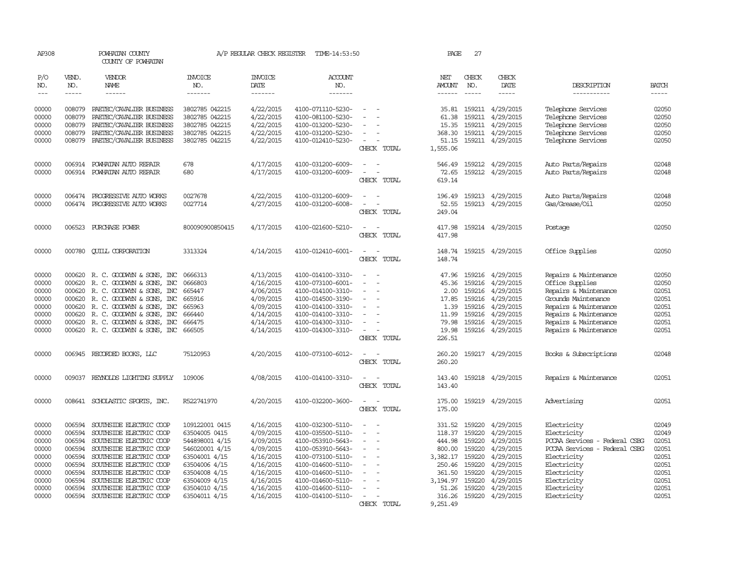AP308 POWHATAN COUNTY A/P REGULAR CHECK REGISTER TIME-14:53:50 PAGE 27

COUNTY OF POWHATAN

| P/O NO. | VEND. NO. | VENDOR NAME | INVOICE NO. | INVOICE DATE | ACCOUNT NO. | | NET AMOUNT | CHECK NO. | CHECK DATE | DESCRIPTION | BATCH |
|---|---|---|---|---|---|---|---|---|---|---|---|
| 00000 | 008079 | PAETEC/CAVALIER BUSINESS | 3802785 042215 | 4/22/2015 | 4100-071110-5230- | - - | 35.81 | 159211 | 4/29/2015 | Telephone Services | 02050 |
| 00000 | 008079 | PAETEC/CAVALIER BUSINESS | 3802785 042215 | 4/22/2015 | 4100-081100-5230- | - - | 61.38 | 159211 | 4/29/2015 | Telephone Services | 02050 |
| 00000 | 008079 | PAETEC/CAVALIER BUSINESS | 3802785 042215 | 4/22/2015 | 4100-013200-5230- | - - | 15.35 | 159211 | 4/29/2015 | Telephone Services | 02050 |
| 00000 | 008079 | PAETEC/CAVALIER BUSINESS | 3802785 042215 | 4/22/2015 | 4100-031200-5230- | - - | 368.30 | 159211 | 4/29/2015 | Telephone Services | 02050 |
| 00000 | 008079 | PAETEC/CAVALIER BUSINESS | 3802785 042215 | 4/22/2015 | 4100-012410-5230- | - - | 51.15 | 159211 | 4/29/2015 | Telephone Services | 02050 |
| | | | | | | CHECK TOTAL | 1,555.06 | | | | |
| 00000 | 006914 | POWHATAN AUTO REPAIR | 678 | 4/17/2015 | 4100-031200-6009- | - - | 546.49 | 159212 | 4/29/2015 | Auto Parts/Repairs | 02048 |
| 00000 | 006914 | POWHATAN AUTO REPAIR | 680 | 4/17/2015 | 4100-031200-6009- | - - | 72.65 | 159212 | 4/29/2015 | Auto Parts/Repairs | 02048 |
| | | | | | | CHECK TOTAL | 619.14 | | | | |
| 00000 | 006474 | PROGRESSIVE AUTO WORKS | 0027678 | 4/22/2015 | 4100-031200-6009- | - - | 196.49 | 159213 | 4/29/2015 | Auto Parts/Repairs | 02048 |
| 00000 | 006474 | PROGRESSIVE AUTO WORKS | 0027714 | 4/27/2015 | 4100-031200-6008- | - - | 52.55 | 159213 | 4/29/2015 | Gas/Grease/Oil | 02050 |
| | | | | | | CHECK TOTAL | 249.04 | | | | |
| 00000 | 006523 | PURCHASE POWER | 800090900850415 | 4/17/2015 | 4100-021600-5210- | - - | 417.98 | 159214 | 4/29/2015 | Postage | 02050 |
| | | | | | | CHECK TOTAL | 417.98 | | | | |
| 00000 | 000780 | QUILL CORPORATION | 3313324 | 4/14/2015 | 4100-012410-6001- | - - | 148.74 | 159215 | 4/29/2015 | Office Supplies | 02050 |
| | | | | | | CHECK TOTAL | 148.74 | | | | |
| 00000 | 000620 | R. C. GOODWYN & SONS, INC | 0666313 | 4/13/2015 | 4100-014100-3310- | - - | 47.96 | 159216 | 4/29/2015 | Repairs & Maintenance | 02050 |
| 00000 | 000620 | R. C. GOODWYN & SONS, INC | 0666803 | 4/16/2015 | 4100-073100-6001- | - - | 45.36 | 159216 | 4/29/2015 | Office Supplies | 02050 |
| 00000 | 000620 | R. C. GOODWYN & SONS, INC | 665447 | 4/06/2015 | 4100-014100-3310- | - - | 2.00 | 159216 | 4/29/2015 | Repairs & Maintenance | 02051 |
| 00000 | 000620 | R. C. GOODWYN & SONS, INC | 665916 | 4/09/2015 | 4100-014500-3190- | - - | 17.85 | 159216 | 4/29/2015 | Grounds Maintenance | 02051 |
| 00000 | 000620 | R. C. GOODWYN & SONS, INC | 665963 | 4/09/2015 | 4100-014100-3310- | - - | 1.39 | 159216 | 4/29/2015 | Repairs & Maintenance | 02051 |
| 00000 | 000620 | R. C. GOODWYN & SONS, INC | 666440 | 4/14/2015 | 4100-014100-3310- | - - | 11.99 | 159216 | 4/29/2015 | Repairs & Maintenance | 02051 |
| 00000 | 000620 | R. C. GOODWYN & SONS, INC | 666475 | 4/14/2015 | 4100-014300-3310- | - - | 79.98 | 159216 | 4/29/2015 | Repairs & Maintenance | 02051 |
| 00000 | 000620 | R. C. GOODWYN & SONS, INC | 666505 | 4/14/2015 | 4100-014300-3310- | - - | 19.98 | 159216 | 4/29/2015 | Repairs & Maintenance | 02051 |
| | | | | | | CHECK TOTAL | 226.51 | | | | |
| 00000 | 006945 | RECORDED BOOKS, LLC | 75120953 | 4/20/2015 | 4100-073100-6012- | - - | 260.20 | 159217 | 4/29/2015 | Books & Subscriptions | 02048 |
| | | | | | | CHECK TOTAL | 260.20 | | | | |
| 00000 | 009037 | REYNOLDS LIGHTING SUPPLY | 109006 | 4/08/2015 | 4100-014100-3310- | - - | 143.40 | 159218 | 4/29/2015 | Repairs & Maintenance | 02051 |
| | | | | | | CHECK TOTAL | 143.40 | | | | |
| 00000 | 008641 | SCHOLASTIC SPORTS, INC. | R522741970 | 4/20/2015 | 4100-032200-3600- | - - | 175.00 | 159219 | 4/29/2015 | Advertising | 02051 |
| | | | | | | CHECK TOTAL | 175.00 | | | | |
| 00000 | 006594 | SOUTHSIDE ELECTRIC COOP | 109122001 0415 | 4/16/2015 | 4100-032300-5110- | - - | 331.52 | 159220 | 4/29/2015 | Electricity | 02049 |
| 00000 | 006594 | SOUTHSIDE ELECTRIC COOP | 63504005 0415 | 4/09/2015 | 4100-035500-5110- | - - | 118.37 | 159220 | 4/29/2015 | Electricity | 02049 |
| 00000 | 006594 | SOUTHSIDE ELECTRIC COOP | 544898001 4/15 | 4/09/2015 | 4100-053910-5643- | - - | 444.98 | 159220 | 4/29/2015 | PCCAA Services - Federal CSBG | 02051 |
| 00000 | 006594 | SOUTHSIDE ELECTRIC COOP | 546020001 4/15 | 4/09/2015 | 4100-053910-5643- | - - | 800.00 | 159220 | 4/29/2015 | PCCAA Services - Federal CSBG | 02051 |
| 00000 | 006594 | SOUTHSIDE ELECTRIC COOP | 63504001 4/15 | 4/16/2015 | 4100-073100-5110- | - - | 3,382.17 | 159220 | 4/29/2015 | Electricity | 02051 |
| 00000 | 006594 | SOUTHSIDE ELECTRIC COOP | 63504006 4/15 | 4/16/2015 | 4100-014600-5110- | - - | 250.46 | 159220 | 4/29/2015 | Electricity | 02051 |
| 00000 | 006594 | SOUTHSIDE ELECTRIC COOP | 63504008 4/15 | 4/16/2015 | 4100-014600-5110- | - - | 361.50 | 159220 | 4/29/2015 | Electricity | 02051 |
| 00000 | 006594 | SOUTHSIDE ELECTRIC COOP | 63504009 4/15 | 4/16/2015 | 4100-014600-5110- | - - | 3,194.97 | 159220 | 4/29/2015 | Electricity | 02051 |
| 00000 | 006594 | SOUTHSIDE ELECTRIC COOP | 63504010 4/15 | 4/16/2015 | 4100-014600-5110- | - - | 51.26 | 159220 | 4/29/2015 | Electricity | 02051 |
| 00000 | 006594 | SOUTHSIDE ELECTRIC COOP | 63504011 4/15 | 4/16/2015 | 4100-014100-5110- | - - | 316.26 | 159220 | 4/29/2015 | Electricity | 02051 |
| | | | | | | CHECK TOTAL | 9,251.49 | | | | |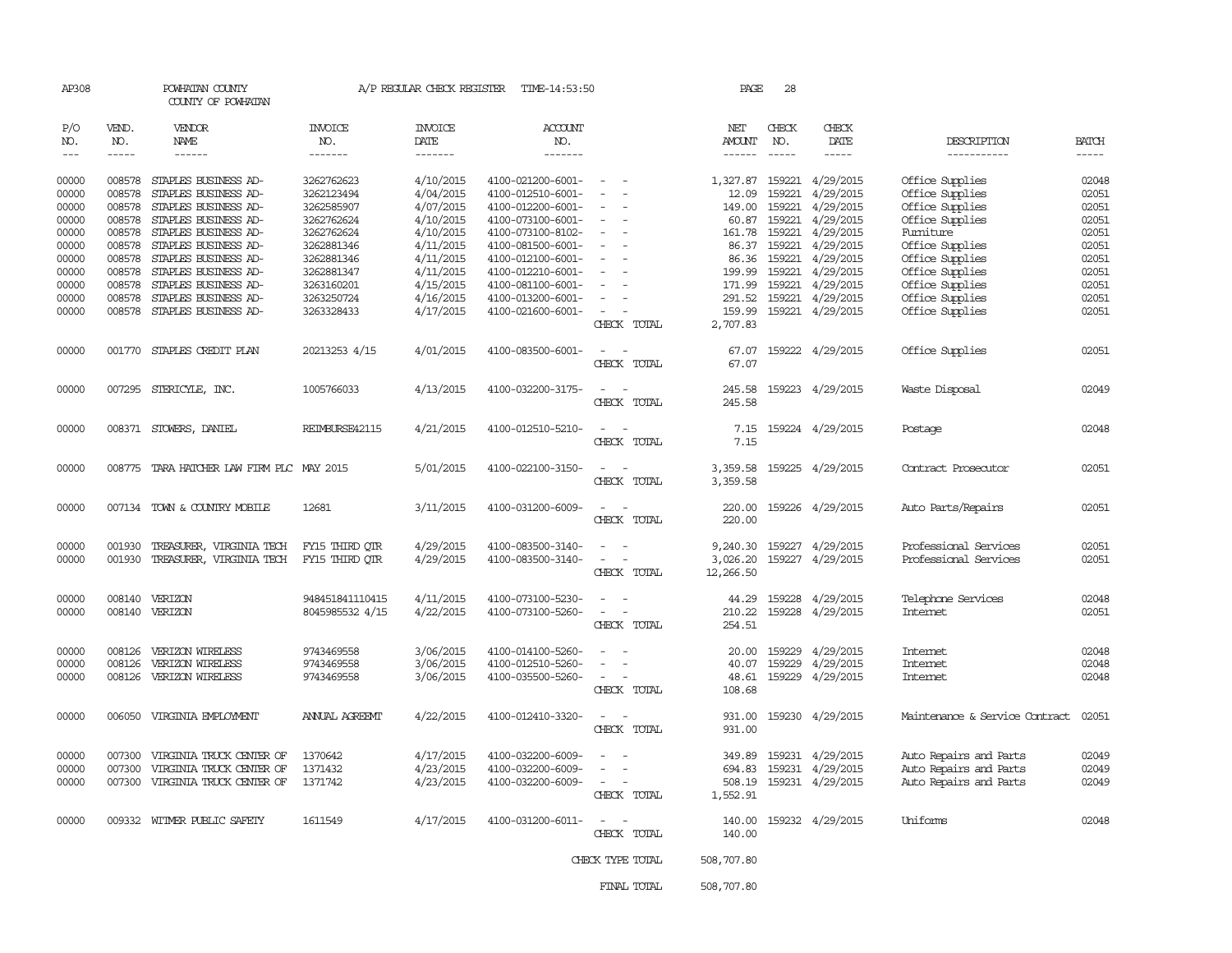AP308 POWHATAN COUNTY A/P REGULAR CHECK REGISTER TIME-14:53:50 PAGE 28

COUNTY OF POWHATAN

| P/O NO. | VEND. NO. | VENDOR NAME | INVOICE NO. | INVOICE DATE | ACCOUNT NO. | | NET AMOUNT | CHECK NO. | CHECK DATE | DESCRIPTION | BATCH |
|---|---|---|---|---|---|---|---|---|---|---|---|
| 00000 | 008578 | STAPLES BUSINESS AD- | 3262762623 | 4/10/2015 | 4100-021200-6001- | - - | 1,327.87 | 159221 | 4/29/2015 | Office Supplies | 02048 |
| 00000 | 008578 | STAPLES BUSINESS AD- | 3262123494 | 4/04/2015 | 4100-012510-6001- | - - | 12.09 | 159221 | 4/29/2015 | Office Supplies | 02051 |
| 00000 | 008578 | STAPLES BUSINESS AD- | 3262585907 | 4/07/2015 | 4100-012200-6001- | - - | 149.00 | 159221 | 4/29/2015 | Office Supplies | 02051 |
| 00000 | 008578 | STAPLES BUSINESS AD- | 3262762624 | 4/10/2015 | 4100-073100-6001- | - - | 60.87 | 159221 | 4/29/2015 | Office Supplies | 02051 |
| 00000 | 008578 | STAPLES BUSINESS AD- | 3262762624 | 4/10/2015 | 4100-073100-8102- | - - | 161.78 | 159221 | 4/29/2015 | Furniture | 02051 |
| 00000 | 008578 | STAPLES BUSINESS AD- | 3262881346 | 4/11/2015 | 4100-081500-6001- | - - | 86.37 | 159221 | 4/29/2015 | Office Supplies | 02051 |
| 00000 | 008578 | STAPLES BUSINESS AD- | 3262881346 | 4/11/2015 | 4100-012100-6001- | - - | 86.36 | 159221 | 4/29/2015 | Office Supplies | 02051 |
| 00000 | 008578 | STAPLES BUSINESS AD- | 3262881347 | 4/11/2015 | 4100-012210-6001- | - - | 199.99 | 159221 | 4/29/2015 | Office Supplies | 02051 |
| 00000 | 008578 | STAPLES BUSINESS AD- | 3263160201 | 4/15/2015 | 4100-081100-6001- | - - | 171.99 | 159221 | 4/29/2015 | Office Supplies | 02051 |
| 00000 | 008578 | STAPLES BUSINESS AD- | 3263250724 | 4/16/2015 | 4100-013200-6001- | - - | 291.52 | 159221 | 4/29/2015 | Office Supplies | 02051 |
| 00000 | 008578 | STAPLES BUSINESS AD- | 3263328433 | 4/17/2015 | 4100-021600-6001- | - - | 159.99 | 159221 | 4/29/2015 | Office Supplies | 02051 |
| | | | | | | CHECK TOTAL | 2,707.83 | | | | |
| 00000 | 001770 | STAPLES CREDIT PLAN | 20213253 4/15 | 4/01/2015 | 4100-083500-6001- | - - | 67.07 | 159222 | 4/29/2015 | Office Supplies | 02051 |
| | | | | | | CHECK TOTAL | 67.07 | | | | |
| 00000 | 007295 | STERICYLE, INC. | 1005766033 | 4/13/2015 | 4100-032200-3175- | - - | 245.58 | 159223 | 4/29/2015 | Waste Disposal | 02049 |
| | | | | | | CHECK TOTAL | 245.58 | | | | |
| 00000 | 008371 | STOWERS, DANIEL | REIMBURSE42115 | 4/21/2015 | 4100-012510-5210- | - - | 7.15 | 159224 | 4/29/2015 | Postage | 02048 |
| | | | | | | CHECK TOTAL | 7.15 | | | | |
| 00000 | 008775 | TARA HATCHER LAW FIRM PLC | MAY 2015 | 5/01/2015 | 4100-022100-3150- | - - | 3,359.58 | 159225 | 4/29/2015 | Contract Prosecutor | 02051 |
| | | | | | | CHECK TOTAL | 3,359.58 | | | | |
| 00000 | 007134 | TOWN & COUNTRY MOBILE | 12681 | 3/11/2015 | 4100-031200-6009- | - - | 220.00 | 159226 | 4/29/2015 | Auto Parts/Repairs | 02051 |
| | | | | | | CHECK TOTAL | 220.00 | | | | |
| 00000 | 001930 | TREASURER, VIRGINIA TECH | FY15 THIRD QTR | 4/29/2015 | 4100-083500-3140- | - - | 9,240.30 | 159227 | 4/29/2015 | Professional Services | 02051 |
| 00000 | 001930 | TREASURER, VIRGINIA TECH | FY15 THIRD QTR | 4/29/2015 | 4100-083500-3140- | - - | 3,026.20 | 159227 | 4/29/2015 | Professional Services | 02051 |
| | | | | | | CHECK TOTAL | 12,266.50 | | | | |
| 00000 | 008140 | VERIZON | 948451841110415 | 4/11/2015 | 4100-073100-5230- | - - | 44.29 | 159228 | 4/29/2015 | Telephone Services | 02048 |
| 00000 | 008140 | VERIZON | 8045985532 4/15 | 4/22/2015 | 4100-073100-5260- | - - | 210.22 | 159228 | 4/29/2015 | Internet | 02051 |
| | | | | | | CHECK TOTAL | 254.51 | | | | |
| 00000 | 008126 | VERIZON WIRELESS | 9743469558 | 3/06/2015 | 4100-014100-5260- | - - | 20.00 | 159229 | 4/29/2015 | Internet | 02048 |
| 00000 | 008126 | VERIZON WIRELESS | 9743469558 | 3/06/2015 | 4100-012510-5260- | - - | 40.07 | 159229 | 4/29/2015 | Internet | 02048 |
| 00000 | 008126 | VERIZON WIRELESS | 9743469558 | 3/06/2015 | 4100-035500-5260- | - - | 48.61 | 159229 | 4/29/2015 | Internet | 02048 |
| | | | | | | CHECK TOTAL | 108.68 | | | | |
| 00000 | 006050 | VIRGINIA EMPLOYMENT | ANNUAL AGREEMT | 4/22/2015 | 4100-012410-3320- | - - | 931.00 | 159230 | 4/29/2015 | Maintenance & Service Contract | 02051 |
| | | | | | | CHECK TOTAL | 931.00 | | | | |
| 00000 | 007300 | VIRGINIA TRUCK CENTER OF | 1370642 | 4/17/2015 | 4100-032200-6009- | - - | 349.89 | 159231 | 4/29/2015 | Auto Repairs and Parts | 02049 |
| 00000 | 007300 | VIRGINIA TRUCK CENTER OF | 1371432 | 4/23/2015 | 4100-032200-6009- | - - | 694.83 | 159231 | 4/29/2015 | Auto Repairs and Parts | 02049 |
| 00000 | 007300 | VIRGINIA TRUCK CENTER OF | 1371742 | 4/23/2015 | 4100-032200-6009- | - - | 508.19 | 159231 | 4/29/2015 | Auto Repairs and Parts | 02049 |
| | | | | | | CHECK TOTAL | 1,552.91 | | | | |
| 00000 | 009332 | WITMER PUBLIC SAFETY | 1611549 | 4/17/2015 | 4100-031200-6011- | - - | 140.00 | 159232 | 4/29/2015 | Uniforms | 02048 |
| | | | | | | CHECK TOTAL | 140.00 | | | | |
| | | | | | | CHECK TYPE TOTAL | 508,707.80 | | | | |
| | | | | | | FINAL TOTAL | 508,707.80 | | | | |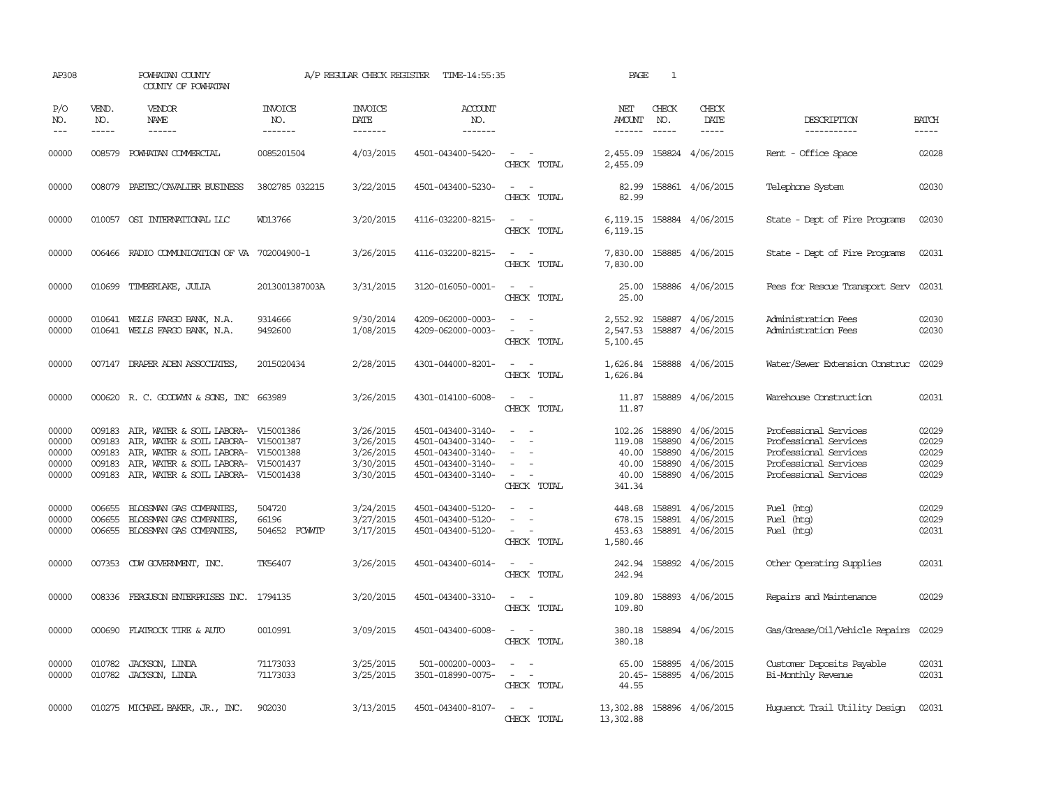AP308 POWHATAN COUNTY A/P REGULAR CHECK REGISTER TIME-14:55:35 PAGE 1

COUNTY OF POWHATAN

| P/O NO. | VEND. NO. | VENDOR NAME | INVOICE NO. | INVOICE DATE | ACCOUNT NO. | | NET AMOUNT | CHECK NO. | CHECK DATE | DESCRIPTION | BATCH |
|---|---|---|---|---|---|---|---|---|---|---|---|
| 00000 | 008579 | POWHATAN COMMERCIAL | 0085201504 | 4/03/2015 | 4501-043400-5420- | - - | 2,455.09 | 158824 | 4/06/2015 | Rent - Office Space | 02028 |
| | | | | | | CHECK TOTAL | 2,455.09 | | | | |
| 00000 | 008079 | PAETEC/CAVALIER BUSINESS | 3802785 032215 | 3/22/2015 | 4501-043400-5230- | - - | 82.99 | 158861 | 4/06/2015 | Telephone System | 02030 |
| | | | | | | CHECK TOTAL | 82.99 | | | | |
| 00000 | 010057 | OSI INTERNATIONAL LLC | WD13766 | 3/20/2015 | 4116-032200-8215- | - - | 6,119.15 | 158884 | 4/06/2015 | State - Dept of Fire Programs | 02030 |
| | | | | | | CHECK TOTAL | 6,119.15 | | | | |
| 00000 | 006466 | RADIO COMMUNICATION OF VA | 702004900-1 | 3/26/2015 | 4116-032200-8215- | - - | 7,830.00 | 158885 | 4/06/2015 | State - Dept of Fire Programs | 02031 |
| | | | | | | CHECK TOTAL | 7,830.00 | | | | |
| 00000 | 010699 | TIMBERLAKE, JULIA | 2013001387003A | 3/31/2015 | 3120-016050-0001- | - - | 25.00 | 158886 | 4/06/2015 | Fees for Rescue Transport Serv | 02031 |
| | | | | | | CHECK TOTAL | 25.00 | | | | |
| 00000 | 010641 | WELLS FARGO BANK, N.A. | 9314666 | 9/30/2014 | 4209-062000-0003- | - - | 2,552.92 | 158887 | 4/06/2015 | Administration Fees | 02030 |
| 00000 | 010641 | WELLS FARGO BANK, N.A. | 9492600 | 1/08/2015 | 4209-062000-0003- | - - | 2,547.53 | 158887 | 4/06/2015 | Administration Fees | 02030 |
| | | | | | | CHECK TOTAL | 5,100.45 | | | | |
| 00000 | 007147 | DRAPER ADEN ASSOCIATES, | 2015020434 | 2/28/2015 | 4301-044000-8201- | - - | 1,626.84 | 158888 | 4/06/2015 | Water/Sewer Extension Construc | 02029 |
| | | | | | | CHECK TOTAL | 1,626.84 | | | | |
| 00000 | 000620 | R. C. GOODWYN & SONS, INC | 663989 | 3/26/2015 | 4301-014100-6008- | - - | 11.87 | 158889 | 4/06/2015 | Warehouse Construction | 02031 |
| | | | | | | CHECK TOTAL | 11.87 | | | | |
| 00000 | 009183 | AIR, WATER & SOIL LABORA- | V15001386 | 3/26/2015 | 4501-043400-3140- | - - | 102.26 | 158890 | 4/06/2015 | Professional Services | 02029 |
| 00000 | 009183 | AIR, WATER & SOIL LABORA- | V15001387 | 3/26/2015 | 4501-043400-3140- | - - | 119.08 | 158890 | 4/06/2015 | Professional Services | 02029 |
| 00000 | 009183 | AIR, WATER & SOIL LABORA- | V15001388 | 3/26/2015 | 4501-043400-3140- | - - | 40.00 | 158890 | 4/06/2015 | Professional Services | 02029 |
| 00000 | 009183 | AIR, WATER & SOIL LABORA- | V15001437 | 3/30/2015 | 4501-043400-3140- | - - | 40.00 | 158890 | 4/06/2015 | Professional Services | 02029 |
| 00000 | 009183 | AIR, WATER & SOIL LABORA- | V15001438 | 3/30/2015 | 4501-043400-3140- | - - | 40.00 | 158890 | 4/06/2015 | Professional Services | 02029 |
| | | | | | | CHECK TOTAL | 341.34 | | | | |
| 00000 | 006655 | BLOSSMAN GAS COMPANIES, | 504720 | 3/24/2015 | 4501-043400-5120- | - - | 448.68 | 158891 | 4/06/2015 | Fuel (htg) | 02029 |
| 00000 | 006655 | BLOSSMAN GAS COMPANIES, | 66196 | 3/27/2015 | 4501-043400-5120- | - - | 678.15 | 158891 | 4/06/2015 | Fuel (htg) | 02029 |
| 00000 | 006655 | BLOSSMAN GAS COMPANIES, | 504652 FCWWTP | 3/17/2015 | 4501-043400-5120- | - - | 453.63 | 158891 | 4/06/2015 | Fuel (htg) | 02031 |
| | | | | | | CHECK TOTAL | 1,580.46 | | | | |
| 00000 | 007353 | CDW GOVERNMENT, INC. | TK56407 | 3/26/2015 | 4501-043400-6014- | - - | 242.94 | 158892 | 4/06/2015 | Other Operating Supplies | 02031 |
| | | | | | | CHECK TOTAL | 242.94 | | | | |
| 00000 | 008336 | FERGUSON ENTERPRISES INC. | 1794135 | 3/20/2015 | 4501-043400-3310- | - - | 109.80 | 158893 | 4/06/2015 | Repairs and Maintenance | 02029 |
| | | | | | | CHECK TOTAL | 109.80 | | | | |
| 00000 | 000690 | FLATROCK TIRE & AUTO | 0010991 | 3/09/2015 | 4501-043400-6008- | - - | 380.18 | 158894 | 4/06/2015 | Gas/Grease/Oil/Vehicle Repairs | 02029 |
| | | | | | | CHECK TOTAL | 380.18 | | | | |
| 00000 | 010782 | JACKSON, LINDA | 71173033 | 3/25/2015 | 501-000200-0003- | - - | 65.00 | 158895 | 4/06/2015 | Customer Deposits Payable | 02031 |
| 00000 | 010782 | JACKSON, LINDA | 71173033 | 3/25/2015 | 3501-018990-0075- | - - | 20.45- | 158895 | 4/06/2015 | Bi-Monthly Revenue | 02031 |
| | | | | | | CHECK TOTAL | 44.55 | | | | |
| 00000 | 010275 | MICHAEL BAKER, JR., INC. | 902030 | 3/13/2015 | 4501-043400-8107- | - - | 13,302.88 | 158896 | 4/06/2015 | Huguenot Trail Utility Design | 02031 |
| | | | | | | CHECK TOTAL | 13,302.88 | | | | |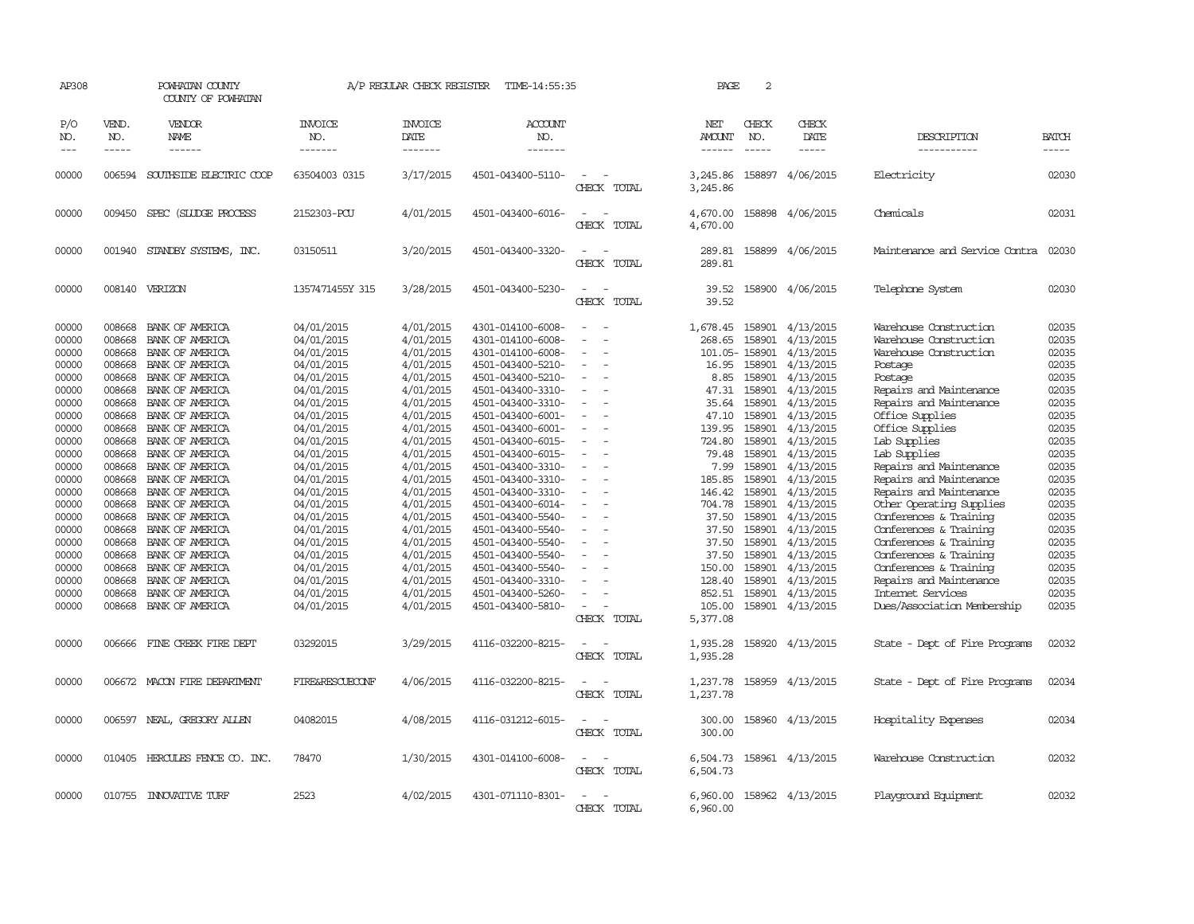AP308 POWHATAN COUNTY COUNTY OF POWHATAN A/P REGULAR CHECK REGISTER TIME-14:55:35 PAGE 2

| P/O NO. | VEND. NO. | VENDOR NAME | INVOICE NO. | INVOICE DATE | ACCOUNT NO. | | NET AMOUNT | CHECK NO. | CHECK DATE | DESCRIPTION | BATCH |
|---|---|---|---|---|---|---|---|---|---|---|---|
| --- | ----- | ------ | ------- | ------- | ------- | | ------ | ----- | ----- | ----------- | ----- |
| 00000 | 006594 | SOUTHSIDE ELECTRIC COOP | 63504003 0315 | 3/17/2015 | 4501-043400-5110- | - - | 3,245.86 | 158897 | 4/06/2015 | Electricity | 02030 |
| | | | | | | CHECK TOTAL | 3,245.86 | | | | |
| 00000 | 009450 | SPEC (SLUDGE PROCESS | 2152303-PCU | 4/01/2015 | 4501-043400-6016- | - - | 4,670.00 | 158898 | 4/06/2015 | Chemicals | 02031 |
| | | | | | | CHECK TOTAL | 4,670.00 | | | | |
| 00000 | 001940 | STANDBY SYSTEMS, INC. | 03150511 | 3/20/2015 | 4501-043400-3320- | - - | 289.81 | 158899 | 4/06/2015 | Maintenance and Service Contra | 02030 |
| | | | | | | CHECK TOTAL | 289.81 | | | | |
| 00000 | 008140 | VERIZON | 1357471455Y 315 | 3/28/2015 | 4501-043400-5230- | - - | 39.52 | 158900 | 4/06/2015 | Telephone System | 02030 |
| | | | | | | CHECK TOTAL | 39.52 | | | | |
| 00000 | 008668 | BANK OF AMERICA | 04/01/2015 | 4/01/2015 | 4301-014100-6008- | - - | 1,678.45 | 158901 | 4/13/2015 | Warehouse Construction | 02035 |
| 00000 | 008668 | BANK OF AMERICA | 04/01/2015 | 4/01/2015 | 4301-014100-6008- | - - | 268.65 | 158901 | 4/13/2015 | Warehouse Construction | 02035 |
| 00000 | 008668 | BANK OF AMERICA | 04/01/2015 | 4/01/2015 | 4301-014100-6008- | - - | 101.05- | 158901 | 4/13/2015 | Warehouse Construction | 02035 |
| 00000 | 008668 | BANK OF AMERICA | 04/01/2015 | 4/01/2015 | 4501-043400-5210- | - - | 16.95 | 158901 | 4/13/2015 | Postage | 02035 |
| 00000 | 008668 | BANK OF AMERICA | 04/01/2015 | 4/01/2015 | 4501-043400-5210- | - - | 8.85 | 158901 | 4/13/2015 | Postage | 02035 |
| 00000 | 008668 | BANK OF AMERICA | 04/01/2015 | 4/01/2015 | 4501-043400-3310- | - - | 47.31 | 158901 | 4/13/2015 | Repairs and Maintenance | 02035 |
| 00000 | 008668 | BANK OF AMERICA | 04/01/2015 | 4/01/2015 | 4501-043400-3310- | - - | 35.64 | 158901 | 4/13/2015 | Repairs and Maintenance | 02035 |
| 00000 | 008668 | BANK OF AMERICA | 04/01/2015 | 4/01/2015 | 4501-043400-6001- | - - | 47.10 | 158901 | 4/13/2015 | Office Supplies | 02035 |
| 00000 | 008668 | BANK OF AMERICA | 04/01/2015 | 4/01/2015 | 4501-043400-6001- | - - | 139.95 | 158901 | 4/13/2015 | Office Supplies | 02035 |
| 00000 | 008668 | BANK OF AMERICA | 04/01/2015 | 4/01/2015 | 4501-043400-6015- | - - | 724.80 | 158901 | 4/13/2015 | Lab Supplies | 02035 |
| 00000 | 008668 | BANK OF AMERICA | 04/01/2015 | 4/01/2015 | 4501-043400-6015- | - - | 79.48 | 158901 | 4/13/2015 | Lab Supplies | 02035 |
| 00000 | 008668 | BANK OF AMERICA | 04/01/2015 | 4/01/2015 | 4501-043400-3310- | - - | 7.99 | 158901 | 4/13/2015 | Repairs and Maintenance | 02035 |
| 00000 | 008668 | BANK OF AMERICA | 04/01/2015 | 4/01/2015 | 4501-043400-3310- | - - | 185.85 | 158901 | 4/13/2015 | Repairs and Maintenance | 02035 |
| 00000 | 008668 | BANK OF AMERICA | 04/01/2015 | 4/01/2015 | 4501-043400-3310- | - - | 146.42 | 158901 | 4/13/2015 | Repairs and Maintenance | 02035 |
| 00000 | 008668 | BANK OF AMERICA | 04/01/2015 | 4/01/2015 | 4501-043400-6014- | - - | 704.78 | 158901 | 4/13/2015 | Other Operating Supplies | 02035 |
| 00000 | 008668 | BANK OF AMERICA | 04/01/2015 | 4/01/2015 | 4501-043400-5540- | - - | 37.50 | 158901 | 4/13/2015 | Conferences & Training | 02035 |
| 00000 | 008668 | BANK OF AMERICA | 04/01/2015 | 4/01/2015 | 4501-043400-5540- | - - | 37.50 | 158901 | 4/13/2015 | Conferences & Training | 02035 |
| 00000 | 008668 | BANK OF AMERICA | 04/01/2015 | 4/01/2015 | 4501-043400-5540- | - - | 37.50 | 158901 | 4/13/2015 | Conferences & Training | 02035 |
| 00000 | 008668 | BANK OF AMERICA | 04/01/2015 | 4/01/2015 | 4501-043400-5540- | - - | 37.50 | 158901 | 4/13/2015 | Conferences & Training | 02035 |
| 00000 | 008668 | BANK OF AMERICA | 04/01/2015 | 4/01/2015 | 4501-043400-5540- | - - | 150.00 | 158901 | 4/13/2015 | Conferences & Training | 02035 |
| 00000 | 008668 | BANK OF AMERICA | 04/01/2015 | 4/01/2015 | 4501-043400-3310- | - - | 128.40 | 158901 | 4/13/2015 | Repairs and Maintenance | 02035 |
| 00000 | 008668 | BANK OF AMERICA | 04/01/2015 | 4/01/2015 | 4501-043400-5260- | - - | 852.51 | 158901 | 4/13/2015 | Internet Services | 02035 |
| 00000 | 008668 | BANK OF AMERICA | 04/01/2015 | 4/01/2015 | 4501-043400-5810- | - - | 105.00 | 158901 | 4/13/2015 | Dues/Association Membership | 02035 |
| | | | | | | CHECK TOTAL | 5,377.08 | | | | |
| 00000 | 006666 | FINE CREEK FIRE DEPT | 03292015 | 3/29/2015 | 4116-032200-8215- | - - | 1,935.28 | 158920 | 4/13/2015 | State - Dept of Fire Programs | 02032 |
| | | | | | | CHECK TOTAL | 1,935.28 | | | | |
| 00000 | 006672 | MACON FIRE DEPARTMENT | FIRE&RESCUECONF | 4/06/2015 | 4116-032200-8215- | - - | 1,237.78 | 158959 | 4/13/2015 | State - Dept of Fire Programs | 02034 |
| | | | | | | CHECK TOTAL | 1,237.78 | | | | |
| 00000 | 006597 | NEAL, GREGORY ALLEN | 04082015 | 4/08/2015 | 4116-031212-6015- | - - | 300.00 | 158960 | 4/13/2015 | Hospitality Expenses | 02034 |
| | | | | | | CHECK TOTAL | 300.00 | | | | |
| 00000 | 010405 | HERCULES FENCE CO. INC. | 78470 | 1/30/2015 | 4301-014100-6008- | - - | 6,504.73 | 158961 | 4/13/2015 | Warehouse Construction | 02032 |
| | | | | | | CHECK TOTAL | 6,504.73 | | | | |
| 00000 | 010755 | INNOVATIVE TURF | 2523 | 4/02/2015 | 4301-071110-8301- | - - | 6,960.00 | 158962 | 4/13/2015 | Playground Equipment | 02032 |
| | | | | | | CHECK TOTAL | 6,960.00 | | | | |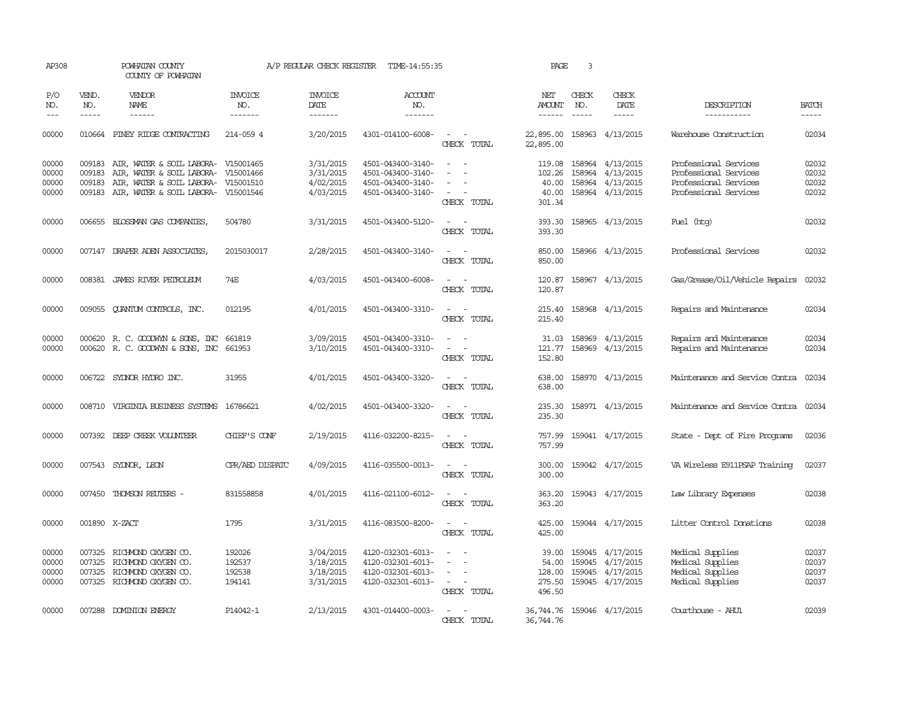AP308 POWHATAN COUNTY A/P REGULAR CHECK REGISTER TIME-14:55:35 PAGE 3

COUNTY OF POWHATAN

| P/O NO. | VEND. NO. | VENDOR NAME | INVOICE NO. | INVOICE DATE | ACCOUNT NO. | | NET AMOUNT | CHECK NO. | CHECK DATE | DESCRIPTION | BATCH |
|---|---|---|---|---|---|---|---|---|---|---|---|
| --- | ----- | ------ | ------- | ------- | ------- | | ------ | ----- | ----- | ----------- | ----- |
| 00000 | 010664 | PINEY RIDGE CONTRACTING | 214-059 4 | 3/20/2015 | 4301-014100-6008- | - - | 22,895.00 | 158963 | 4/13/2015 | Warehouse Construction | 02034 |
| | | | | | | CHECK TOTAL | 22,895.00 | | | | |
| 00000 | 009183 | AIR, WATER & SOIL LABORA- | V15001465 | 3/31/2015 | 4501-043400-3140- | - - | 119.08 | 158964 | 4/13/2015 | Professional Services | 02032 |
| 00000 | 009183 | AIR, WATER & SOIL LABORA- | V15001466 | 3/31/2015 | 4501-043400-3140- | - - | 102.26 | 158964 | 4/13/2015 | Professional Services | 02032 |
| 00000 | 009183 | AIR, WATER & SOIL LABORA- | V15001510 | 4/02/2015 | 4501-043400-3140- | - - | 40.00 | 158964 | 4/13/2015 | Professional Services | 02032 |
| 00000 | 009183 | AIR, WATER & SOIL LABORA- | V15001546 | 4/03/2015 | 4501-043400-3140- | - - | 40.00 | 158964 | 4/13/2015 | Professional Services | 02032 |
| | | | | | | CHECK TOTAL | 301.34 | | | | |
| 00000 | 006655 | BLOSSMAN GAS COMPANIES, | 504780 | 3/31/2015 | 4501-043400-5120- | - - | 393.30 | 158965 | 4/13/2015 | Fuel (htg) | 02032 |
| | | | | | | CHECK TOTAL | 393.30 | | | | |
| 00000 | 007147 | DRAPER ADEN ASSOCIATES, | 2015030017 | 2/28/2015 | 4501-043400-3140- | - - | 850.00 | 158966 | 4/13/2015 | Professional Services | 02032 |
| | | | | | | CHECK TOTAL | 850.00 | | | | |
| 00000 | 008381 | JAMES RIVER PETROLEUM | 74E | 4/03/2015 | 4501-043400-6008- | - - | 120.87 | 158967 | 4/13/2015 | Gas/Grease/Oil/Vehicle Repairs | 02032 |
| | | | | | | CHECK TOTAL | 120.87 | | | | |
| 00000 | 009055 | QUANTUM CONTROLS, INC. | 012195 | 4/01/2015 | 4501-043400-3310- | - - | 215.40 | 158968 | 4/13/2015 | Repairs and Maintenance | 02034 |
| | | | | | | CHECK TOTAL | 215.40 | | | | |
| 00000 | 000620 | R. C. GOODWYN & SONS, INC | 661819 | 3/09/2015 | 4501-043400-3310- | - - | 31.03 | 158969 | 4/13/2015 | Repairs and Maintenance | 02034 |
| 00000 | 000620 | R. C. GOODWYN & SONS, INC | 661953 | 3/10/2015 | 4501-043400-3310- | - - | 121.77 | 158969 | 4/13/2015 | Repairs and Maintenance | 02034 |
| | | | | | | CHECK TOTAL | 152.80 | | | | |
| 00000 | 006722 | SYDNOR HYDRO INC. | 31955 | 4/01/2015 | 4501-043400-3320- | - - | 638.00 | 158970 | 4/13/2015 | Maintenance and Service Contra | 02034 |
| | | | | | | CHECK TOTAL | 638.00 | | | | |
| 00000 | 008710 | VIRGINIA BUSINESS SYSTEMS | 16786621 | 4/02/2015 | 4501-043400-3320- | - - | 235.30 | 158971 | 4/13/2015 | Maintenance and Service Contra | 02034 |
| | | | | | | CHECK TOTAL | 235.30 | | | | |
| 00000 | 007392 | DEEP CREEK VOLUNTEER | CHIEF'S CONF | 2/19/2015 | 4116-032200-8215- | - - | 757.99 | 159041 | 4/17/2015 | State - Dept of Fire Programs | 02036 |
| | | | | | | CHECK TOTAL | 757.99 | | | | |
| 00000 | 007543 | SYDNOR, LEON | CPR/AED DISPATC | 4/09/2015 | 4116-035500-0013- | - - | 300.00 | 159042 | 4/17/2015 | VA Wireless E911PSAP Training | 02037 |
| | | | | | | CHECK TOTAL | 300.00 | | | | |
| 00000 | 007450 | THOMSON REUTERS - | 831558858 | 4/01/2015 | 4116-021100-6012- | - - | 363.20 | 159043 | 4/17/2015 | Law Library Expenses | 02038 |
| | | | | | | CHECK TOTAL | 363.20 | | | | |
| 00000 | 001890 | X-ZACT | 1795 | 3/31/2015 | 4116-083500-8200- | - - | 425.00 | 159044 | 4/17/2015 | Litter Control Donations | 02038 |
| | | | | | | CHECK TOTAL | 425.00 | | | | |
| 00000 | 007325 | RICHMOND OXYGEN CO. | 192026 | 3/04/2015 | 4120-032301-6013- | - - | 39.00 | 159045 | 4/17/2015 | Medical Supplies | 02037 |
| 00000 | 007325 | RICHMOND OXYGEN CO. | 192537 | 3/18/2015 | 4120-032301-6013- | - - | 54.00 | 159045 | 4/17/2015 | Medical Supplies | 02037 |
| 00000 | 007325 | RICHMOND OXYGEN CO. | 192538 | 3/18/2015 | 4120-032301-6013- | - - | 128.00 | 159045 | 4/17/2015 | Medical Supplies | 02037 |
| 00000 | 007325 | RICHMOND OXYGEN CO. | 194141 | 3/31/2015 | 4120-032301-6013- | - - | 275.50 | 159045 | 4/17/2015 | Medical Supplies | 02037 |
| | | | | | | CHECK TOTAL | 496.50 | | | | |
| 00000 | 007288 | DOMINION ENERGY | P14042-1 | 2/13/2015 | 4301-014400-0003- | - - | 36,744.76 | 159046 | 4/17/2015 | Courthouse - AHU1 | 02039 |
| | | | | | | CHECK TOTAL | 36,744.76 | | | | |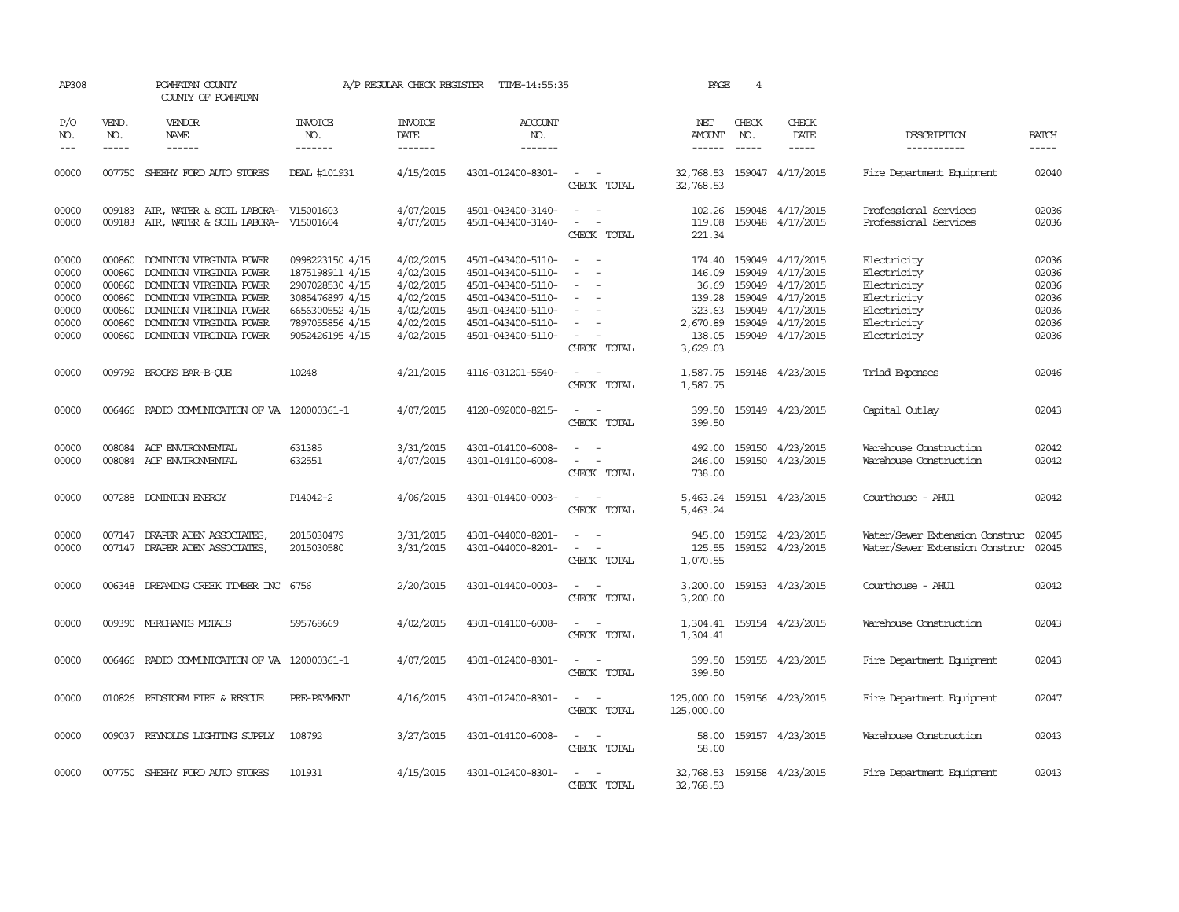AP308 POWHATAN COUNTY A/P REGULAR CHECK REGISTER TIME-14:55:35 PAGE 4

COUNTY OF POWHATAN

| P/O NO. | VEND. NO. | VENDOR NAME | INVOICE NO. | INVOICE DATE | ACCOUNT NO. | | NET AMOUNT | CHECK NO. | CHECK DATE | DESCRIPTION | BATCH |
|---|---|---|---|---|---|---|---|---|---|---|---|
| 00000 | 007750 | SHEEHY FORD AUTO STORES | DEAL #101931 | 4/15/2015 | 4301-012400-8301- | - - | 32,768.53 | 159047 | 4/17/2015 | Fire Department Equipment | 02040 |
| | | | | | | CHECK TOTAL | 32,768.53 | | | | |
| 00000 | 009183 | AIR, WATER & SOIL LABORA- | V15001603 | 4/07/2015 | 4501-043400-3140- | - - | 102.26 | 159048 | 4/17/2015 | Professional Services | 02036 |
| 00000 | 009183 | AIR, WATER & SOIL LABORA- | V15001604 | 4/07/2015 | 4501-043400-3140- | - - | 119.08 | 159048 | 4/17/2015 | Professional Services | 02036 |
| | | | | | | CHECK TOTAL | 221.34 | | | | |
| 00000 | 000860 | DOMINION VIRGINIA POWER | 0998223150 4/15 | 4/02/2015 | 4501-043400-5110- | - - | 174.40 | 159049 | 4/17/2015 | Electricity | 02036 |
| 00000 | 000860 | DOMINION VIRGINIA POWER | 1875198911 4/15 | 4/02/2015 | 4501-043400-5110- | - - | 146.09 | 159049 | 4/17/2015 | Electricity | 02036 |
| 00000 | 000860 | DOMINION VIRGINIA POWER | 2907028530 4/15 | 4/02/2015 | 4501-043400-5110- | - - | 36.69 | 159049 | 4/17/2015 | Electricity | 02036 |
| 00000 | 000860 | DOMINION VIRGINIA POWER | 3085476897 4/15 | 4/02/2015 | 4501-043400-5110- | - - | 139.28 | 159049 | 4/17/2015 | Electricity | 02036 |
| 00000 | 000860 | DOMINION VIRGINIA POWER | 6656300552 4/15 | 4/02/2015 | 4501-043400-5110- | - - | 323.63 | 159049 | 4/17/2015 | Electricity | 02036 |
| 00000 | 000860 | DOMINION VIRGINIA POWER | 7897055856 4/15 | 4/02/2015 | 4501-043400-5110- | - - | 2,670.89 | 159049 | 4/17/2015 | Electricity | 02036 |
| 00000 | 000860 | DOMINION VIRGINIA POWER | 9052426195 4/15 | 4/02/2015 | 4501-043400-5110- | - - | 138.05 | 159049 | 4/17/2015 | Electricity | 02036 |
| | | | | | | CHECK TOTAL | 3,629.03 | | | | |
| 00000 | 009792 | BROCKS BAR-B-QUE | 10248 | 4/21/2015 | 4116-031201-5540- | - - | 1,587.75 | 159148 | 4/23/2015 | Triad Expenses | 02046 |
| | | | | | | CHECK TOTAL | 1,587.75 | | | | |
| 00000 | 006466 | RADIO COMMUNICATION OF VA | 120000361-1 | 4/07/2015 | 4120-092000-8215- | - - | 399.50 | 159149 | 4/23/2015 | Capital Outlay | 02043 |
| | | | | | | CHECK TOTAL | 399.50 | | | | |
| 00000 | 008084 | ACF ENVIRONMENTAL | 631385 | 3/31/2015 | 4301-014100-6008- | - - | 492.00 | 159150 | 4/23/2015 | Warehouse Construction | 02042 |
| 00000 | 008084 | ACF ENVIRONMENTAL | 632551 | 4/07/2015 | 4301-014100-6008- | - - | 246.00 | 159150 | 4/23/2015 | Warehouse Construction | 02042 |
| | | | | | | CHECK TOTAL | 738.00 | | | | |
| 00000 | 007288 | DOMINION ENERGY | P14042-2 | 4/06/2015 | 4301-014400-0003- | - - | 5,463.24 | 159151 | 4/23/2015 | Courthouse - AHU1 | 02042 |
| | | | | | | CHECK TOTAL | 5,463.24 | | | | |
| 00000 | 007147 | DRAPER ADEN ASSOCIATES, | 2015030479 | 3/31/2015 | 4301-044000-8201- | - - | 945.00 | 159152 | 4/23/2015 | Water/Sewer Extension Construc | 02045 |
| 00000 | 007147 | DRAPER ADEN ASSOCIATES, | 2015030580 | 3/31/2015 | 4301-044000-8201- | - - | 125.55 | 159152 | 4/23/2015 | Water/Sewer Extension Construc | 02045 |
| | | | | | | CHECK TOTAL | 1,070.55 | | | | |
| 00000 | 006348 | DREAMING CREEK TIMBER INC | 6756 | 2/20/2015 | 4301-014400-0003- | - - | 3,200.00 | 159153 | 4/23/2015 | Courthouse - AHU1 | 02042 |
| | | | | | | CHECK TOTAL | 3,200.00 | | | | |
| 00000 | 009390 | MERCHANTS METALS | 595768669 | 4/02/2015 | 4301-014100-6008- | - - | 1,304.41 | 159154 | 4/23/2015 | Warehouse Construction | 02043 |
| | | | | | | CHECK TOTAL | 1,304.41 | | | | |
| 00000 | 006466 | RADIO COMMUNICATION OF VA | 120000361-1 | 4/07/2015 | 4301-012400-8301- | - - | 399.50 | 159155 | 4/23/2015 | Fire Department Equipment | 02043 |
| | | | | | | CHECK TOTAL | 399.50 | | | | |
| 00000 | 010826 | REDSTORM FIRE & RESCUE | PRE-PAYMENT | 4/16/2015 | 4301-012400-8301- | - - | 125,000.00 | 159156 | 4/23/2015 | Fire Department Equipment | 02047 |
| | | | | | | CHECK TOTAL | 125,000.00 | | | | |
| 00000 | 009037 | REYNOLDS LIGHTING SUPPLY | 108792 | 3/27/2015 | 4301-014100-6008- | - - | 58.00 | 159157 | 4/23/2015 | Warehouse Construction | 02043 |
| | | | | | | CHECK TOTAL | 58.00 | | | | |
| 00000 | 007750 | SHEEHY FORD AUTO STORES | 101931 | 4/15/2015 | 4301-012400-8301- | - - | 32,768.53 | 159158 | 4/23/2015 | Fire Department Equipment | 02043 |
| | | | | | | CHECK TOTAL | 32,768.53 | | | | |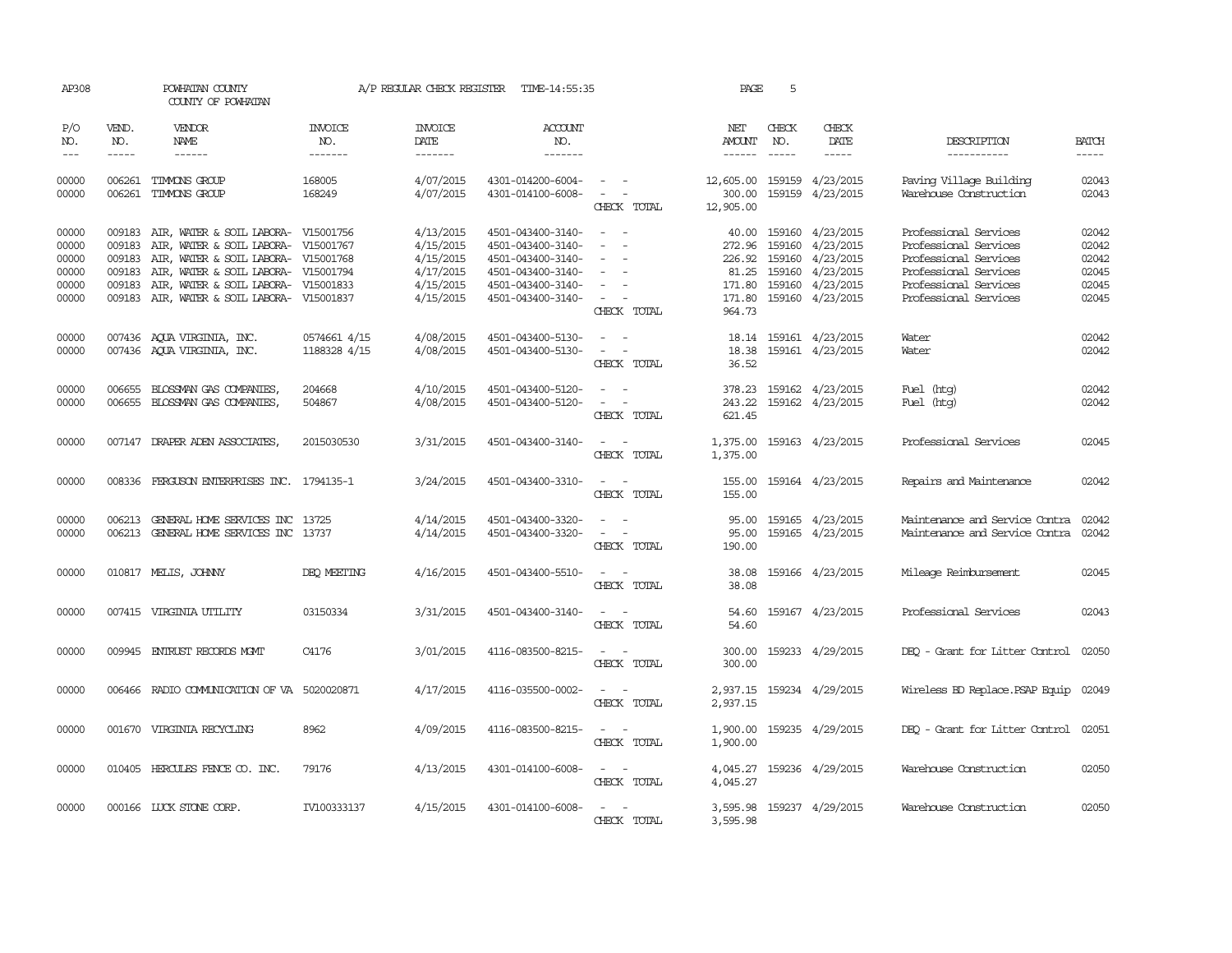AP308 POWHATAN COUNTY A/P REGULAR CHECK REGISTER TIME-14:55:35 PAGE 5

COUNTY OF POWHATAN

| P/O NO. | VEND. NO. | VENDOR NAME | INVOICE NO. | INVOICE DATE | ACCOUNT NO. | | NET AMOUNT | CHECK NO. | CHECK DATE | DESCRIPTION | BATCH |
|---|---|---|---|---|---|---|---|---|---|---|---|
| --- | ----- | ------ | ------- | ------- | ------- | | ------ | ----- | ----- | ----------- | ----- |
| 00000 | 006261 | TIMMONS GROUP | 168005 | 4/07/2015 | 4301-014200-6004- | - - | 12,605.00 | 159159 | 4/23/2015 | Paving Village Building | 02043 |
| 00000 | 006261 | TIMMONS GROUP | 168249 | 4/07/2015 | 4301-014100-6008- | - - | 300.00 | 159159 | 4/23/2015 | Warehouse Construction | 02043 |
| | | | | | | CHECK TOTAL | 12,905.00 | | | | |
| 00000 | 009183 | AIR, WATER & SOIL LABORA- | V15001756 | 4/13/2015 | 4501-043400-3140- | - - | 40.00 | 159160 | 4/23/2015 | Professional Services | 02042 |
| 00000 | 009183 | AIR, WATER & SOIL LABORA- | V15001767 | 4/15/2015 | 4501-043400-3140- | - - | 272.96 | 159160 | 4/23/2015 | Professional Services | 02042 |
| 00000 | 009183 | AIR, WATER & SOIL LABORA- | V15001768 | 4/15/2015 | 4501-043400-3140- | - - | 226.92 | 159160 | 4/23/2015 | Professional Services | 02042 |
| 00000 | 009183 | AIR, WATER & SOIL LABORA- | V15001794 | 4/17/2015 | 4501-043400-3140- | - - | 81.25 | 159160 | 4/23/2015 | Professional Services | 02045 |
| 00000 | 009183 | AIR, WATER & SOIL LABORA- | V15001833 | 4/15/2015 | 4501-043400-3140- | - - | 171.80 | 159160 | 4/23/2015 | Professional Services | 02045 |
| 00000 | 009183 | AIR, WATER & SOIL LABORA- | V15001837 | 4/15/2015 | 4501-043400-3140- | - - | 171.80 | 159160 | 4/23/2015 | Professional Services | 02045 |
| | | | | | | CHECK TOTAL | 964.73 | | | | |
| 00000 | 007436 | AQUA VIRGINIA, INC. | 0574661 4/15 | 4/08/2015 | 4501-043400-5130- | - - | 18.14 | 159161 | 4/23/2015 | Water | 02042 |
| 00000 | 007436 | AQUA VIRGINIA, INC. | 1188328 4/15 | 4/08/2015 | 4501-043400-5130- | - - | 18.38 | 159161 | 4/23/2015 | Water | 02042 |
| | | | | | | CHECK TOTAL | 36.52 | | | | |
| 00000 | 006655 | BLOSSMAN GAS COMPANIES, | 204668 | 4/10/2015 | 4501-043400-5120- | - - | 378.23 | 159162 | 4/23/2015 | Fuel (htg) | 02042 |
| 00000 | 006655 | BLOSSMAN GAS COMPANIES, | 504867 | 4/08/2015 | 4501-043400-5120- | - - | 243.22 | 159162 | 4/23/2015 | Fuel (htg) | 02042 |
| | | | | | | CHECK TOTAL | 621.45 | | | | |
| 00000 | 007147 | DRAPER ADEN ASSOCIATES, | 2015030530 | 3/31/2015 | 4501-043400-3140- | - - | 1,375.00 | 159163 | 4/23/2015 | Professional Services | 02045 |
| | | | | | | CHECK TOTAL | 1,375.00 | | | | |
| 00000 | 008336 | FERGUSON ENTERPRISES INC. | 1794135-1 | 3/24/2015 | 4501-043400-3310- | - - | 155.00 | 159164 | 4/23/2015 | Repairs and Maintenance | 02042 |
| | | | | | | CHECK TOTAL | 155.00 | | | | |
| 00000 | 006213 | GENERAL HOME SERVICES INC | 13725 | 4/14/2015 | 4501-043400-3320- | - - | 95.00 | 159165 | 4/23/2015 | Maintenance and Service Contra | 02042 |
| 00000 | 006213 | GENERAL HOME SERVICES INC | 13737 | 4/14/2015 | 4501-043400-3320- | - - | 95.00 | 159165 | 4/23/2015 | Maintenance and Service Contra | 02042 |
| | | | | | | CHECK TOTAL | 190.00 | | | | |
| 00000 | 010817 | MELIS, JOHNNY | DEQ MEETING | 4/16/2015 | 4501-043400-5510- | - - | 38.08 | 159166 | 4/23/2015 | Mileage Reimbursement | 02045 |
| | | | | | | CHECK TOTAL | 38.08 | | | | |
| 00000 | 007415 | VIRGINIA UTILITY | 03150334 | 3/31/2015 | 4501-043400-3140- | - - | 54.60 | 159167 | 4/23/2015 | Professional Services | 02043 |
| | | | | | | CHECK TOTAL | 54.60 | | | | |
| 00000 | 009945 | ENTRUST RECORDS MGMT | C4176 | 3/01/2015 | 4116-083500-8215- | - - | 300.00 | 159233 | 4/29/2015 | DEQ - Grant for Litter Control | 02050 |
| | | | | | | CHECK TOTAL | 300.00 | | | | |
| 00000 | 006466 | RADIO COMMUNICATION OF VA | 5020020871 | 4/17/2015 | 4116-035500-0002- | - - | 2,937.15 | 159234 | 4/29/2015 | Wireless BD Replace.PSAP Equip | 02049 |
| | | | | | | CHECK TOTAL | 2,937.15 | | | | |
| 00000 | 001670 | VIRGINIA RECYCLING | 8962 | 4/09/2015 | 4116-083500-8215- | - - | 1,900.00 | 159235 | 4/29/2015 | DEQ - Grant for Litter Control | 02051 |
| | | | | | | CHECK TOTAL | 1,900.00 | | | | |
| 00000 | 010405 | HERCULES FENCE CO. INC. | 79176 | 4/13/2015 | 4301-014100-6008- | - - | 4,045.27 | 159236 | 4/29/2015 | Warehouse Construction | 02050 |
| | | | | | | CHECK TOTAL | 4,045.27 | | | | |
| 00000 | 000166 | LUCK STONE CORP. | IV100333137 | 4/15/2015 | 4301-014100-6008- | - - | 3,595.98 | 159237 | 4/29/2015 | Warehouse Construction | 02050 |
| | | | | | | CHECK TOTAL | 3,595.98 | | | | |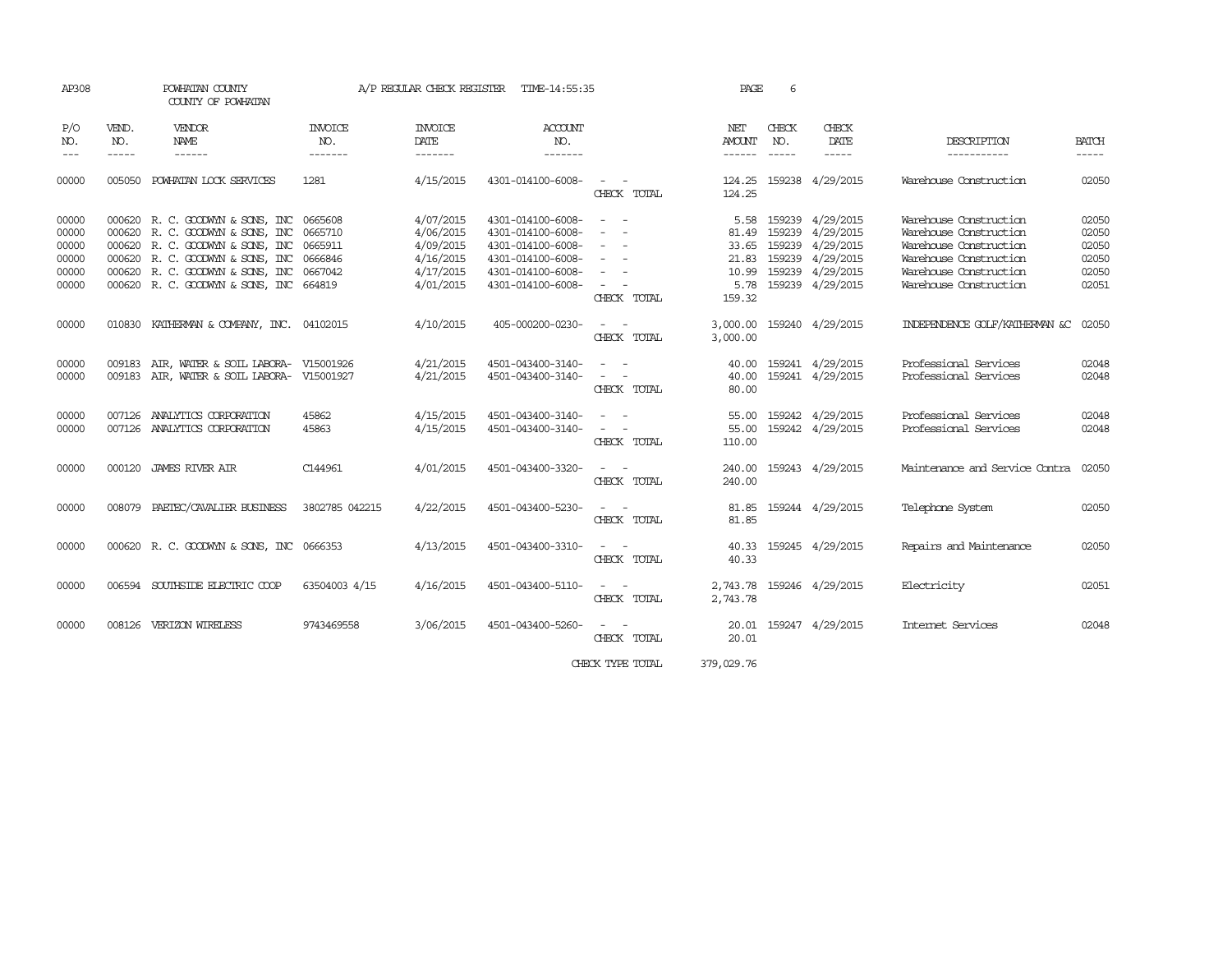AP308 POWHATAN COUNTY A/P REGULAR CHECK REGISTER TIME-14:55:35 PAGE 6

COUNTY OF POWHATAN

| P/O NO. | VEND. NO. | VENDOR NAME | INVOICE NO. | INVOICE DATE | ACCOUNT NO. | | NET AMOUNT | CHECK NO. | CHECK DATE | DESCRIPTION | BATCH |
|---|---|---|---|---|---|---|---|---|---|---|---|
| --- | ----- | ------ | ------- | ------- | ------- | | ------ | ----- | ----- | ----------- | ----- |
| 00000 | 005050 | POWHATAN LOCK SERVICES | 1281 | 4/15/2015 | 4301-014100-6008- | - - | 124.25 | 159238 | 4/29/2015 | Warehouse Construction | 02050 |
| | | | | | | CHECK TOTAL | 124.25 | | | | |
| 00000 | 000620 | R. C. GOODWYN & SONS, INC | 0665608 | 4/07/2015 | 4301-014100-6008- | - - | 5.58 | 159239 | 4/29/2015 | Warehouse Construction | 02050 |
| 00000 | 000620 | R. C. GOODWYN & SONS, INC | 0665710 | 4/06/2015 | 4301-014100-6008- | - - | 81.49 | 159239 | 4/29/2015 | Warehouse Construction | 02050 |
| 00000 | 000620 | R. C. GOODWYN & SONS, INC | 0665911 | 4/09/2015 | 4301-014100-6008- | - - | 33.65 | 159239 | 4/29/2015 | Warehouse Construction | 02050 |
| 00000 | 000620 | R. C. GOODWYN & SONS, INC | 0666846 | 4/16/2015 | 4301-014100-6008- | - - | 21.83 | 159239 | 4/29/2015 | Warehouse Construction | 02050 |
| 00000 | 000620 | R. C. GOODWYN & SONS, INC | 0667042 | 4/17/2015 | 4301-014100-6008- | - - | 10.99 | 159239 | 4/29/2015 | Warehouse Construction | 02050 |
| 00000 | 000620 | R. C. GOODWYN & SONS, INC | 664819 | 4/01/2015 | 4301-014100-6008- | - - | 5.78 | 159239 | 4/29/2015 | Warehouse Construction | 02051 |
| | | | | | | CHECK TOTAL | 159.32 | | | | |
| 00000 | 010830 | KATHERMAN & COMPANY, INC. | 04102015 | 4/10/2015 | 405-000200-0230- | - - | 3,000.00 | 159240 | 4/29/2015 | INDEPENDENCE GOLF/KATHERMAN &C | 02050 |
| | | | | | | CHECK TOTAL | 3,000.00 | | | | |
| 00000 | 009183 | AIR, WATER & SOIL LABORA- | V15001926 | 4/21/2015 | 4501-043400-3140- | - - | 40.00 | 159241 | 4/29/2015 | Professional Services | 02048 |
| 00000 | 009183 | AIR, WATER & SOIL LABORA- | V15001927 | 4/21/2015 | 4501-043400-3140- | - - | 40.00 | 159241 | 4/29/2015 | Professional Services | 02048 |
| | | | | | | CHECK TOTAL | 80.00 | | | | |
| 00000 | 007126 | ANALYTICS CORPORATION | 45862 | 4/15/2015 | 4501-043400-3140- | - - | 55.00 | 159242 | 4/29/2015 | Professional Services | 02048 |
| 00000 | 007126 | ANALYTICS CORPORATION | 45863 | 4/15/2015 | 4501-043400-3140- | - - | 55.00 | 159242 | 4/29/2015 | Professional Services | 02048 |
| | | | | | | CHECK TOTAL | 110.00 | | | | |
| 00000 | 000120 | JAMES RIVER AIR | C144961 | 4/01/2015 | 4501-043400-3320- | - - | 240.00 | 159243 | 4/29/2015 | Maintenance and Service Contra | 02050 |
| | | | | | | CHECK TOTAL | 240.00 | | | | |
| 00000 | 008079 | PAETEC/CAVALIER BUSINESS | 3802785 042215 | 4/22/2015 | 4501-043400-5230- | - - | 81.85 | 159244 | 4/29/2015 | Telephone System | 02050 |
| | | | | | | CHECK TOTAL | 81.85 | | | | |
| 00000 | 000620 | R. C. GOODWYN & SONS, INC | 0666353 | 4/13/2015 | 4501-043400-3310- | - - | 40.33 | 159245 | 4/29/2015 | Repairs and Maintenance | 02050 |
| | | | | | | CHECK TOTAL | 40.33 | | | | |
| 00000 | 006594 | SOUTHSIDE ELECTRIC COOP | 63504003 4/15 | 4/16/2015 | 4501-043400-5110- | - - | 2,743.78 | 159246 | 4/29/2015 | Electricity | 02051 |
| | | | | | | CHECK TOTAL | 2,743.78 | | | | |
| 00000 | 008126 | VERIZON WIRELESS | 9743469558 | 3/06/2015 | 4501-043400-5260- | - - | 20.01 | 159247 | 4/29/2015 | Internet Services | 02048 |
| | | | | | | CHECK TOTAL | 20.01 | | | | |
| | | | | | | CHECK TYPE TOTAL | 379,029.76 | | | | |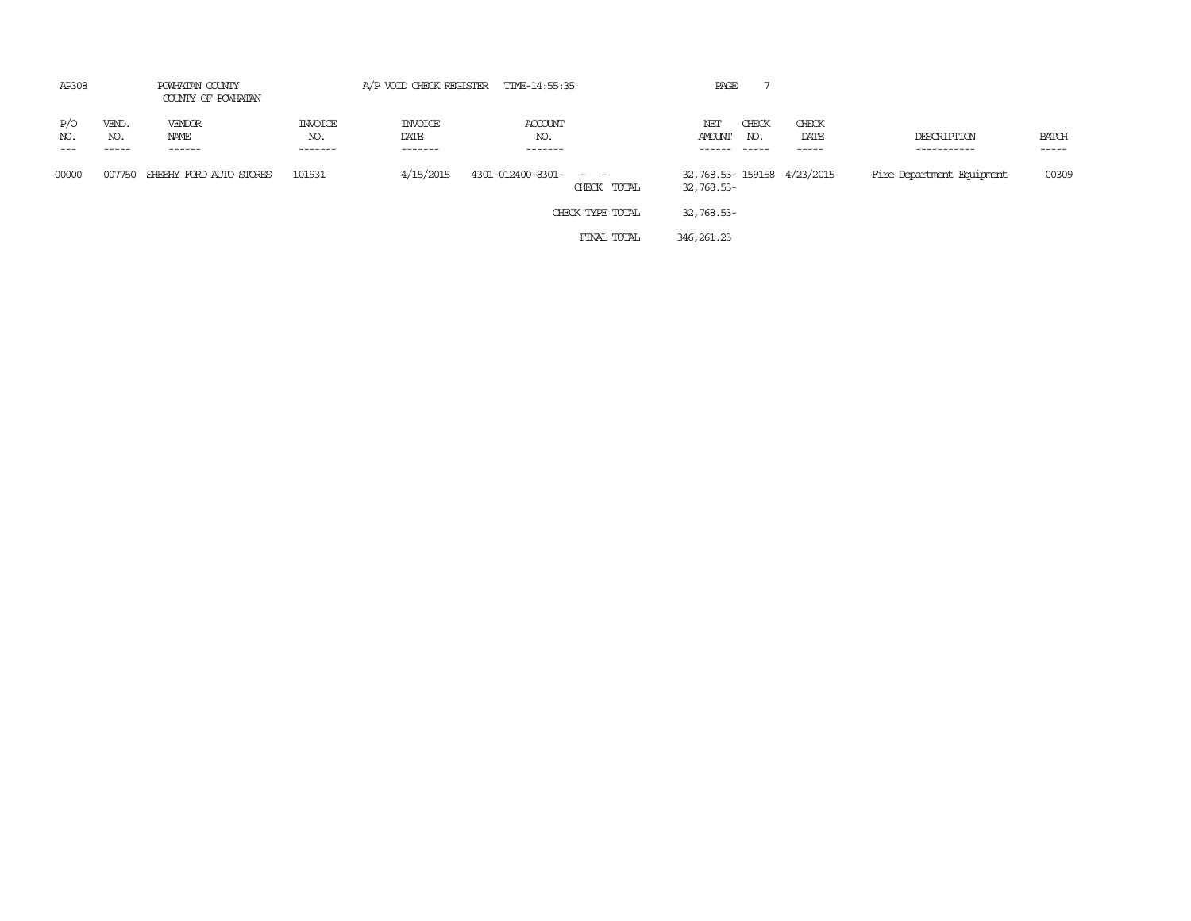AP308 POWHATAN COUNTY A/P VOID CHECK REGISTER TIME-14:55:35 PAGE 7

COUNTY OF POWHATAN

| P/O NO. | VEND. NO. | VENDOR NAME | INVOICE NO. | INVOICE DATE | ACCOUNT NO. | | NET AMOUNT | CHECK NO. | CHECK DATE | DESCRIPTION | BATCH |
|---|---|---|---|---|---|---|---|---|---|---|---|
| 00000 | 007750 | SHEEHY FORD AUTO STORES | 101931 | 4/15/2015 | 4301-012400-8301- - - | | 32,768.53- | 159158 | 4/23/2015 | Fire Department Equipment | 00309 |
| | | | | | | CHECK TOTAL | 32,768.53- | | | | |
| | | | | | | CHECK TYPE TOTAL | 32,768.53- | | | | |
| | | | | | | FINAL TOTAL | 346,261.23 | | | | |